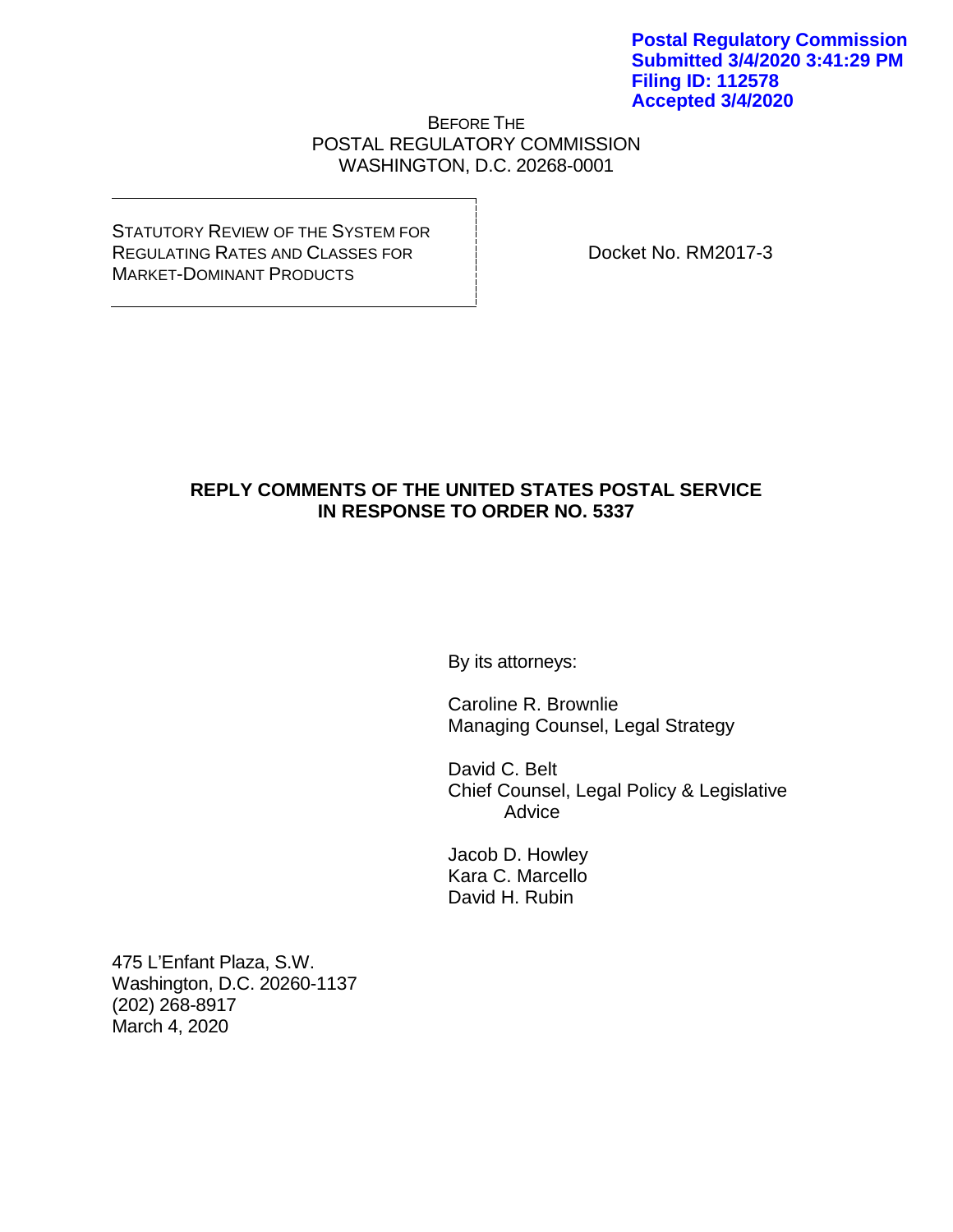**Postal Regulatory Commission**
**Submitted 3/4/2020 3:41:29 PM**
**Filing ID: 112578**
**Accepted 3/4/2020**

BEFORE THE
POSTAL REGULATORY COMMISSION
WASHINGTON, D.C. 20268-0001

| | |
|---|---|
| STATUTORY REVIEW OF THE SYSTEM FOR REGULATING RATES AND CLASSES FOR MARKET-DOMINANT PRODUCTS | Docket No. RM2017-3 |

**REPLY COMMENTS OF THE UNITED STATES POSTAL SERVICE IN RESPONSE TO ORDER NO. 5337**

By its attorneys:

Caroline R. Brownlie
Managing Counsel, Legal Strategy

David C. Belt
Chief Counsel, Legal Policy & Legislative Advice

Jacob D. Howley
Kara C. Marcello
David H. Rubin

475 L'Enfant Plaza, S.W.
Washington, D.C. 20260-1137
(202) 268-8917
March 4, 2020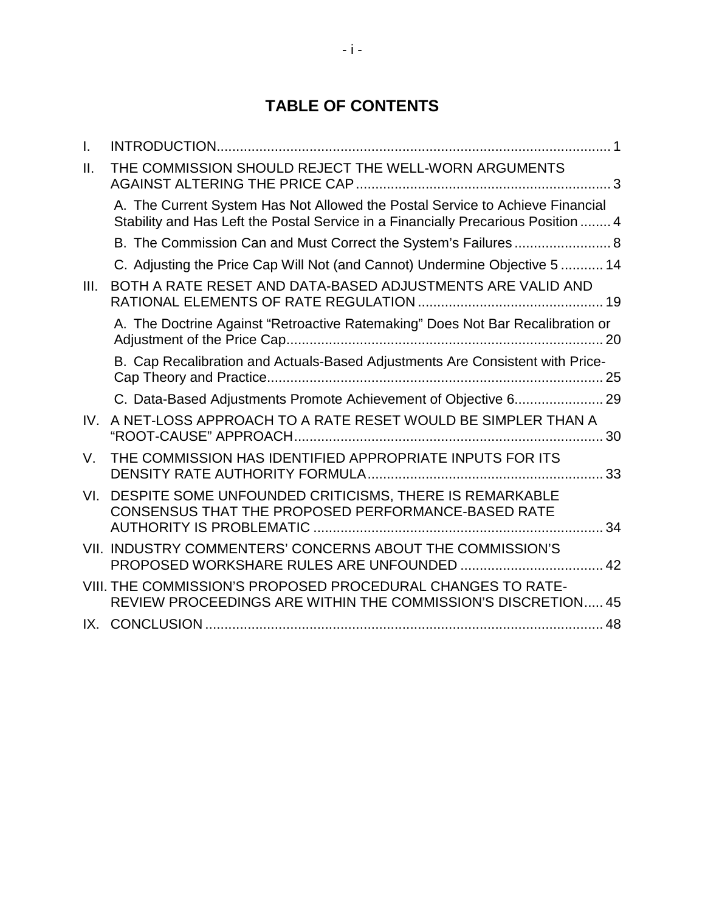# TABLE OF CONTENTS

I. INTRODUCTION ..... 1

II. THE COMMISSION SHOULD REJECT THE WELL-WORN ARGUMENTS AGAINST ALTERING THE PRICE CAP ..... 3

- A. The Current System Has Not Allowed the Postal Service to Achieve Financial Stability and Has Left the Postal Service in a Financially Precarious Position ..... 4
- B. The Commission Can and Must Correct the System's Failures ..... 8
- C. Adjusting the Price Cap Will Not (and Cannot) Undermine Objective 5 ..... 14

III. BOTH A RATE RESET AND DATA-BASED ADJUSTMENTS ARE VALID AND RATIONAL ELEMENTS OF RATE REGULATION ..... 19

- A. The Doctrine Against "Retroactive Ratemaking" Does Not Bar Recalibration or Adjustment of the Price Cap ..... 20
- B. Cap Recalibration and Actuals-Based Adjustments Are Consistent with Price-Cap Theory and Practice ..... 25
- C. Data-Based Adjustments Promote Achievement of Objective 6 ..... 29

IV. A NET-LOSS APPROACH TO A RATE RESET WOULD BE SIMPLER THAN A "ROOT-CAUSE" APPROACH ..... 30

V. THE COMMISSION HAS IDENTIFIED APPROPRIATE INPUTS FOR ITS DENSITY RATE AUTHORITY FORMULA ..... 33

VI. DESPITE SOME UNFOUNDED CRITICISMS, THERE IS REMARKABLE CONSENSUS THAT THE PROPOSED PERFORMANCE-BASED RATE AUTHORITY IS PROBLEMATIC ..... 34

VII. INDUSTRY COMMENTERS' CONCERNS ABOUT THE COMMISSION'S PROPOSED WORKSHARE RULES ARE UNFOUNDED ..... 42

VIII. THE COMMISSION'S PROPOSED PROCEDURAL CHANGES TO RATE-REVIEW PROCEEDINGS ARE WITHIN THE COMMISSION'S DISCRETION ..... 45

IX. CONCLUSION ..... 48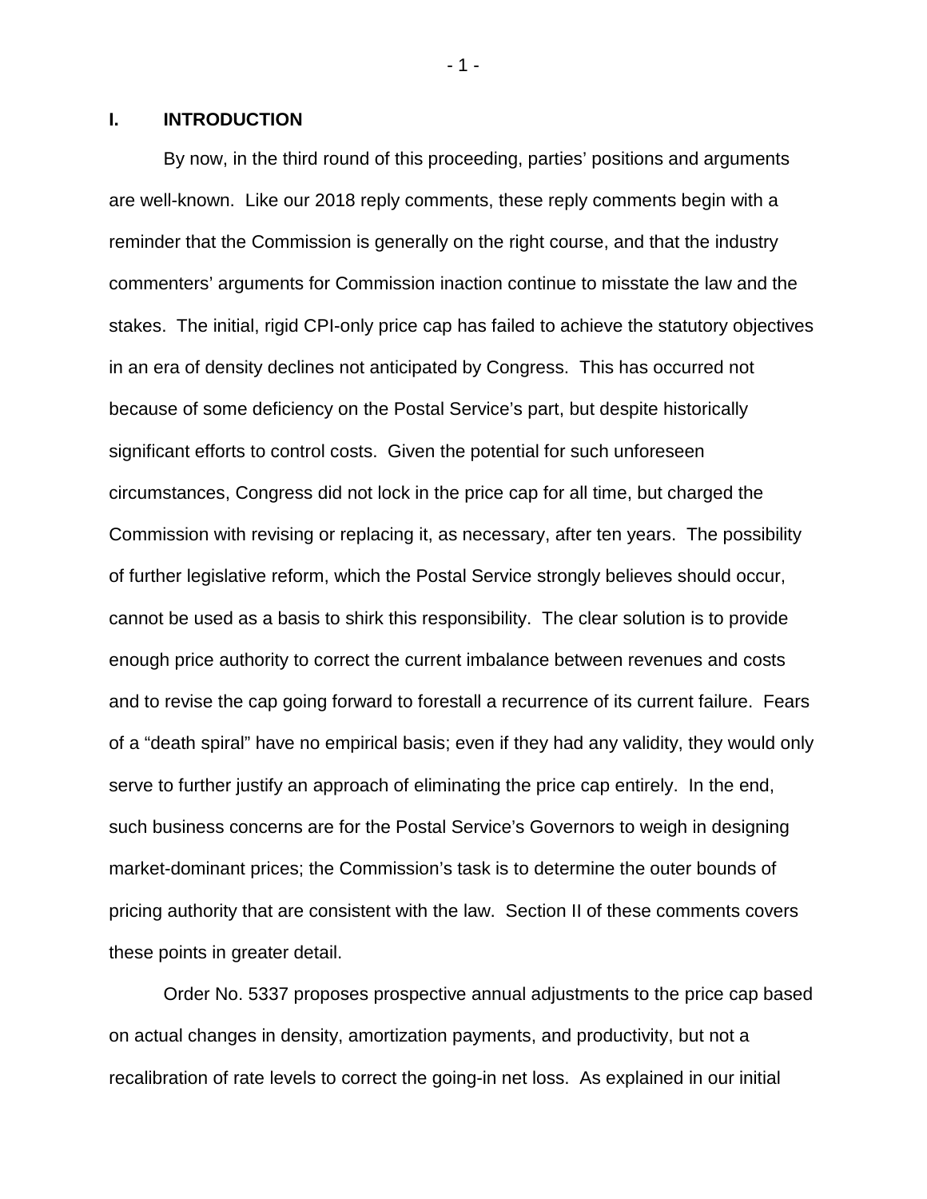## I. INTRODUCTION

By now, in the third round of this proceeding, parties' positions and arguments are well-known. Like our 2018 reply comments, these reply comments begin with a reminder that the Commission is generally on the right course, and that the industry commenters' arguments for Commission inaction continue to misstate the law and the stakes. The initial, rigid CPI-only price cap has failed to achieve the statutory objectives in an era of density declines not anticipated by Congress. This has occurred not because of some deficiency on the Postal Service's part, but despite historically significant efforts to control costs. Given the potential for such unforeseen circumstances, Congress did not lock in the price cap for all time, but charged the Commission with revising or replacing it, as necessary, after ten years. The possibility of further legislative reform, which the Postal Service strongly believes should occur, cannot be used as a basis to shirk this responsibility. The clear solution is to provide enough price authority to correct the current imbalance between revenues and costs and to revise the cap going forward to forestall a recurrence of its current failure. Fears of a "death spiral" have no empirical basis; even if they had any validity, they would only serve to further justify an approach of eliminating the price cap entirely. In the end, such business concerns are for the Postal Service's Governors to weigh in designing market-dominant prices; the Commission's task is to determine the outer bounds of pricing authority that are consistent with the law. Section II of these comments covers these points in greater detail.

Order No. 5337 proposes prospective annual adjustments to the price cap based on actual changes in density, amortization payments, and productivity, but not a recalibration of rate levels to correct the going-in net loss. As explained in our initial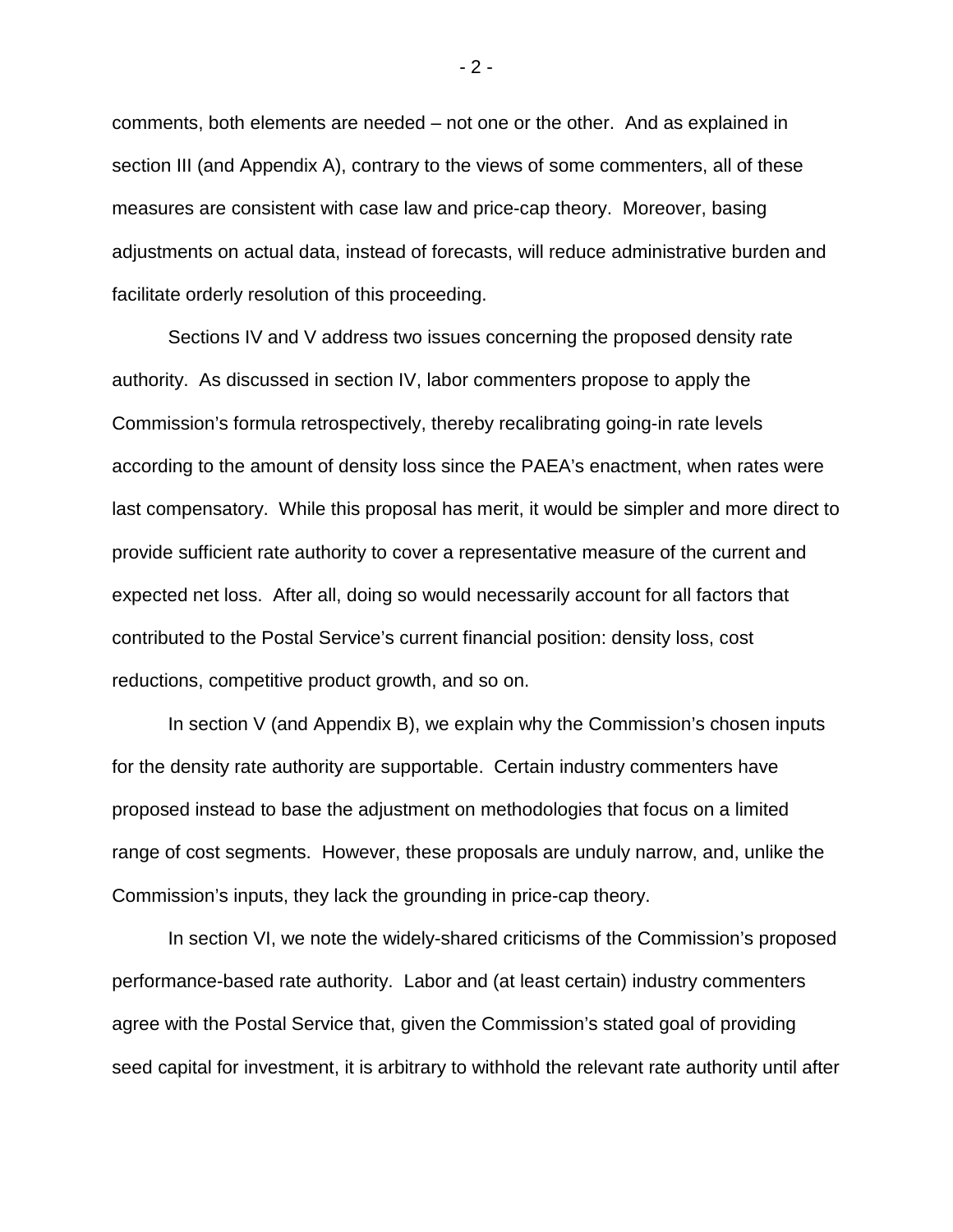comments, both elements are needed – not one or the other. And as explained in section III (and Appendix A), contrary to the views of some commenters, all of these measures are consistent with case law and price-cap theory. Moreover, basing adjustments on actual data, instead of forecasts, will reduce administrative burden and facilitate orderly resolution of this proceeding.

Sections IV and V address two issues concerning the proposed density rate authority. As discussed in section IV, labor commenters propose to apply the Commission's formula retrospectively, thereby recalibrating going-in rate levels according to the amount of density loss since the PAEA's enactment, when rates were last compensatory. While this proposal has merit, it would be simpler and more direct to provide sufficient rate authority to cover a representative measure of the current and expected net loss. After all, doing so would necessarily account for all factors that contributed to the Postal Service's current financial position: density loss, cost reductions, competitive product growth, and so on.

In section V (and Appendix B), we explain why the Commission's chosen inputs for the density rate authority are supportable. Certain industry commenters have proposed instead to base the adjustment on methodologies that focus on a limited range of cost segments. However, these proposals are unduly narrow, and, unlike the Commission's inputs, they lack the grounding in price-cap theory.

In section VI, we note the widely-shared criticisms of the Commission's proposed performance-based rate authority. Labor and (at least certain) industry commenters agree with the Postal Service that, given the Commission's stated goal of providing seed capital for investment, it is arbitrary to withhold the relevant rate authority until after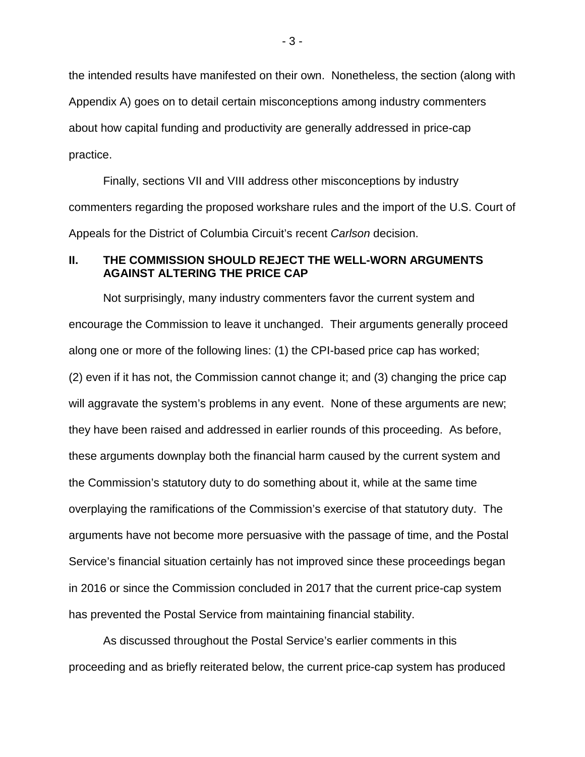the intended results have manifested on their own. Nonetheless, the section (along with Appendix A) goes on to detail certain misconceptions among industry commenters about how capital funding and productivity are generally addressed in price-cap practice.

Finally, sections VII and VIII address other misconceptions by industry commenters regarding the proposed workshare rules and the import of the U.S. Court of Appeals for the District of Columbia Circuit's recent *Carlson* decision.

## II. THE COMMISSION SHOULD REJECT THE WELL-WORN ARGUMENTS AGAINST ALTERING THE PRICE CAP

Not surprisingly, many industry commenters favor the current system and encourage the Commission to leave it unchanged. Their arguments generally proceed along one or more of the following lines: (1) the CPI-based price cap has worked; (2) even if it has not, the Commission cannot change it; and (3) changing the price cap will aggravate the system's problems in any event. None of these arguments are new; they have been raised and addressed in earlier rounds of this proceeding. As before, these arguments downplay both the financial harm caused by the current system and the Commission's statutory duty to do something about it, while at the same time overplaying the ramifications of the Commission's exercise of that statutory duty. The arguments have not become more persuasive with the passage of time, and the Postal Service's financial situation certainly has not improved since these proceedings began in 2016 or since the Commission concluded in 2017 that the current price-cap system has prevented the Postal Service from maintaining financial stability.

As discussed throughout the Postal Service's earlier comments in this proceeding and as briefly reiterated below, the current price-cap system has produced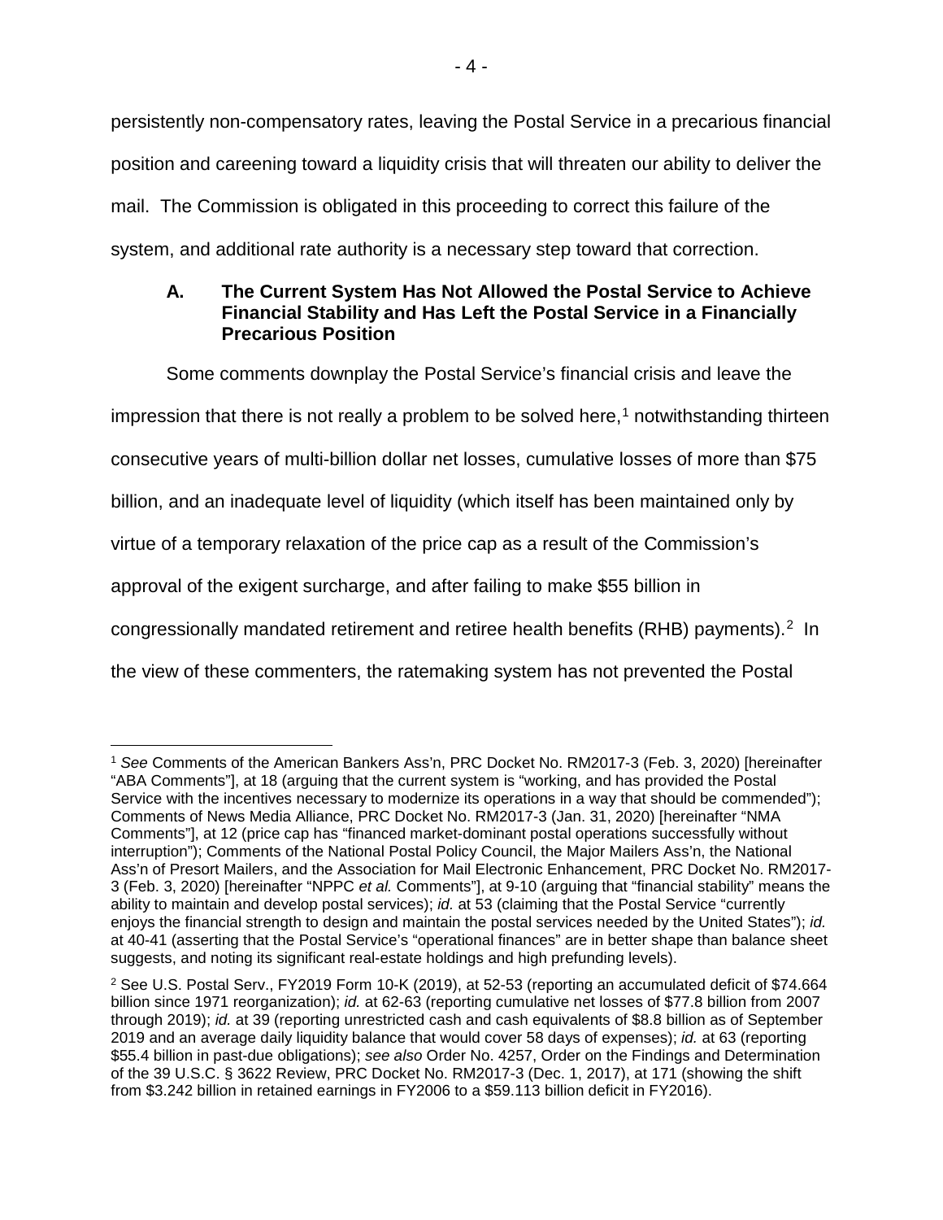persistently non-compensatory rates, leaving the Postal Service in a precarious financial position and careening toward a liquidity crisis that will threaten our ability to deliver the mail. The Commission is obligated in this proceeding to correct this failure of the system, and additional rate authority is a necessary step toward that correction.

### A. The Current System Has Not Allowed the Postal Service to Achieve Financial Stability and Has Left the Postal Service in a Financially Precarious Position

Some comments downplay the Postal Service's financial crisis and leave the impression that there is not really a problem to be solved here,[1] notwithstanding thirteen consecutive years of multi-billion dollar net losses, cumulative losses of more than $75 billion, and an inadequate level of liquidity (which itself has been maintained only by virtue of a temporary relaxation of the price cap as a result of the Commission's approval of the exigent surcharge, and after failing to make $55 billion in congressionally mandated retirement and retiree health benefits (RHB) payments).[2] In the view of these commenters, the ratemaking system has not prevented the Postal

---

[1] *See* Comments of the American Bankers Ass'n, PRC Docket No. RM2017-3 (Feb. 3, 2020) [hereinafter "ABA Comments"], at 18 (arguing that the current system is "working, and has provided the Postal Service with the incentives necessary to modernize its operations in a way that should be commended"); Comments of News Media Alliance, PRC Docket No. RM2017-3 (Jan. 31, 2020) [hereinafter "NMA Comments"], at 12 (price cap has "financed market-dominant postal operations successfully without interruption"); Comments of the National Postal Policy Council, the Major Mailers Ass'n, the National Ass'n of Presort Mailers, and the Association for Mail Electronic Enhancement, PRC Docket No. RM2017-3 (Feb. 3, 2020) [hereinafter "NPPC *et al.* Comments"], at 9-10 (arguing that "financial stability" means the ability to maintain and develop postal services); *id.* at 53 (claiming that the Postal Service "currently enjoys the financial strength to design and maintain the postal services needed by the United States"); *id.* at 40-41 (asserting that the Postal Service's "operational finances" are in better shape than balance sheet suggests, and noting its significant real-estate holdings and high prefunding levels).

[2] See U.S. Postal Serv., FY2019 Form 10-K (2019), at 52-53 (reporting an accumulated deficit of $74.664 billion since 1971 reorganization); *id.* at 62-63 (reporting cumulative net losses of $77.8 billion from 2007 through 2019); *id.* at 39 (reporting unrestricted cash and cash equivalents of $8.8 billion as of September 2019 and an average daily liquidity balance that would cover 58 days of expenses); *id.* at 63 (reporting $55.4 billion in past-due obligations); *see also* Order No. 4257, Order on the Findings and Determination of the 39 U.S.C. § 3622 Review, PRC Docket No. RM2017-3 (Dec. 1, 2017), at 171 (showing the shift from $3.242 billion in retained earnings in FY2006 to a $59.113 billion deficit in FY2016).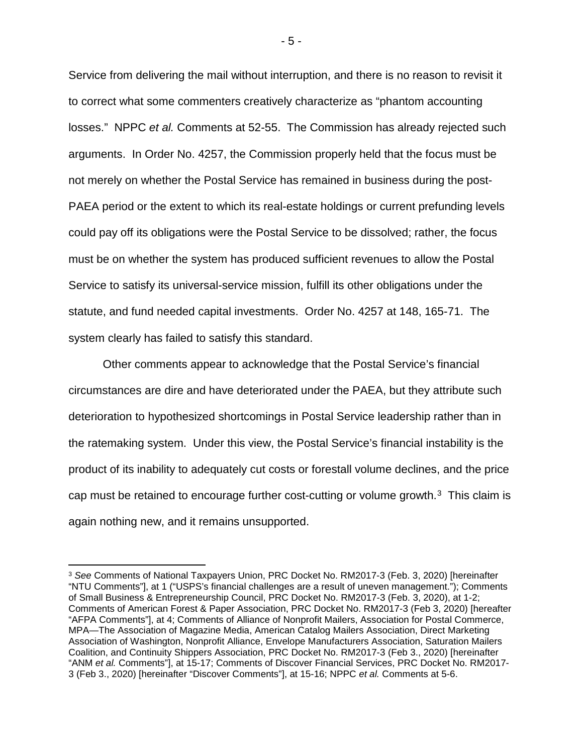Service from delivering the mail without interruption, and there is no reason to revisit it to correct what some commenters creatively characterize as "phantom accounting losses." NPPC *et al.* Comments at 52-55. The Commission has already rejected such arguments. In Order No. 4257, the Commission properly held that the focus must be not merely on whether the Postal Service has remained in business during the post-PAEA period or the extent to which its real-estate holdings or current prefunding levels could pay off its obligations were the Postal Service to be dissolved; rather, the focus must be on whether the system has produced sufficient revenues to allow the Postal Service to satisfy its universal-service mission, fulfill its other obligations under the statute, and fund needed capital investments. Order No. 4257 at 148, 165-71. The system clearly has failed to satisfy this standard.

Other comments appear to acknowledge that the Postal Service's financial circumstances are dire and have deteriorated under the PAEA, but they attribute such deterioration to hypothesized shortcomings in Postal Service leadership rather than in the ratemaking system. Under this view, the Postal Service's financial instability is the product of its inability to adequately cut costs or forestall volume declines, and the price cap must be retained to encourage further cost-cutting or volume growth.[3] This claim is again nothing new, and it remains unsupported.

---

[3] *See* Comments of National Taxpayers Union, PRC Docket No. RM2017-3 (Feb. 3, 2020) [hereinafter "NTU Comments"], at 1 ("USPS's financial challenges are a result of uneven management."); Comments of Small Business & Entrepreneurship Council, PRC Docket No. RM2017-3 (Feb. 3, 2020), at 1-2; Comments of American Forest & Paper Association, PRC Docket No. RM2017-3 (Feb 3, 2020) [hereafter "AFPA Comments"], at 4; Comments of Alliance of Nonprofit Mailers, Association for Postal Commerce, MPA—The Association of Magazine Media, American Catalog Mailers Association, Direct Marketing Association of Washington, Nonprofit Alliance, Envelope Manufacturers Association, Saturation Mailers Coalition, and Continuity Shippers Association, PRC Docket No. RM2017-3 (Feb 3., 2020) [hereinafter "ANM *et al.* Comments"], at 15-17; Comments of Discover Financial Services, PRC Docket No. RM2017-3 (Feb 3., 2020) [hereinafter "Discover Comments"], at 15-16; NPPC *et al.* Comments at 5-6.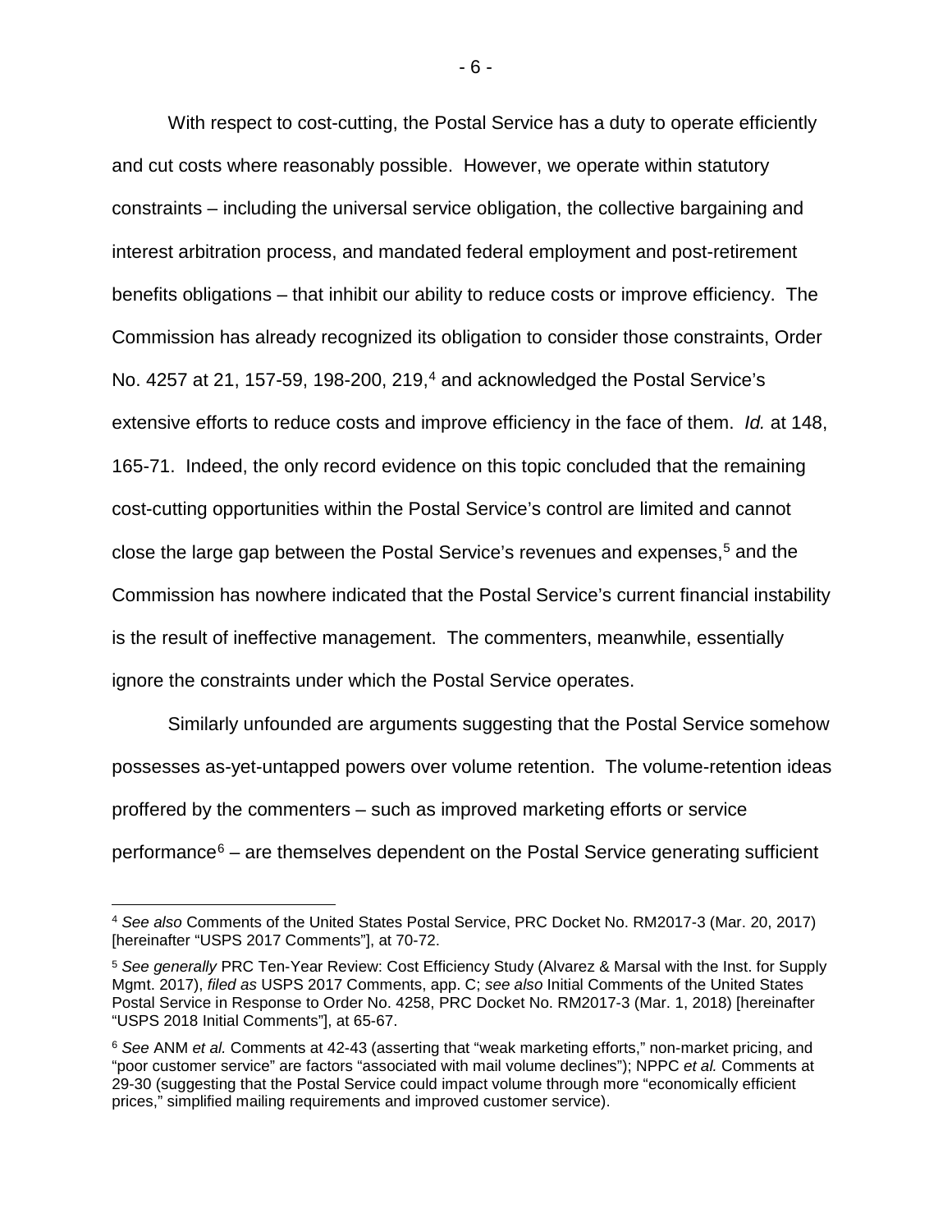With respect to cost-cutting, the Postal Service has a duty to operate efficiently and cut costs where reasonably possible. However, we operate within statutory constraints – including the universal service obligation, the collective bargaining and interest arbitration process, and mandated federal employment and post-retirement benefits obligations – that inhibit our ability to reduce costs or improve efficiency. The Commission has already recognized its obligation to consider those constraints, Order No. 4257 at 21, 157-59, 198-200, 219,[4] and acknowledged the Postal Service's extensive efforts to reduce costs and improve efficiency in the face of them. *Id.* at 148, 165-71. Indeed, the only record evidence on this topic concluded that the remaining cost-cutting opportunities within the Postal Service's control are limited and cannot close the large gap between the Postal Service's revenues and expenses,[5] and the Commission has nowhere indicated that the Postal Service's current financial instability is the result of ineffective management. The commenters, meanwhile, essentially ignore the constraints under which the Postal Service operates.

Similarly unfounded are arguments suggesting that the Postal Service somehow possesses as-yet-untapped powers over volume retention. The volume-retention ideas proffered by the commenters – such as improved marketing efforts or service performance[6] – are themselves dependent on the Postal Service generating sufficient

---

[4] *See also* Comments of the United States Postal Service, PRC Docket No. RM2017-3 (Mar. 20, 2017) [hereinafter "USPS 2017 Comments"], at 70-72.

[5] *See generally* PRC Ten-Year Review: Cost Efficiency Study (Alvarez & Marsal with the Inst. for Supply Mgmt. 2017), *filed as* USPS 2017 Comments, app. C; *see also* Initial Comments of the United States Postal Service in Response to Order No. 4258, PRC Docket No. RM2017-3 (Mar. 1, 2018) [hereinafter "USPS 2018 Initial Comments"], at 65-67.

[6] *See* ANM *et al.* Comments at 42-43 (asserting that "weak marketing efforts," non-market pricing, and "poor customer service" are factors "associated with mail volume declines"); NPPC *et al.* Comments at 29-30 (suggesting that the Postal Service could impact volume through more "economically efficient prices," simplified mailing requirements and improved customer service).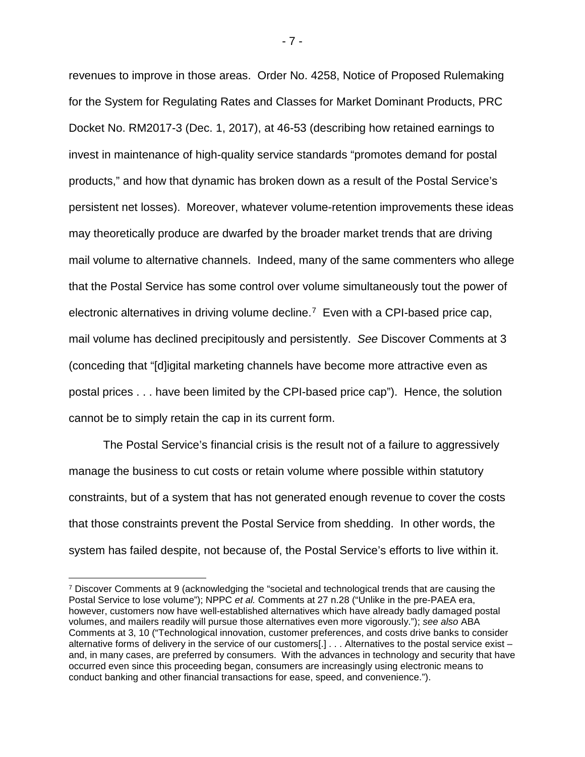revenues to improve in those areas. Order No. 4258, Notice of Proposed Rulemaking for the System for Regulating Rates and Classes for Market Dominant Products, PRC Docket No. RM2017-3 (Dec. 1, 2017), at 46-53 (describing how retained earnings to invest in maintenance of high-quality service standards "promotes demand for postal products," and how that dynamic has broken down as a result of the Postal Service's persistent net losses). Moreover, whatever volume-retention improvements these ideas may theoretically produce are dwarfed by the broader market trends that are driving mail volume to alternative channels. Indeed, many of the same commenters who allege that the Postal Service has some control over volume simultaneously tout the power of electronic alternatives in driving volume decline.[7] Even with a CPI-based price cap, mail volume has declined precipitously and persistently. *See* Discover Comments at 3 (conceding that "[d]igital marketing channels have become more attractive even as postal prices . . . have been limited by the CPI-based price cap"). Hence, the solution cannot be to simply retain the cap in its current form.

The Postal Service's financial crisis is the result not of a failure to aggressively manage the business to cut costs or retain volume where possible within statutory constraints, but of a system that has not generated enough revenue to cover the costs that those constraints prevent the Postal Service from shedding. In other words, the system has failed despite, not because of, the Postal Service's efforts to live within it.

---

[7] Discover Comments at 9 (acknowledging the "societal and technological trends that are causing the Postal Service to lose volume"); NPPC *et al.* Comments at 27 n.28 ("Unlike in the pre-PAEA era, however, customers now have well-established alternatives which have already badly damaged postal volumes, and mailers readily will pursue those alternatives even more vigorously."); *see also* ABA Comments at 3, 10 ("Technological innovation, customer preferences, and costs drive banks to consider alternative forms of delivery in the service of our customers[.] . . . Alternatives to the postal service exist – and, in many cases, are preferred by consumers. With the advances in technology and security that have occurred even since this proceeding began, consumers are increasingly using electronic means to conduct banking and other financial transactions for ease, speed, and convenience.").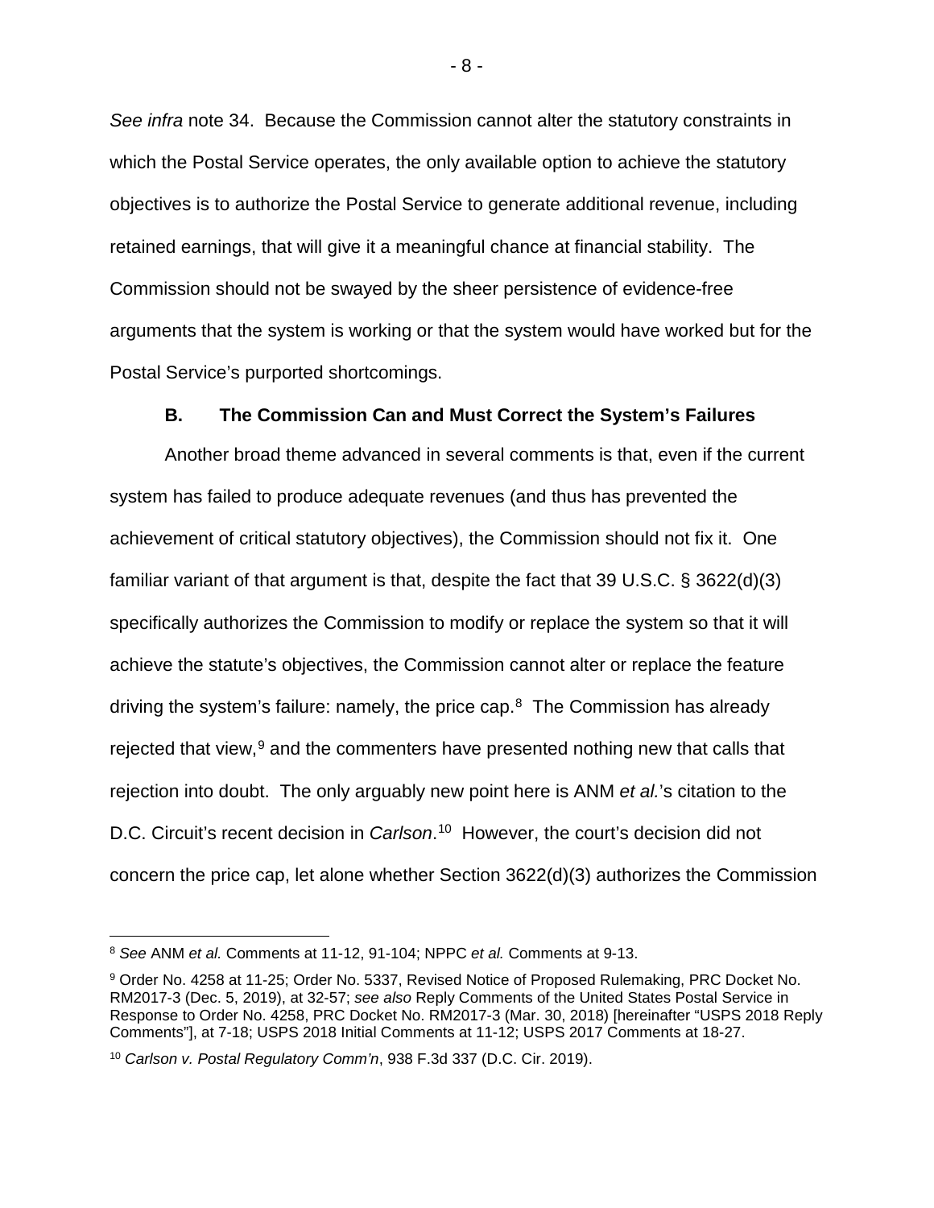*See infra* note 34. Because the Commission cannot alter the statutory constraints in which the Postal Service operates, the only available option to achieve the statutory objectives is to authorize the Postal Service to generate additional revenue, including retained earnings, that will give it a meaningful chance at financial stability. The Commission should not be swayed by the sheer persistence of evidence-free arguments that the system is working or that the system would have worked but for the Postal Service's purported shortcomings.

### B. The Commission Can and Must Correct the System's Failures

Another broad theme advanced in several comments is that, even if the current system has failed to produce adequate revenues (and thus has prevented the achievement of critical statutory objectives), the Commission should not fix it. One familiar variant of that argument is that, despite the fact that 39 U.S.C. § 3622(d)(3) specifically authorizes the Commission to modify or replace the system so that it will achieve the statute's objectives, the Commission cannot alter or replace the feature driving the system's failure: namely, the price cap.[8] The Commission has already rejected that view,[9] and the commenters have presented nothing new that calls that rejection into doubt. The only arguably new point here is ANM *et al.*'s citation to the D.C. Circuit's recent decision in *Carlson*.[10] However, the court's decision did not concern the price cap, let alone whether Section 3622(d)(3) authorizes the Commission

---

[8] *See* ANM *et al.* Comments at 11-12, 91-104; NPPC *et al.* Comments at 9-13.

[9] Order No. 4258 at 11-25; Order No. 5337, Revised Notice of Proposed Rulemaking, PRC Docket No. RM2017-3 (Dec. 5, 2019), at 32-57; *see also* Reply Comments of the United States Postal Service in Response to Order No. 4258, PRC Docket No. RM2017-3 (Mar. 30, 2018) [hereinafter "USPS 2018 Reply Comments"], at 7-18; USPS 2018 Initial Comments at 11-12; USPS 2017 Comments at 18-27.

[10] *Carlson v. Postal Regulatory Comm'n*, 938 F.3d 337 (D.C. Cir. 2019).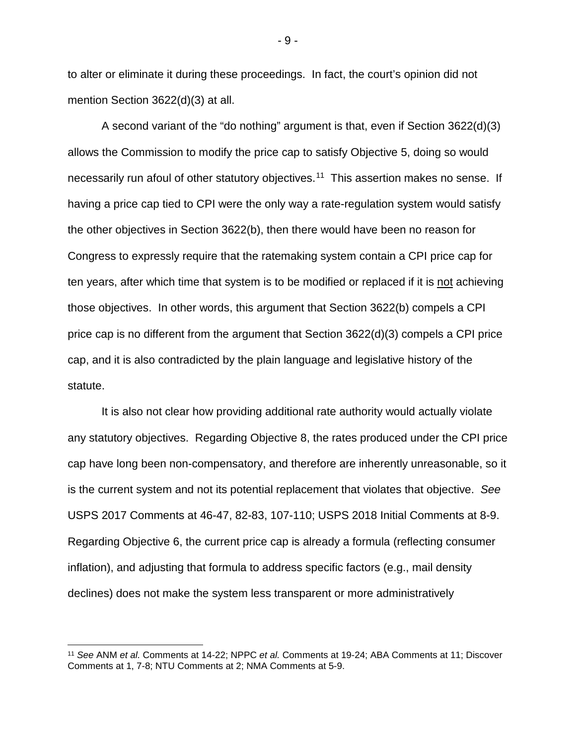to alter or eliminate it during these proceedings. In fact, the court's opinion did not mention Section 3622(d)(3) at all.

A second variant of the "do nothing" argument is that, even if Section 3622(d)(3) allows the Commission to modify the price cap to satisfy Objective 5, doing so would necessarily run afoul of other statutory objectives.[11] This assertion makes no sense. If having a price cap tied to CPI were the only way a rate-regulation system would satisfy the other objectives in Section 3622(b), then there would have been no reason for Congress to expressly require that the ratemaking system contain a CPI price cap for ten years, after which time that system is to be modified or replaced if it is <u>not</u> achieving those objectives. In other words, this argument that Section 3622(b) compels a CPI price cap is no different from the argument that Section 3622(d)(3) compels a CPI price cap, and it is also contradicted by the plain language and legislative history of the statute.

It is also not clear how providing additional rate authority would actually violate any statutory objectives. Regarding Objective 8, the rates produced under the CPI price cap have long been non-compensatory, and therefore are inherently unreasonable, so it is the current system and not its potential replacement that violates that objective. *See* USPS 2017 Comments at 46-47, 82-83, 107-110; USPS 2018 Initial Comments at 8-9. Regarding Objective 6, the current price cap is already a formula (reflecting consumer inflation), and adjusting that formula to address specific factors (e.g., mail density declines) does not make the system less transparent or more administratively

---

[11] *See* ANM *et al.* Comments at 14-22; NPPC *et al.* Comments at 19-24; ABA Comments at 11; Discover Comments at 1, 7-8; NTU Comments at 2; NMA Comments at 5-9.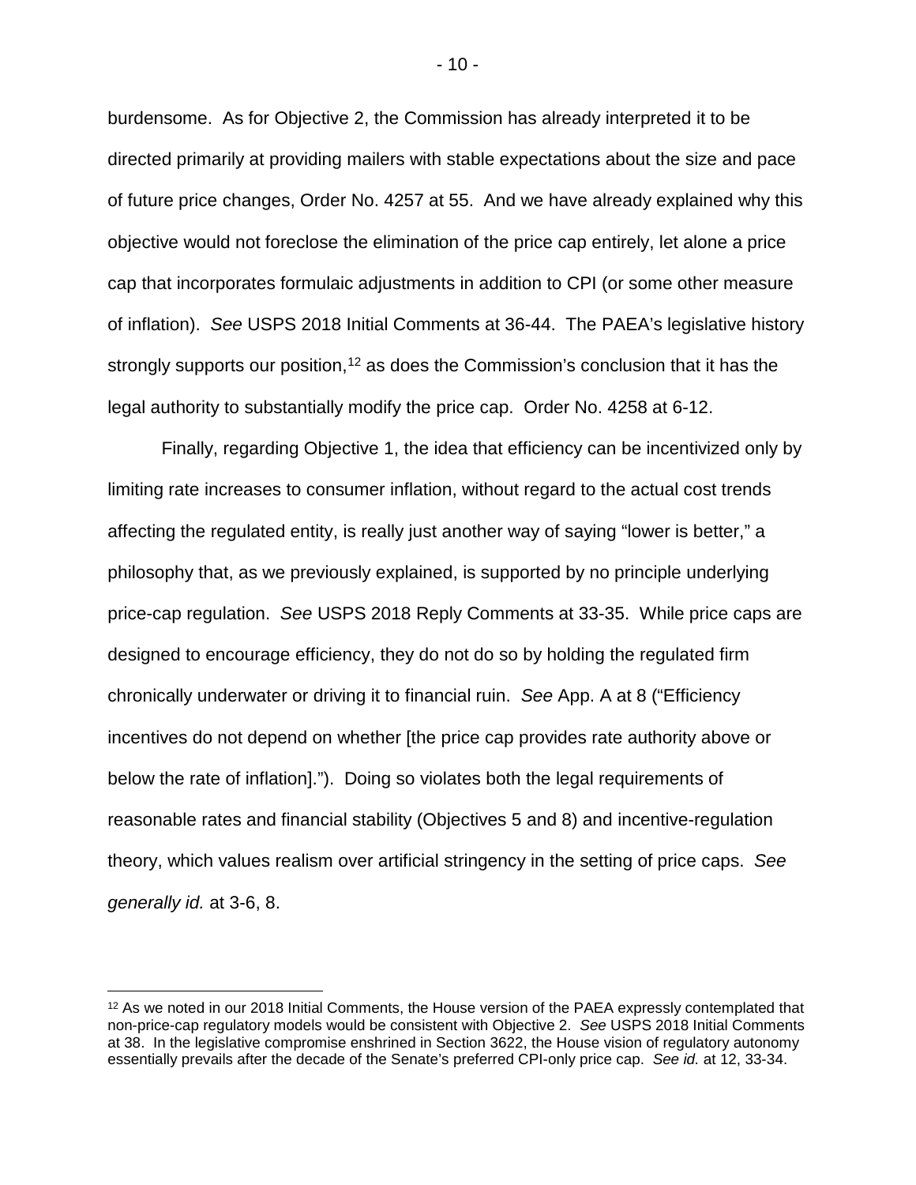burdensome. As for Objective 2, the Commission has already interpreted it to be directed primarily at providing mailers with stable expectations about the size and pace of future price changes, Order No. 4257 at 55. And we have already explained why this objective would not foreclose the elimination of the price cap entirely, let alone a price cap that incorporates formulaic adjustments in addition to CPI (or some other measure of inflation). *See* USPS 2018 Initial Comments at 36-44. The PAEA's legislative history strongly supports our position,[12] as does the Commission's conclusion that it has the legal authority to substantially modify the price cap. Order No. 4258 at 6-12.

Finally, regarding Objective 1, the idea that efficiency can be incentivized only by limiting rate increases to consumer inflation, without regard to the actual cost trends affecting the regulated entity, is really just another way of saying "lower is better," a philosophy that, as we previously explained, is supported by no principle underlying price-cap regulation. *See* USPS 2018 Reply Comments at 33-35. While price caps are designed to encourage efficiency, they do not do so by holding the regulated firm chronically underwater or driving it to financial ruin. *See* App. A at 8 ("Efficiency incentives do not depend on whether [the price cap provides rate authority above or below the rate of inflation]."). Doing so violates both the legal requirements of reasonable rates and financial stability (Objectives 5 and 8) and incentive-regulation theory, which values realism over artificial stringency in the setting of price caps. *See generally id.* at 3-6, 8.

---

[12] As we noted in our 2018 Initial Comments, the House version of the PAEA expressly contemplated that non-price-cap regulatory models would be consistent with Objective 2. *See* USPS 2018 Initial Comments at 38. In the legislative compromise enshrined in Section 3622, the House vision of regulatory autonomy essentially prevails after the decade of the Senate's preferred CPI-only price cap. *See id.* at 12, 33-34.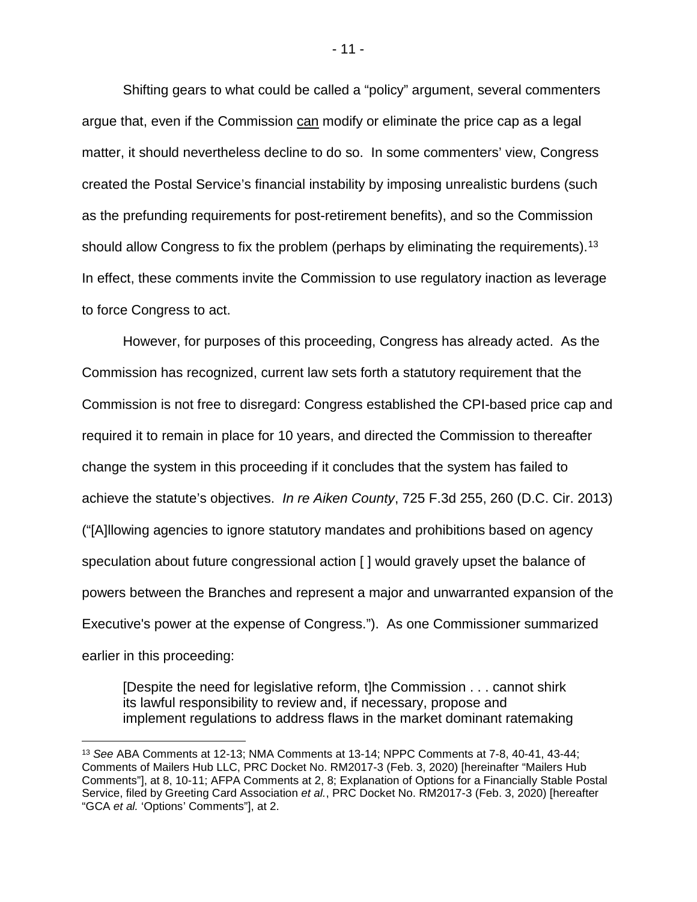Shifting gears to what could be called a "policy" argument, several commenters argue that, even if the Commission <u>can</u> modify or eliminate the price cap as a legal matter, it should nevertheless decline to do so. In some commenters' view, Congress created the Postal Service's financial instability by imposing unrealistic burdens (such as the prefunding requirements for post-retirement benefits), and so the Commission should allow Congress to fix the problem (perhaps by eliminating the requirements).[13] In effect, these comments invite the Commission to use regulatory inaction as leverage to force Congress to act.

However, for purposes of this proceeding, Congress has already acted. As the Commission has recognized, current law sets forth a statutory requirement that the Commission is not free to disregard: Congress established the CPI-based price cap and required it to remain in place for 10 years, and directed the Commission to thereafter change the system in this proceeding if it concludes that the system has failed to achieve the statute's objectives. *In re Aiken County*, 725 F.3d 255, 260 (D.C. Cir. 2013) ("[A]llowing agencies to ignore statutory mandates and prohibitions based on agency speculation about future congressional action [ ] would gravely upset the balance of powers between the Branches and represent a major and unwarranted expansion of the Executive's power at the expense of Congress."). As one Commissioner summarized earlier in this proceeding:

> [Despite the need for legislative reform, t]he Commission . . . cannot shirk its lawful responsibility to review and, if necessary, propose and implement regulations to address flaws in the market dominant ratemaking

---

[13] *See* ABA Comments at 12-13; NMA Comments at 13-14; NPPC Comments at 7-8, 40-41, 43-44; Comments of Mailers Hub LLC, PRC Docket No. RM2017-3 (Feb. 3, 2020) [hereinafter "Mailers Hub Comments"], at 8, 10-11; AFPA Comments at 2, 8; Explanation of Options for a Financially Stable Postal Service, filed by Greeting Card Association *et al.*, PRC Docket No. RM2017-3 (Feb. 3, 2020) [hereafter "GCA *et al.* 'Options' Comments"], at 2.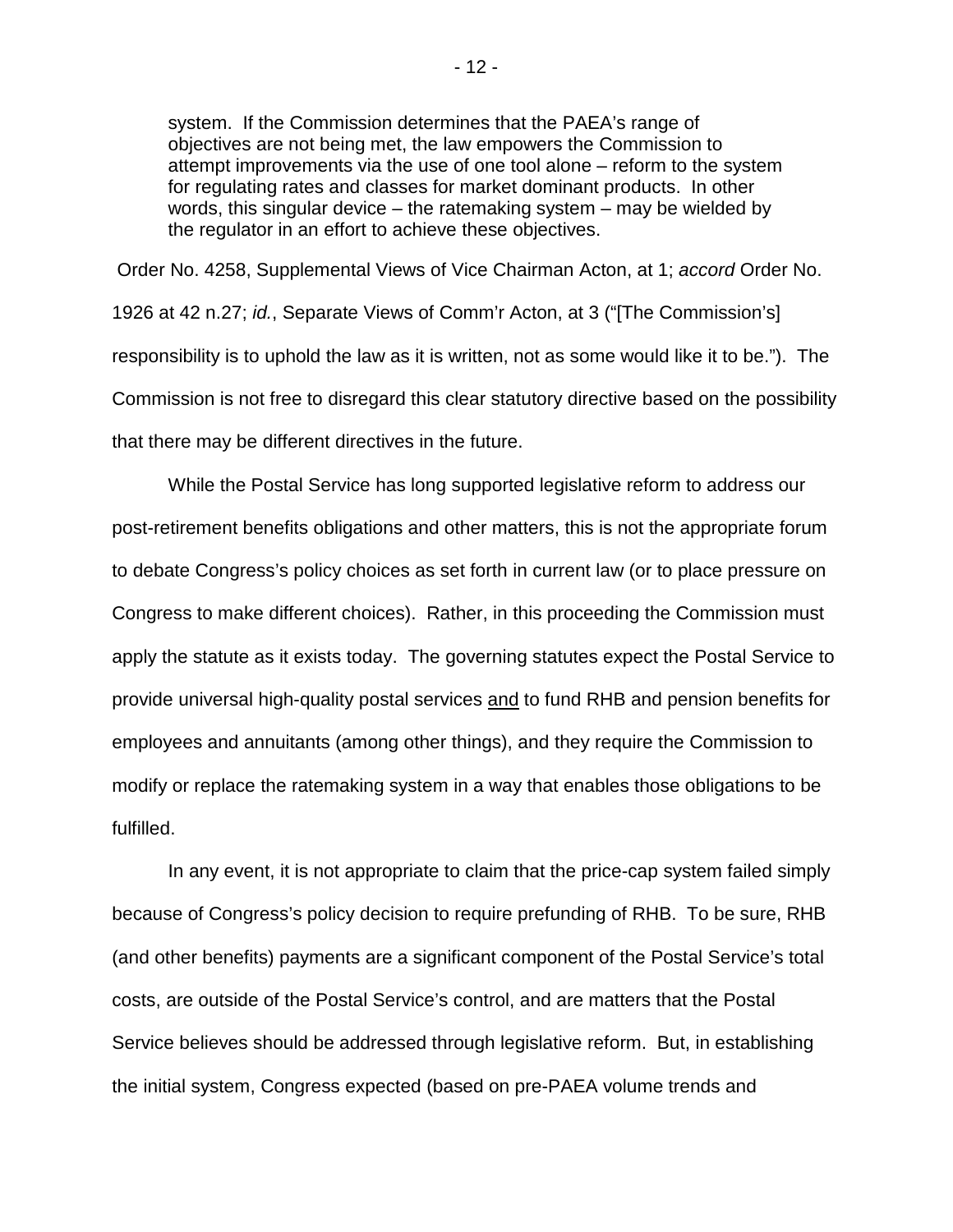> system. If the Commission determines that the PAEA's range of objectives are not being met, the law empowers the Commission to attempt improvements via the use of one tool alone – reform to the system for regulating rates and classes for market dominant products. In other words, this singular device – the ratemaking system – may be wielded by the regulator in an effort to achieve these objectives.

Order No. 4258, Supplemental Views of Vice Chairman Acton, at 1; *accord* Order No. 1926 at 42 n.27; *id.*, Separate Views of Comm'r Acton, at 3 ("[The Commission's] responsibility is to uphold the law as it is written, not as some would like it to be."). The Commission is not free to disregard this clear statutory directive based on the possibility that there may be different directives in the future.

While the Postal Service has long supported legislative reform to address our post-retirement benefits obligations and other matters, this is not the appropriate forum to debate Congress's policy choices as set forth in current law (or to place pressure on Congress to make different choices). Rather, in this proceeding the Commission must apply the statute as it exists today. The governing statutes expect the Postal Service to provide universal high-quality postal services <u>and</u> to fund RHB and pension benefits for employees and annuitants (among other things), and they require the Commission to modify or replace the ratemaking system in a way that enables those obligations to be fulfilled.

In any event, it is not appropriate to claim that the price-cap system failed simply because of Congress's policy decision to require prefunding of RHB. To be sure, RHB (and other benefits) payments are a significant component of the Postal Service's total costs, are outside of the Postal Service's control, and are matters that the Postal Service believes should be addressed through legislative reform. But, in establishing the initial system, Congress expected (based on pre-PAEA volume trends and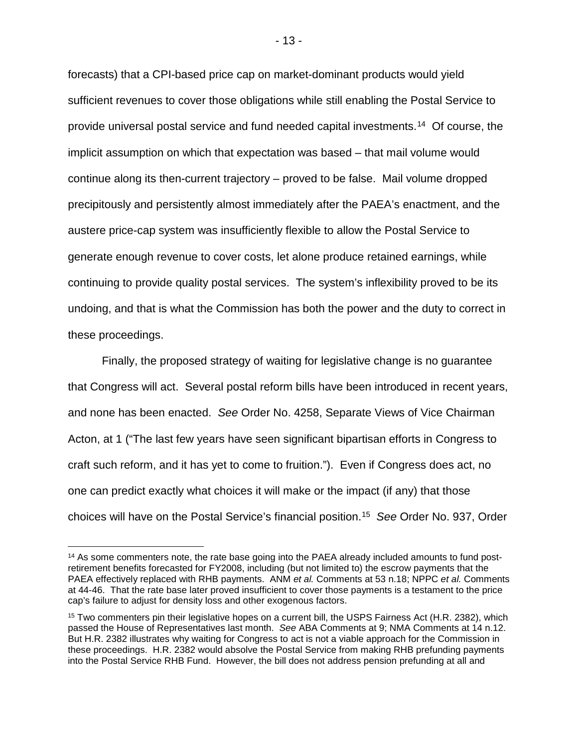forecasts) that a CPI-based price cap on market-dominant products would yield sufficient revenues to cover those obligations while still enabling the Postal Service to provide universal postal service and fund needed capital investments.[14] Of course, the implicit assumption on which that expectation was based – that mail volume would continue along its then-current trajectory – proved to be false. Mail volume dropped precipitously and persistently almost immediately after the PAEA's enactment, and the austere price-cap system was insufficiently flexible to allow the Postal Service to generate enough revenue to cover costs, let alone produce retained earnings, while continuing to provide quality postal services. The system's inflexibility proved to be its undoing, and that is what the Commission has both the power and the duty to correct in these proceedings.

Finally, the proposed strategy of waiting for legislative change is no guarantee that Congress will act. Several postal reform bills have been introduced in recent years, and none has been enacted. *See* Order No. 4258, Separate Views of Vice Chairman Acton, at 1 ("The last few years have seen significant bipartisan efforts in Congress to craft such reform, and it has yet to come to fruition."). Even if Congress does act, no one can predict exactly what choices it will make or the impact (if any) that those choices will have on the Postal Service's financial position.[15] *See* Order No. 937, Order

---

[14] As some commenters note, the rate base going into the PAEA already included amounts to fund post-retirement benefits forecasted for FY2008, including (but not limited to) the escrow payments that the PAEA effectively replaced with RHB payments. ANM *et al.* Comments at 53 n.18; NPPC *et al.* Comments at 44-46. That the rate base later proved insufficient to cover those payments is a testament to the price cap's failure to adjust for density loss and other exogenous factors.

[15] Two commenters pin their legislative hopes on a current bill, the USPS Fairness Act (H.R. 2382), which passed the House of Representatives last month. *See* ABA Comments at 9; NMA Comments at 14 n.12. But H.R. 2382 illustrates why waiting for Congress to act is not a viable approach for the Commission in these proceedings. H.R. 2382 would absolve the Postal Service from making RHB prefunding payments into the Postal Service RHB Fund. However, the bill does not address pension prefunding at all and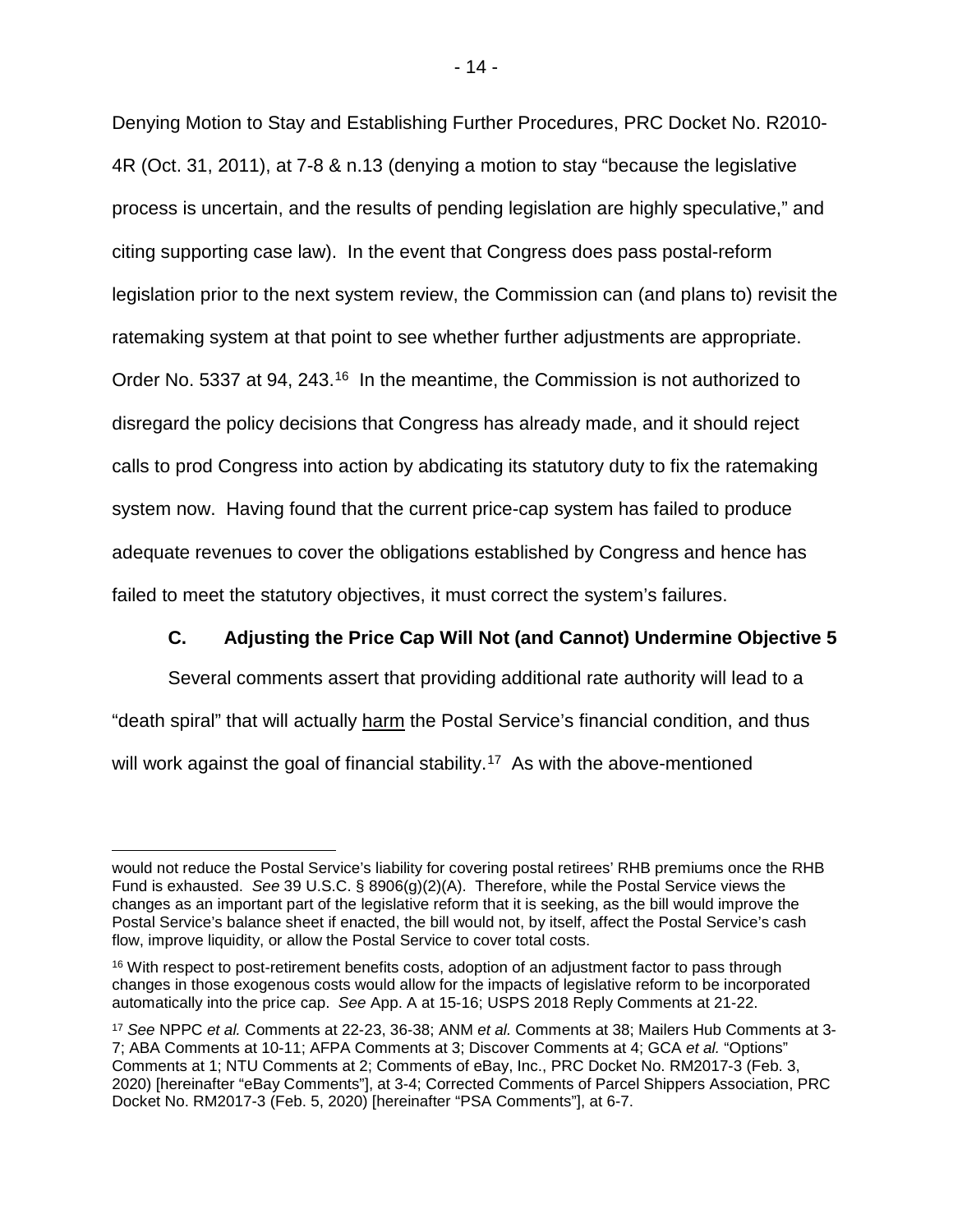Denying Motion to Stay and Establishing Further Procedures, PRC Docket No. R2010-4R (Oct. 31, 2011), at 7-8 & n.13 (denying a motion to stay "because the legislative process is uncertain, and the results of pending legislation are highly speculative," and citing supporting case law). In the event that Congress does pass postal-reform legislation prior to the next system review, the Commission can (and plans to) revisit the ratemaking system at that point to see whether further adjustments are appropriate. Order No. 5337 at 94, 243.[16] In the meantime, the Commission is not authorized to disregard the policy decisions that Congress has already made, and it should reject calls to prod Congress into action by abdicating its statutory duty to fix the ratemaking system now. Having found that the current price-cap system has failed to produce adequate revenues to cover the obligations established by Congress and hence has failed to meet the statutory objectives, it must correct the system's failures.

### C. Adjusting the Price Cap Will Not (and Cannot) Undermine Objective 5

Several comments assert that providing additional rate authority will lead to a "death spiral" that will actually <u>harm</u> the Postal Service's financial condition, and thus will work against the goal of financial stability.[17] As with the above-mentioned

---

would not reduce the Postal Service's liability for covering postal retirees' RHB premiums once the RHB Fund is exhausted. *See* 39 U.S.C. § 8906(g)(2)(A). Therefore, while the Postal Service views the changes as an important part of the legislative reform that it is seeking, as the bill would improve the Postal Service's balance sheet if enacted, the bill would not, by itself, affect the Postal Service's cash flow, improve liquidity, or allow the Postal Service to cover total costs.

[16] With respect to post-retirement benefits costs, adoption of an adjustment factor to pass through changes in those exogenous costs would allow for the impacts of legislative reform to be incorporated automatically into the price cap. *See* App. A at 15-16; USPS 2018 Reply Comments at 21-22.

[17] *See* NPPC *et al.* Comments at 22-23, 36-38; ANM *et al.* Comments at 38; Mailers Hub Comments at 3-7; ABA Comments at 10-11; AFPA Comments at 3; Discover Comments at 4; GCA *et al.* "Options" Comments at 1; NTU Comments at 2; Comments of eBay, Inc., PRC Docket No. RM2017-3 (Feb. 3, 2020) [hereinafter "eBay Comments"], at 3-4; Corrected Comments of Parcel Shippers Association, PRC Docket No. RM2017-3 (Feb. 5, 2020) [hereinafter "PSA Comments"], at 6-7.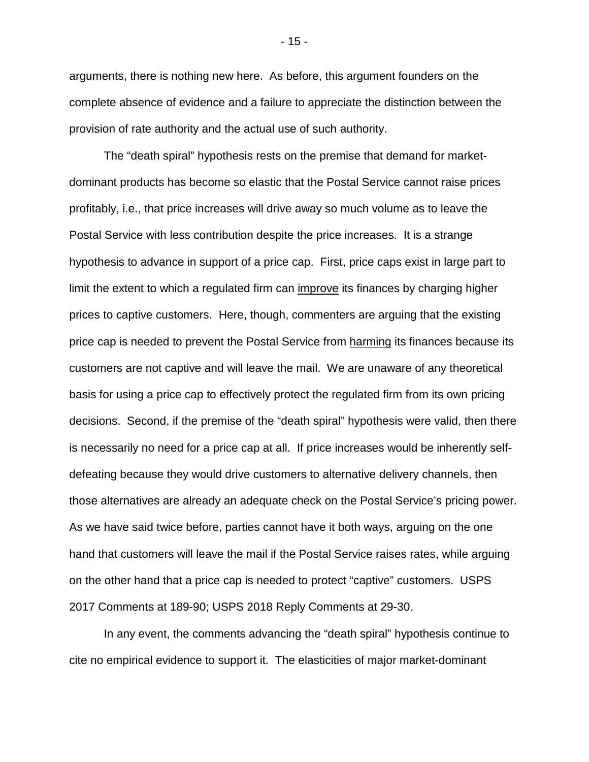arguments, there is nothing new here. As before, this argument founders on the complete absence of evidence and a failure to appreciate the distinction between the provision of rate authority and the actual use of such authority.

The "death spiral" hypothesis rests on the premise that demand for market-dominant products has become so elastic that the Postal Service cannot raise prices profitably, i.e., that price increases will drive away so much volume as to leave the Postal Service with less contribution despite the price increases. It is a strange hypothesis to advance in support of a price cap. First, price caps exist in large part to limit the extent to which a regulated firm can <u>improve</u> its finances by charging higher prices to captive customers. Here, though, commenters are arguing that the existing price cap is needed to prevent the Postal Service from <u>harming</u> its finances because its customers are not captive and will leave the mail. We are unaware of any theoretical basis for using a price cap to effectively protect the regulated firm from its own pricing decisions. Second, if the premise of the "death spiral" hypothesis were valid, then there is necessarily no need for a price cap at all. If price increases would be inherently self-defeating because they would drive customers to alternative delivery channels, then those alternatives are already an adequate check on the Postal Service's pricing power. As we have said twice before, parties cannot have it both ways, arguing on the one hand that customers will leave the mail if the Postal Service raises rates, while arguing on the other hand that a price cap is needed to protect "captive" customers. USPS 2017 Comments at 189-90; USPS 2018 Reply Comments at 29-30.

In any event, the comments advancing the "death spiral" hypothesis continue to cite no empirical evidence to support it. The elasticities of major market-dominant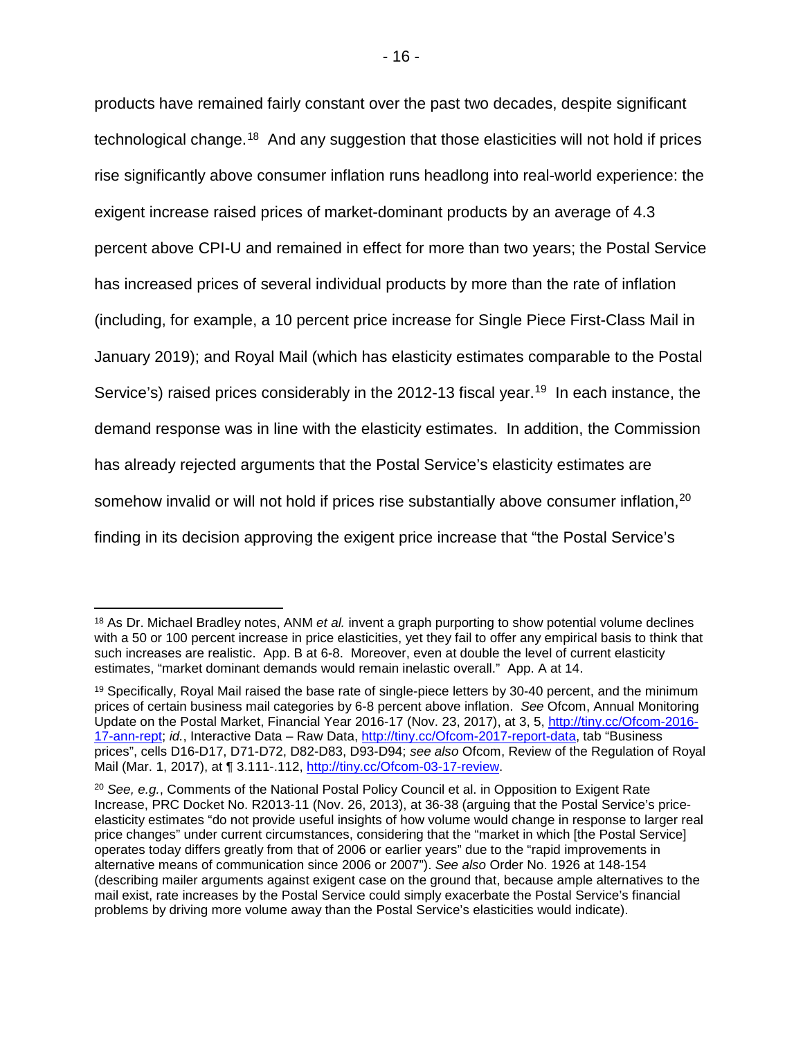products have remained fairly constant over the past two decades, despite significant technological change.[18] And any suggestion that those elasticities will not hold if prices rise significantly above consumer inflation runs headlong into real-world experience: the exigent increase raised prices of market-dominant products by an average of 4.3 percent above CPI-U and remained in effect for more than two years; the Postal Service has increased prices of several individual products by more than the rate of inflation (including, for example, a 10 percent price increase for Single Piece First-Class Mail in January 2019); and Royal Mail (which has elasticity estimates comparable to the Postal Service's) raised prices considerably in the 2012-13 fiscal year.[19] In each instance, the demand response was in line with the elasticity estimates. In addition, the Commission has already rejected arguments that the Postal Service's elasticity estimates are somehow invalid or will not hold if prices rise substantially above consumer inflation,[20] finding in its decision approving the exigent price increase that "the Postal Service's

---

[18] As Dr. Michael Bradley notes, ANM *et al.* invent a graph purporting to show potential volume declines with a 50 or 100 percent increase in price elasticities, yet they fail to offer any empirical basis to think that such increases are realistic. App. B at 6-8. Moreover, even at double the level of current elasticity estimates, "market dominant demands would remain inelastic overall." App. A at 14.

[19] Specifically, Royal Mail raised the base rate of single-piece letters by 30-40 percent, and the minimum prices of certain business mail categories by 6-8 percent above inflation. *See* Ofcom, Annual Monitoring Update on the Postal Market, Financial Year 2016-17 (Nov. 23, 2017), at 3, 5, http://tiny.cc/Ofcom-2016-17-ann-rept; *id.*, Interactive Data – Raw Data, http://tiny.cc/Ofcom-2017-report-data, tab "Business prices", cells D16-D17, D71-D72, D82-D83, D93-D94; *see also* Ofcom, Review of the Regulation of Royal Mail (Mar. 1, 2017), at ¶ 3.111-.112, http://tiny.cc/Ofcom-03-17-review.

[20] *See, e.g.*, Comments of the National Postal Policy Council et al. in Opposition to Exigent Rate Increase, PRC Docket No. R2013-11 (Nov. 26, 2013), at 36-38 (arguing that the Postal Service's price-elasticity estimates "do not provide useful insights of how volume would change in response to larger real price changes" under current circumstances, considering that the "market in which [the Postal Service] operates today differs greatly from that of 2006 or earlier years" due to the "rapid improvements in alternative means of communication since 2006 or 2007"). *See also* Order No. 1926 at 148-154 (describing mailer arguments against exigent case on the ground that, because ample alternatives to the mail exist, rate increases by the Postal Service could simply exacerbate the Postal Service's financial problems by driving more volume away than the Postal Service's elasticities would indicate).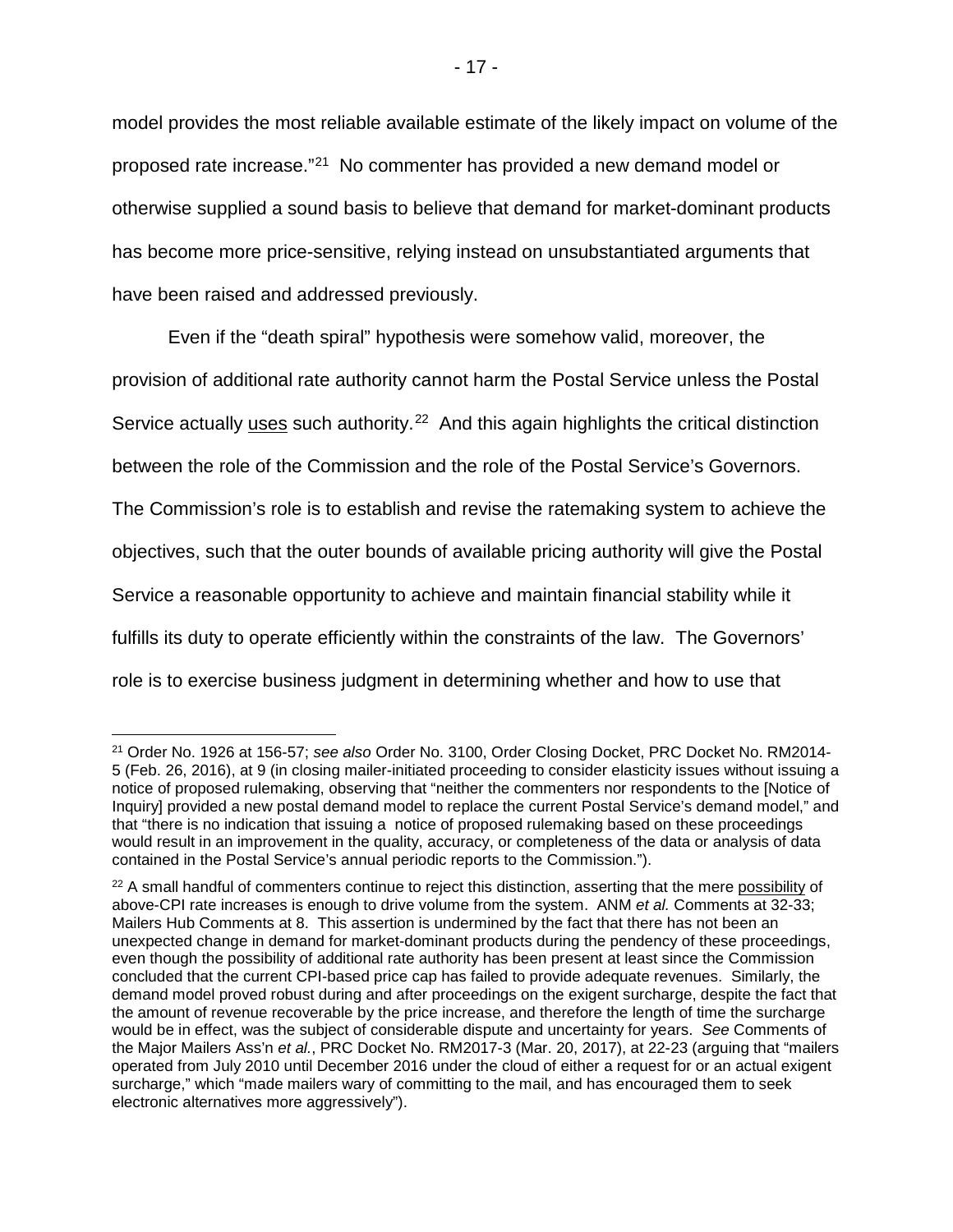model provides the most reliable available estimate of the likely impact on volume of the proposed rate increase."[21] No commenter has provided a new demand model or otherwise supplied a sound basis to believe that demand for market-dominant products has become more price-sensitive, relying instead on unsubstantiated arguments that have been raised and addressed previously.

Even if the "death spiral" hypothesis were somehow valid, moreover, the provision of additional rate authority cannot harm the Postal Service unless the Postal Service actually <u>uses</u> such authority.[22] And this again highlights the critical distinction between the role of the Commission and the role of the Postal Service's Governors. The Commission's role is to establish and revise the ratemaking system to achieve the objectives, such that the outer bounds of available pricing authority will give the Postal Service a reasonable opportunity to achieve and maintain financial stability while it fulfills its duty to operate efficiently within the constraints of the law. The Governors' role is to exercise business judgment in determining whether and how to use that

---

[21] Order No. 1926 at 156-57; *see also* Order No. 3100, Order Closing Docket, PRC Docket No. RM2014-5 (Feb. 26, 2016), at 9 (in closing mailer-initiated proceeding to consider elasticity issues without issuing a notice of proposed rulemaking, observing that "neither the commenters nor respondents to the [Notice of Inquiry] provided a new postal demand model to replace the current Postal Service's demand model," and that "there is no indication that issuing a notice of proposed rulemaking based on these proceedings would result in an improvement in the quality, accuracy, or completeness of the data or analysis of data contained in the Postal Service's annual periodic reports to the Commission.").

[22] A small handful of commenters continue to reject this distinction, asserting that the mere <u>possibility</u> of above-CPI rate increases is enough to drive volume from the system. ANM *et al.* Comments at 32-33; Mailers Hub Comments at 8. This assertion is undermined by the fact that there has not been an unexpected change in demand for market-dominant products during the pendency of these proceedings, even though the possibility of additional rate authority has been present at least since the Commission concluded that the current CPI-based price cap has failed to provide adequate revenues. Similarly, the demand model proved robust during and after proceedings on the exigent surcharge, despite the fact that the amount of revenue recoverable by the price increase, and therefore the length of time the surcharge would be in effect, was the subject of considerable dispute and uncertainty for years. *See* Comments of the Major Mailers Ass'n *et al.*, PRC Docket No. RM2017-3 (Mar. 20, 2017), at 22-23 (arguing that "mailers operated from July 2010 until December 2016 under the cloud of either a request for or an actual exigent surcharge," which "made mailers wary of committing to the mail, and has encouraged them to seek electronic alternatives more aggressively").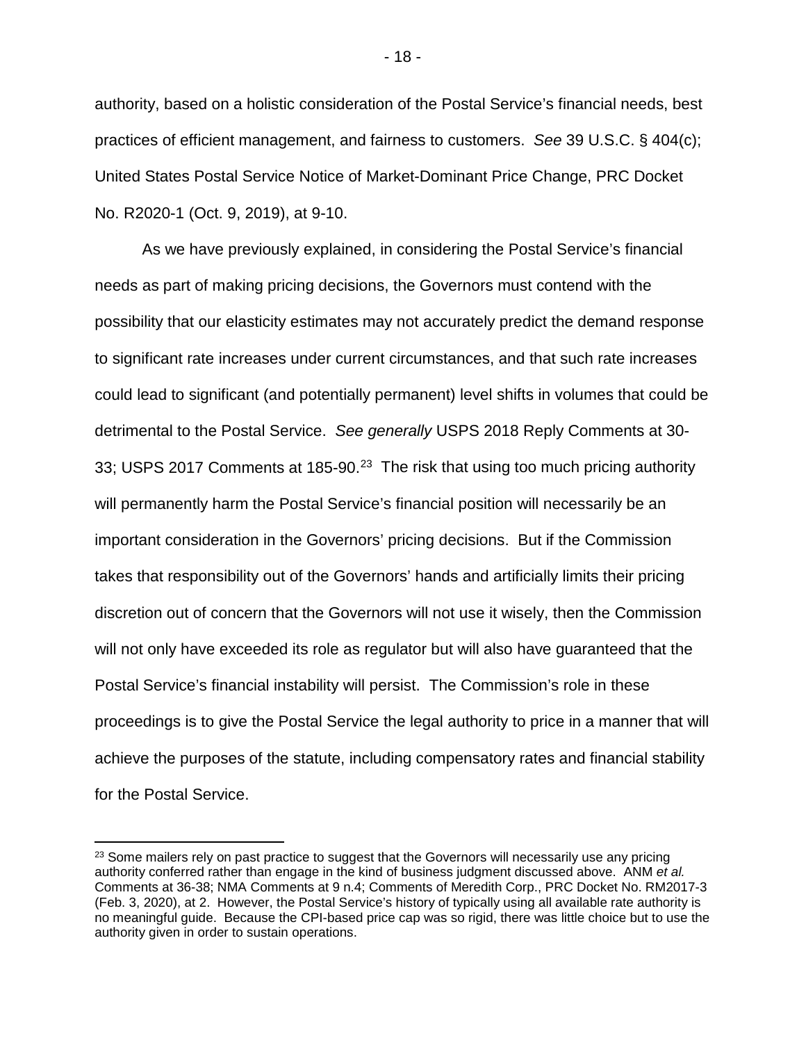authority, based on a holistic consideration of the Postal Service's financial needs, best practices of efficient management, and fairness to customers. *See* 39 U.S.C. § 404(c); United States Postal Service Notice of Market-Dominant Price Change, PRC Docket No. R2020-1 (Oct. 9, 2019), at 9-10.

As we have previously explained, in considering the Postal Service's financial needs as part of making pricing decisions, the Governors must contend with the possibility that our elasticity estimates may not accurately predict the demand response to significant rate increases under current circumstances, and that such rate increases could lead to significant (and potentially permanent) level shifts in volumes that could be detrimental to the Postal Service. *See generally* USPS 2018 Reply Comments at 30-33; USPS 2017 Comments at 185-90.[23] The risk that using too much pricing authority will permanently harm the Postal Service's financial position will necessarily be an important consideration in the Governors' pricing decisions. But if the Commission takes that responsibility out of the Governors' hands and artificially limits their pricing discretion out of concern that the Governors will not use it wisely, then the Commission will not only have exceeded its role as regulator but will also have guaranteed that the Postal Service's financial instability will persist. The Commission's role in these proceedings is to give the Postal Service the legal authority to price in a manner that will achieve the purposes of the statute, including compensatory rates and financial stability for the Postal Service.

[23] Some mailers rely on past practice to suggest that the Governors will necessarily use any pricing authority conferred rather than engage in the kind of business judgment discussed above. ANM *et al.* Comments at 36-38; NMA Comments at 9 n.4; Comments of Meredith Corp., PRC Docket No. RM2017-3 (Feb. 3, 2020), at 2. However, the Postal Service's history of typically using all available rate authority is no meaningful guide. Because the CPI-based price cap was so rigid, there was little choice but to use the authority given in order to sustain operations.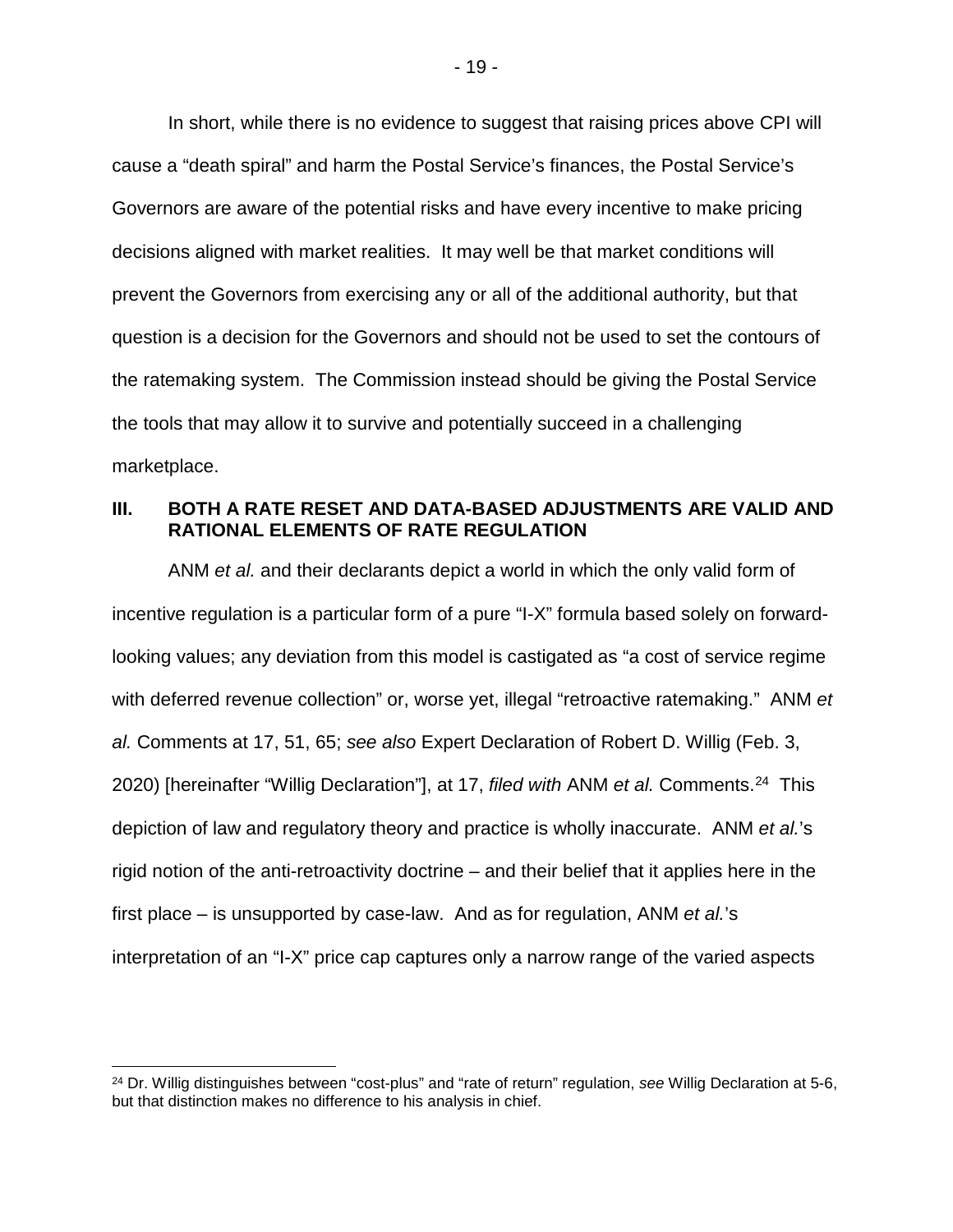In short, while there is no evidence to suggest that raising prices above CPI will cause a "death spiral" and harm the Postal Service's finances, the Postal Service's Governors are aware of the potential risks and have every incentive to make pricing decisions aligned with market realities. It may well be that market conditions will prevent the Governors from exercising any or all of the additional authority, but that question is a decision for the Governors and should not be used to set the contours of the ratemaking system. The Commission instead should be giving the Postal Service the tools that may allow it to survive and potentially succeed in a challenging marketplace.

## III. BOTH A RATE RESET AND DATA-BASED ADJUSTMENTS ARE VALID AND RATIONAL ELEMENTS OF RATE REGULATION

ANM *et al.* and their declarants depict a world in which the only valid form of incentive regulation is a particular form of a pure "I-X" formula based solely on forward-looking values; any deviation from this model is castigated as "a cost of service regime with deferred revenue collection" or, worse yet, illegal "retroactive ratemaking." ANM *et al.* Comments at 17, 51, 65; *see also* Expert Declaration of Robert D. Willig (Feb. 3, 2020) [hereinafter "Willig Declaration"], at 17, *filed with* ANM *et al.* Comments.[24] This depiction of law and regulatory theory and practice is wholly inaccurate. ANM *et al.*'s rigid notion of the anti-retroactivity doctrine – and their belief that it applies here in the first place – is unsupported by case-law. And as for regulation, ANM *et al.*'s interpretation of an "I-X" price cap captures only a narrow range of the varied aspects

[24] Dr. Willig distinguishes between "cost-plus" and "rate of return" regulation, *see* Willig Declaration at 5-6, but that distinction makes no difference to his analysis in chief.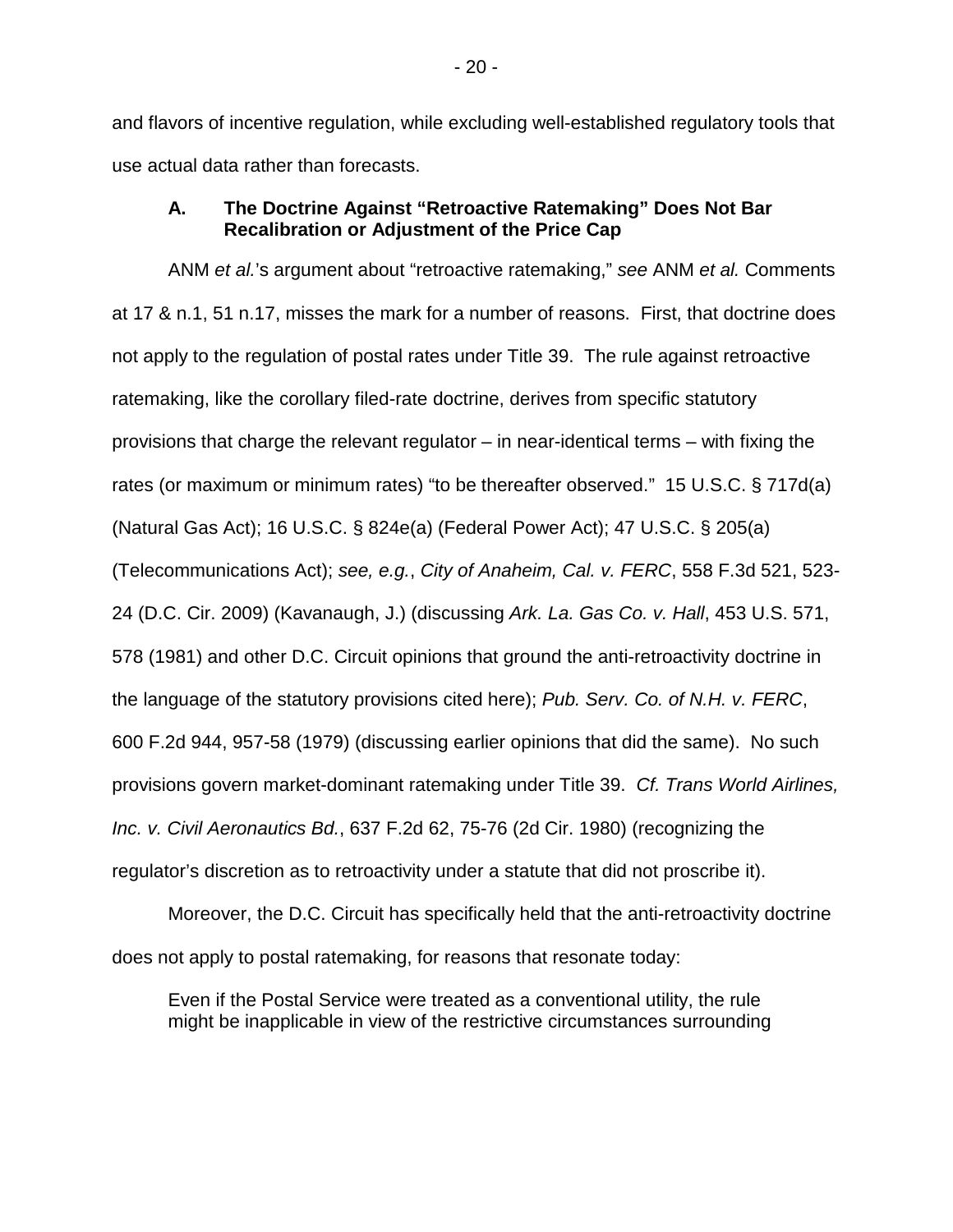and flavors of incentive regulation, while excluding well-established regulatory tools that use actual data rather than forecasts.

### A. The Doctrine Against "Retroactive Ratemaking" Does Not Bar Recalibration or Adjustment of the Price Cap

ANM *et al.*'s argument about "retroactive ratemaking," *see* ANM *et al.* Comments at 17 & n.1, 51 n.17, misses the mark for a number of reasons. First, that doctrine does not apply to the regulation of postal rates under Title 39. The rule against retroactive ratemaking, like the corollary filed-rate doctrine, derives from specific statutory provisions that charge the relevant regulator – in near-identical terms – with fixing the rates (or maximum or minimum rates) "to be thereafter observed." 15 U.S.C. § 717d(a) (Natural Gas Act); 16 U.S.C. § 824e(a) (Federal Power Act); 47 U.S.C. § 205(a) (Telecommunications Act); *see, e.g.*, *City of Anaheim, Cal. v. FERC*, 558 F.3d 521, 523-24 (D.C. Cir. 2009) (Kavanaugh, J.) (discussing *Ark. La. Gas Co. v. Hall*, 453 U.S. 571, 578 (1981) and other D.C. Circuit opinions that ground the anti-retroactivity doctrine in the language of the statutory provisions cited here); *Pub. Serv. Co. of N.H. v. FERC*, 600 F.2d 944, 957-58 (1979) (discussing earlier opinions that did the same). No such provisions govern market-dominant ratemaking under Title 39. *Cf. Trans World Airlines, Inc. v. Civil Aeronautics Bd.*, 637 F.2d 62, 75-76 (2d Cir. 1980) (recognizing the regulator's discretion as to retroactivity under a statute that did not proscribe it).

Moreover, the D.C. Circuit has specifically held that the anti-retroactivity doctrine does not apply to postal ratemaking, for reasons that resonate today:

> Even if the Postal Service were treated as a conventional utility, the rule might be inapplicable in view of the restrictive circumstances surrounding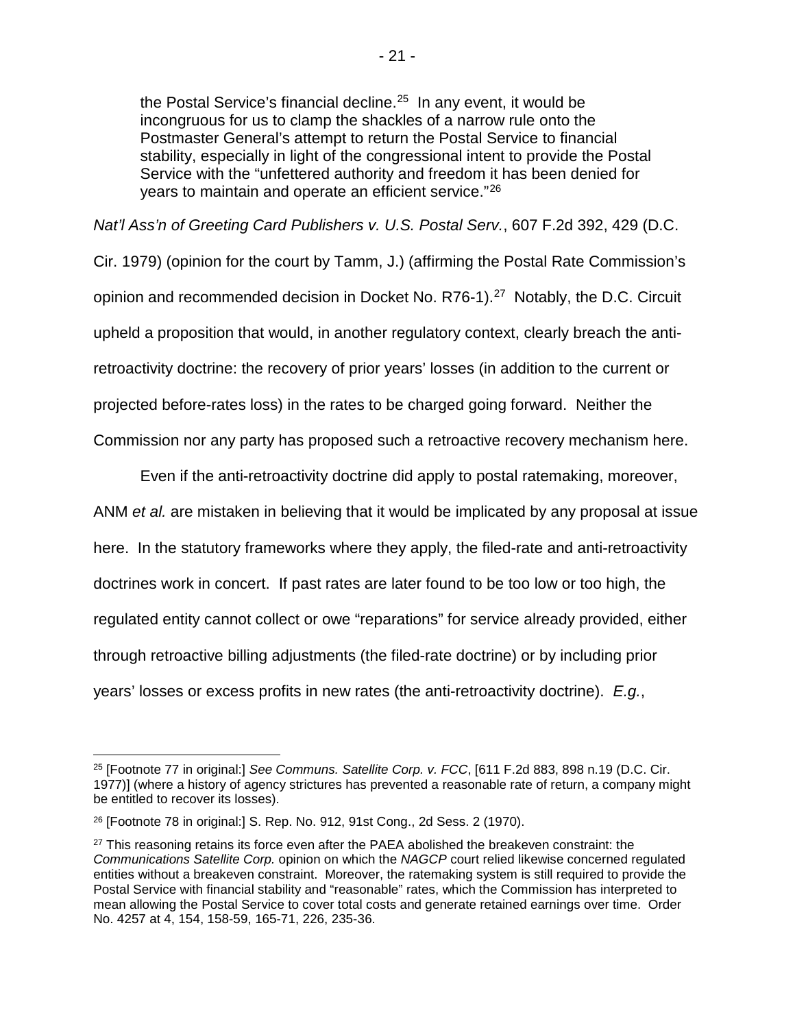> the Postal Service's financial decline.[25] In any event, it would be incongruous for us to clamp the shackles of a narrow rule onto the Postmaster General's attempt to return the Postal Service to financial stability, especially in light of the congressional intent to provide the Postal Service with the "unfettered authority and freedom it has been denied for years to maintain and operate an efficient service."[26]

*Nat'l Ass'n of Greeting Card Publishers v. U.S. Postal Serv.*, 607 F.2d 392, 429 (D.C. Cir. 1979) (opinion for the court by Tamm, J.) (affirming the Postal Rate Commission's opinion and recommended decision in Docket No. R76-1).[27] Notably, the D.C. Circuit upheld a proposition that would, in another regulatory context, clearly breach the anti-retroactivity doctrine: the recovery of prior years' losses (in addition to the current or projected before-rates loss) in the rates to be charged going forward. Neither the Commission nor any party has proposed such a retroactive recovery mechanism here.

Even if the anti-retroactivity doctrine did apply to postal ratemaking, moreover, ANM *et al.* are mistaken in believing that it would be implicated by any proposal at issue here. In the statutory frameworks where they apply, the filed-rate and anti-retroactivity doctrines work in concert. If past rates are later found to be too low or too high, the regulated entity cannot collect or owe "reparations" for service already provided, either through retroactive billing adjustments (the filed-rate doctrine) or by including prior years' losses or excess profits in new rates (the anti-retroactivity doctrine). *E.g.*,

---

[25] [Footnote 77 in original:] *See Communs. Satellite Corp. v. FCC*, [611 F.2d 883, 898 n.19 (D.C. Cir. 1977)] (where a history of agency strictures has prevented a reasonable rate of return, a company might be entitled to recover its losses).

[26] [Footnote 78 in original:] S. Rep. No. 912, 91st Cong., 2d Sess. 2 (1970).

[27] This reasoning retains its force even after the PAEA abolished the breakeven constraint: the *Communications Satellite Corp.* opinion on which the *NAGCP* court relied likewise concerned regulated entities without a breakeven constraint. Moreover, the ratemaking system is still required to provide the Postal Service with financial stability and "reasonable" rates, which the Commission has interpreted to mean allowing the Postal Service to cover total costs and generate retained earnings over time. Order No. 4257 at 4, 154, 158-59, 165-71, 226, 235-36.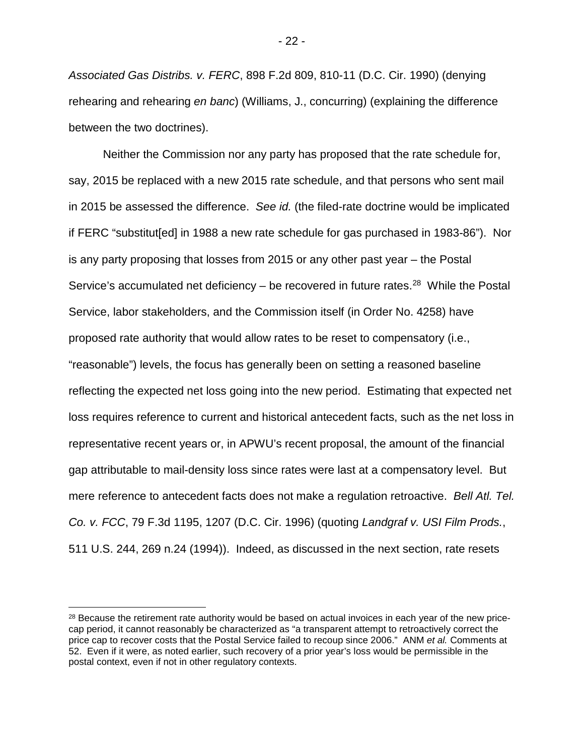*Associated Gas Distribs. v. FERC*, 898 F.2d 809, 810-11 (D.C. Cir. 1990) (denying rehearing and rehearing *en banc*) (Williams, J., concurring) (explaining the difference between the two doctrines).

Neither the Commission nor any party has proposed that the rate schedule for, say, 2015 be replaced with a new 2015 rate schedule, and that persons who sent mail in 2015 be assessed the difference. *See id.* (the filed-rate doctrine would be implicated if FERC "substitut[ed] in 1988 a new rate schedule for gas purchased in 1983-86"). Nor is any party proposing that losses from 2015 or any other past year – the Postal Service's accumulated net deficiency – be recovered in future rates.[28] While the Postal Service, labor stakeholders, and the Commission itself (in Order No. 4258) have proposed rate authority that would allow rates to be reset to compensatory (i.e., "reasonable") levels, the focus has generally been on setting a reasoned baseline reflecting the expected net loss going into the new period. Estimating that expected net loss requires reference to current and historical antecedent facts, such as the net loss in representative recent years or, in APWU's recent proposal, the amount of the financial gap attributable to mail-density loss since rates were last at a compensatory level. But mere reference to antecedent facts does not make a regulation retroactive. *Bell Atl. Tel. Co. v. FCC*, 79 F.3d 1195, 1207 (D.C. Cir. 1996) (quoting *Landgraf v. USI Film Prods.*, 511 U.S. 244, 269 n.24 (1994)). Indeed, as discussed in the next section, rate resets

[28] Because the retirement rate authority would be based on actual invoices in each year of the new price-cap period, it cannot reasonably be characterized as "a transparent attempt to retroactively correct the price cap to recover costs that the Postal Service failed to recoup since 2006." ANM *et al.* Comments at 52. Even if it were, as noted earlier, such recovery of a prior year's loss would be permissible in the postal context, even if not in other regulatory contexts.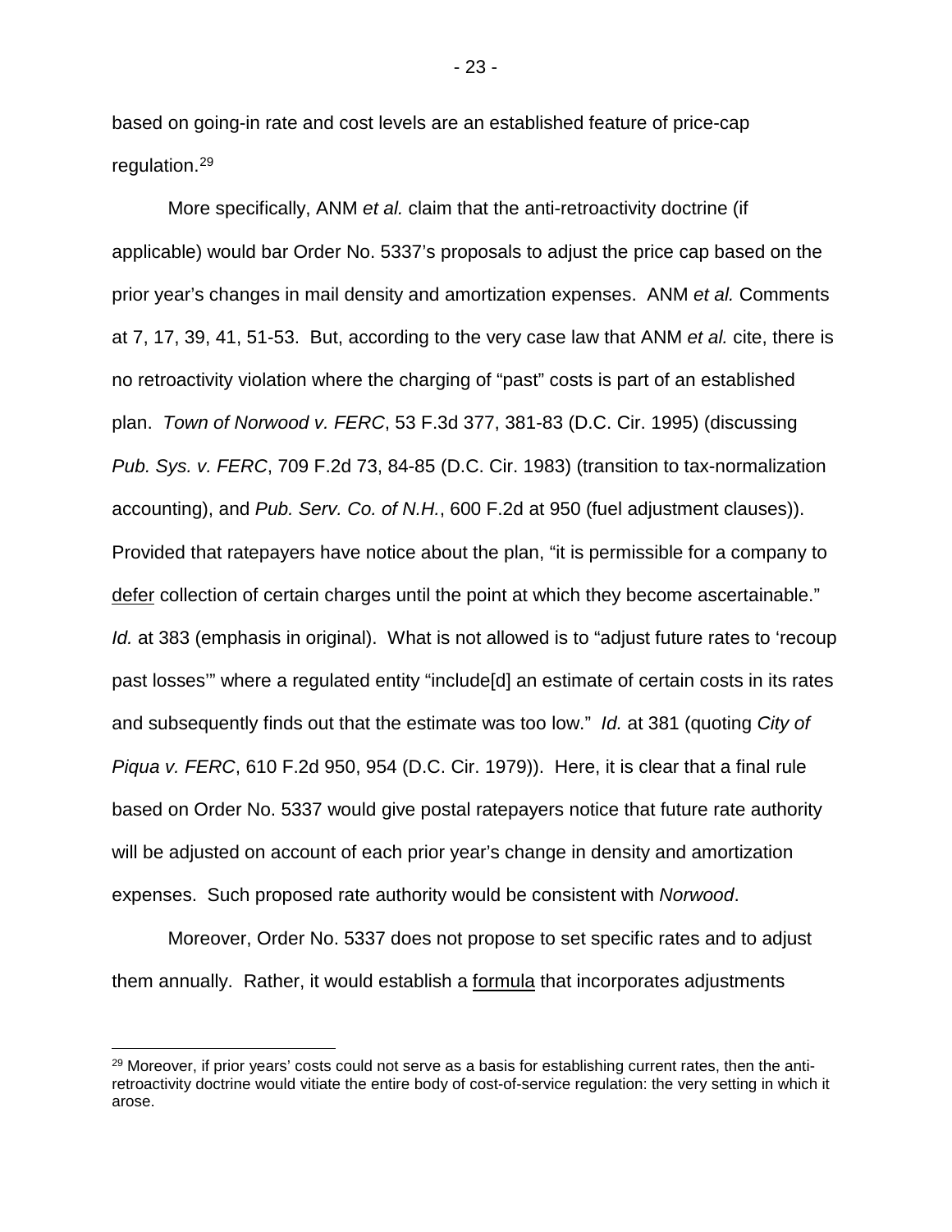based on going-in rate and cost levels are an established feature of price-cap regulation.[29]

More specifically, ANM *et al.* claim that the anti-retroactivity doctrine (if applicable) would bar Order No. 5337's proposals to adjust the price cap based on the prior year's changes in mail density and amortization expenses. ANM *et al.* Comments at 7, 17, 39, 41, 51-53. But, according to the very case law that ANM *et al.* cite, there is no retroactivity violation where the charging of "past" costs is part of an established plan. *Town of Norwood v. FERC*, 53 F.3d 377, 381-83 (D.C. Cir. 1995) (discussing *Pub. Sys. v. FERC*, 709 F.2d 73, 84-85 (D.C. Cir. 1983) (transition to tax-normalization accounting), and *Pub. Serv. Co. of N.H.*, 600 F.2d at 950 (fuel adjustment clauses)). Provided that ratepayers have notice about the plan, "it is permissible for a company to <u>defer</u> collection of certain charges until the point at which they become ascertainable." *Id.* at 383 (emphasis in original). What is not allowed is to "adjust future rates to 'recoup past losses'" where a regulated entity "include[d] an estimate of certain costs in its rates and subsequently finds out that the estimate was too low." *Id.* at 381 (quoting *City of Piqua v. FERC*, 610 F.2d 950, 954 (D.C. Cir. 1979)). Here, it is clear that a final rule based on Order No. 5337 would give postal ratepayers notice that future rate authority will be adjusted on account of each prior year's change in density and amortization expenses. Such proposed rate authority would be consistent with *Norwood*.

Moreover, Order No. 5337 does not propose to set specific rates and to adjust them annually. Rather, it would establish a <u>formula</u> that incorporates adjustments

---

[29] Moreover, if prior years' costs could not serve as a basis for establishing current rates, then the anti-retroactivity doctrine would vitiate the entire body of cost-of-service regulation: the very setting in which it arose.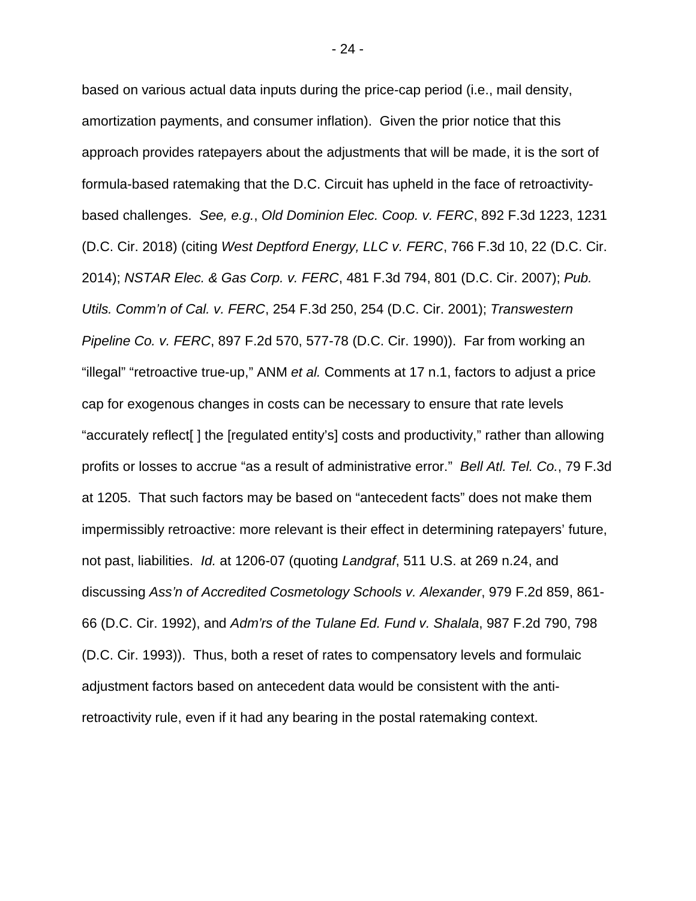based on various actual data inputs during the price-cap period (i.e., mail density, amortization payments, and consumer inflation). Given the prior notice that this approach provides ratepayers about the adjustments that will be made, it is the sort of formula-based ratemaking that the D.C. Circuit has upheld in the face of retroactivity-based challenges. *See, e.g.*, *Old Dominion Elec. Coop. v. FERC*, 892 F.3d 1223, 1231 (D.C. Cir. 2018) (citing *West Deptford Energy, LLC v. FERC*, 766 F.3d 10, 22 (D.C. Cir. 2014); *NSTAR Elec. & Gas Corp. v. FERC*, 481 F.3d 794, 801 (D.C. Cir. 2007); *Pub. Utils. Comm'n of Cal. v. FERC*, 254 F.3d 250, 254 (D.C. Cir. 2001); *Transwestern Pipeline Co. v. FERC*, 897 F.2d 570, 577-78 (D.C. Cir. 1990)). Far from working an "illegal" "retroactive true-up," ANM *et al.* Comments at 17 n.1, factors to adjust a price cap for exogenous changes in costs can be necessary to ensure that rate levels "accurately reflect[ ] the [regulated entity's] costs and productivity," rather than allowing profits or losses to accrue "as a result of administrative error." *Bell Atl. Tel. Co.*, 79 F.3d at 1205. That such factors may be based on "antecedent facts" does not make them impermissibly retroactive: more relevant is their effect in determining ratepayers' future, not past, liabilities. *Id.* at 1206-07 (quoting *Landgraf*, 511 U.S. at 269 n.24, and discussing *Ass'n of Accredited Cosmetology Schools v. Alexander*, 979 F.2d 859, 861-66 (D.C. Cir. 1992), and *Adm'rs of the Tulane Ed. Fund v. Shalala*, 987 F.2d 790, 798 (D.C. Cir. 1993)). Thus, both a reset of rates to compensatory levels and formulaic adjustment factors based on antecedent data would be consistent with the anti-retroactivity rule, even if it had any bearing in the postal ratemaking context.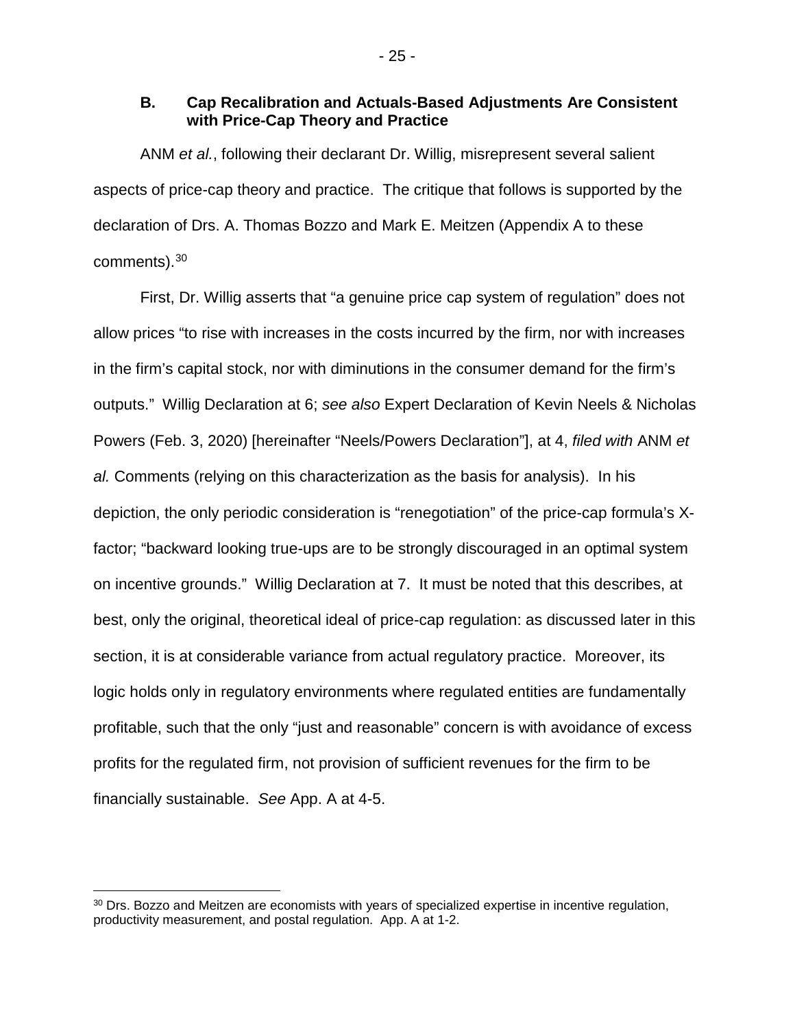### B. Cap Recalibration and Actuals-Based Adjustments Are Consistent with Price-Cap Theory and Practice

ANM *et al.*, following their declarant Dr. Willig, misrepresent several salient aspects of price-cap theory and practice. The critique that follows is supported by the declaration of Drs. A. Thomas Bozzo and Mark E. Meitzen (Appendix A to these comments).[30]

First, Dr. Willig asserts that "a genuine price cap system of regulation" does not allow prices "to rise with increases in the costs incurred by the firm, nor with increases in the firm's capital stock, nor with diminutions in the consumer demand for the firm's outputs." Willig Declaration at 6; *see also* Expert Declaration of Kevin Neels & Nicholas Powers (Feb. 3, 2020) [hereinafter "Neels/Powers Declaration"], at 4, *filed with* ANM *et al.* Comments (relying on this characterization as the basis for analysis). In his depiction, the only periodic consideration is "renegotiation" of the price-cap formula's X-factor; "backward looking true-ups are to be strongly discouraged in an optimal system on incentive grounds." Willig Declaration at 7. It must be noted that this describes, at best, only the original, theoretical ideal of price-cap regulation: as discussed later in this section, it is at considerable variance from actual regulatory practice. Moreover, its logic holds only in regulatory environments where regulated entities are fundamentally profitable, such that the only "just and reasonable" concern is with avoidance of excess profits for the regulated firm, not provision of sufficient revenues for the firm to be financially sustainable. *See* App. A at 4-5.

---

[30] Drs. Bozzo and Meitzen are economists with years of specialized expertise in incentive regulation, productivity measurement, and postal regulation. App. A at 1-2.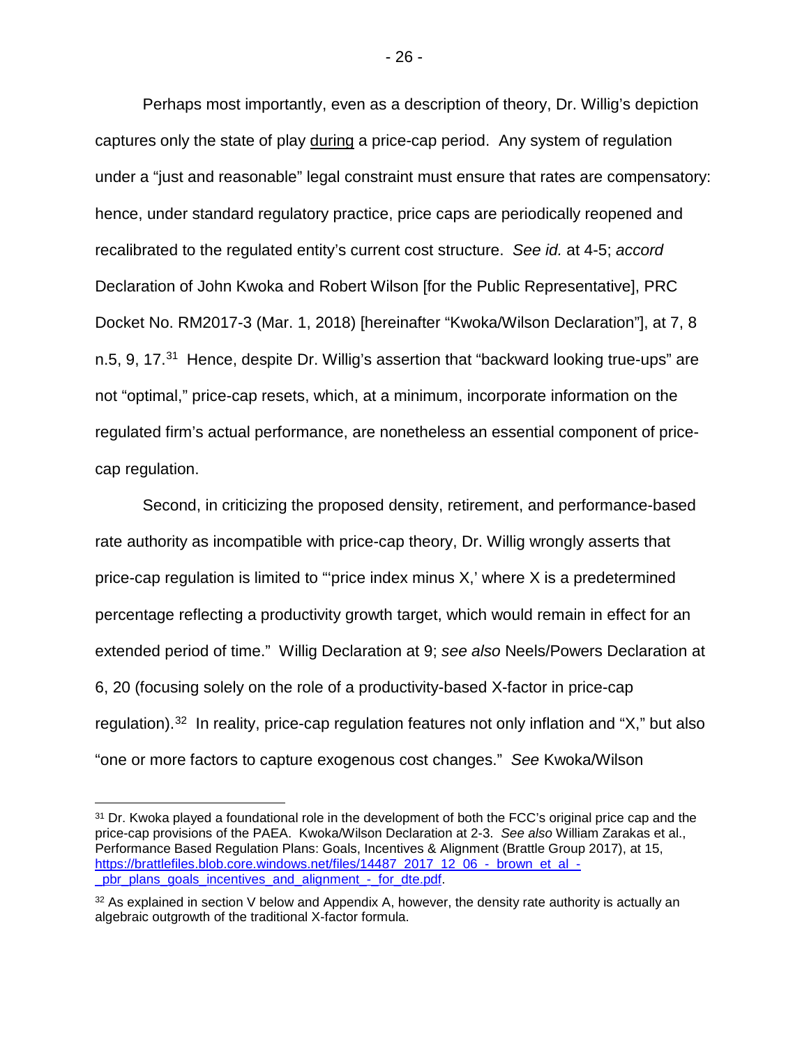Perhaps most importantly, even as a description of theory, Dr. Willig's depiction captures only the state of play <u>during</u> a price-cap period. Any system of regulation under a "just and reasonable" legal constraint must ensure that rates are compensatory: hence, under standard regulatory practice, price caps are periodically reopened and recalibrated to the regulated entity's current cost structure. *See id.* at 4-5; *accord* Declaration of John Kwoka and Robert Wilson [for the Public Representative], PRC Docket No. RM2017-3 (Mar. 1, 2018) [hereinafter "Kwoka/Wilson Declaration"], at 7, 8 n.5, 9, 17.[31] Hence, despite Dr. Willig's assertion that "backward looking true-ups" are not "optimal," price-cap resets, which, at a minimum, incorporate information on the regulated firm's actual performance, are nonetheless an essential component of price-cap regulation.

Second, in criticizing the proposed density, retirement, and performance-based rate authority as incompatible with price-cap theory, Dr. Willig wrongly asserts that price-cap regulation is limited to "'price index minus X,' where X is a predetermined percentage reflecting a productivity growth target, which would remain in effect for an extended period of time." Willig Declaration at 9; *see also* Neels/Powers Declaration at 6, 20 (focusing solely on the role of a productivity-based X-factor in price-cap regulation).[32] In reality, price-cap regulation features not only inflation and "X," but also "one or more factors to capture exogenous cost changes." *See* Kwoka/Wilson

---

[31] Dr. Kwoka played a foundational role in the development of both the FCC's original price cap and the price-cap provisions of the PAEA. Kwoka/Wilson Declaration at 2-3. *See also* William Zarakas et al., Performance Based Regulation Plans: Goals, Incentives & Alignment (Brattle Group 2017), at 15, https://brattlefiles.blob.core.windows.net/files/14487_2017_12_06_-_brown_et_al_-_pbr_plans_goals_incentives_and_alignment_-_for_dte.pdf.

[32] As explained in section V below and Appendix A, however, the density rate authority is actually an algebraic outgrowth of the traditional X-factor formula.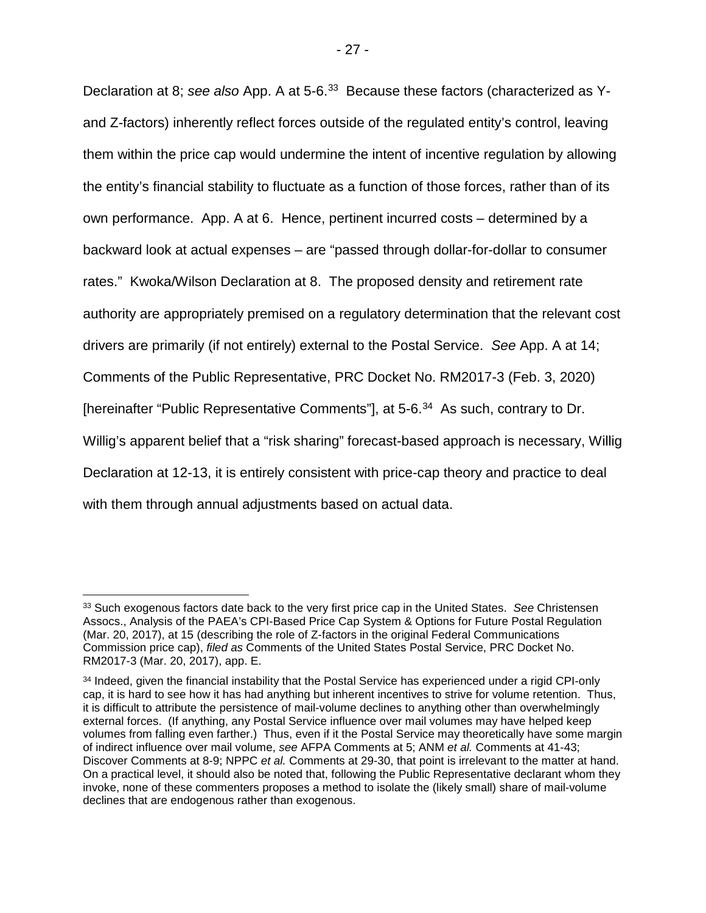Declaration at 8; *see also* App. A at 5-6.[33] Because these factors (characterized as Y- and Z-factors) inherently reflect forces outside of the regulated entity's control, leaving them within the price cap would undermine the intent of incentive regulation by allowing the entity's financial stability to fluctuate as a function of those forces, rather than of its own performance. App. A at 6. Hence, pertinent incurred costs – determined by a backward look at actual expenses – are "passed through dollar-for-dollar to consumer rates." Kwoka/Wilson Declaration at 8. The proposed density and retirement rate authority are appropriately premised on a regulatory determination that the relevant cost drivers are primarily (if not entirely) external to the Postal Service. *See* App. A at 14; Comments of the Public Representative, PRC Docket No. RM2017-3 (Feb. 3, 2020) [hereinafter "Public Representative Comments"], at 5-6.[34] As such, contrary to Dr. Willig's apparent belief that a "risk sharing" forecast-based approach is necessary, Willig Declaration at 12-13, it is entirely consistent with price-cap theory and practice to deal with them through annual adjustments based on actual data.

---

[33] Such exogenous factors date back to the very first price cap in the United States. *See* Christensen Assocs., Analysis of the PAEA's CPI-Based Price Cap System & Options for Future Postal Regulation (Mar. 20, 2017), at 15 (describing the role of Z-factors in the original Federal Communications Commission price cap), *filed as* Comments of the United States Postal Service, PRC Docket No. RM2017-3 (Mar. 20, 2017), app. E.

[34] Indeed, given the financial instability that the Postal Service has experienced under a rigid CPI-only cap, it is hard to see how it has had anything but inherent incentives to strive for volume retention. Thus, it is difficult to attribute the persistence of mail-volume declines to anything other than overwhelmingly external forces. (If anything, any Postal Service influence over mail volumes may have helped keep volumes from falling even farther.) Thus, even if it the Postal Service may theoretically have some margin of indirect influence over mail volume, *see* AFPA Comments at 5; ANM *et al.* Comments at 41-43; Discover Comments at 8-9; NPPC *et al.* Comments at 29-30, that point is irrelevant to the matter at hand. On a practical level, it should also be noted that, following the Public Representative declarant whom they invoke, none of these commenters proposes a method to isolate the (likely small) share of mail-volume declines that are endogenous rather than exogenous.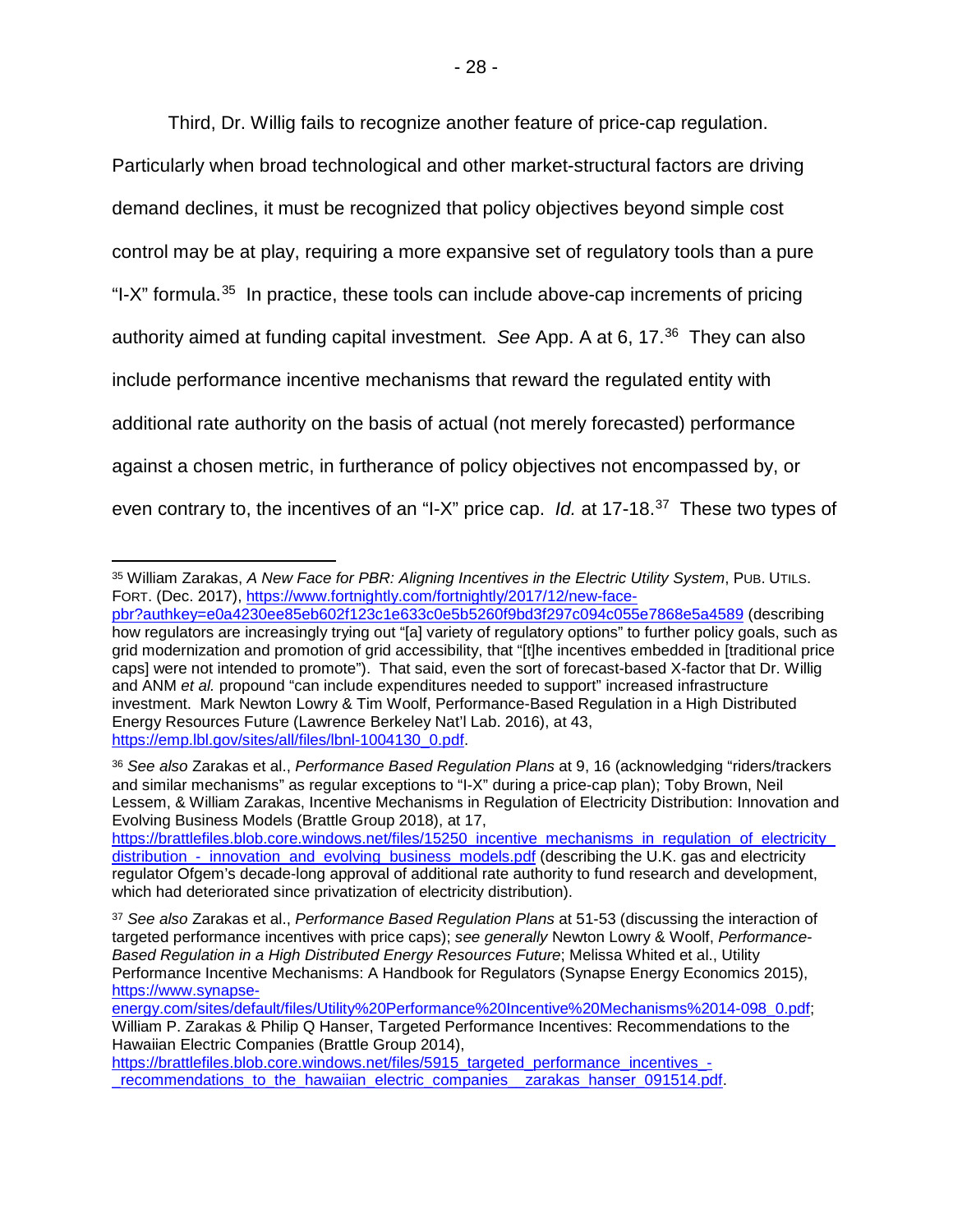Third, Dr. Willig fails to recognize another feature of price-cap regulation. Particularly when broad technological and other market-structural factors are driving demand declines, it must be recognized that policy objectives beyond simple cost control may be at play, requiring a more expansive set of regulatory tools than a pure "I-X" formula.[35] In practice, these tools can include above-cap increments of pricing authority aimed at funding capital investment. *See* App. A at 6, 17.[36] They can also include performance incentive mechanisms that reward the regulated entity with additional rate authority on the basis of actual (not merely forecasted) performance against a chosen metric, in furtherance of policy objectives not encompassed by, or even contrary to, the incentives of an "I-X" price cap. *Id.* at 17-18.[37] These two types of

---

[35] William Zarakas, *A New Face for PBR: Aligning Incentives in the Electric Utility System*, PUB. UTILS. FORT. (Dec. 2017), https://www.fortnightly.com/fortnightly/2017/12/new-face-pbr?authkey=e0a4230ee85eb602f123c1e633c0e5b5260f9bd3f297c094c055e7868e5a4589 (describing how regulators are increasingly trying out "[a] variety of regulatory options" to further policy goals, such as grid modernization and promotion of grid accessibility, that "[t]he incentives embedded in [traditional price caps] were not intended to promote"). That said, even the sort of forecast-based X-factor that Dr. Willig and ANM *et al.* propound "can include expenditures needed to support" increased infrastructure investment. Mark Newton Lowry & Tim Woolf, Performance-Based Regulation in a High Distributed Energy Resources Future (Lawrence Berkeley Nat'l Lab. 2016), at 43, https://emp.lbl.gov/sites/all/files/lbnl-1004130_0.pdf.

[36] *See also* Zarakas et al., *Performance Based Regulation Plans* at 9, 16 (acknowledging "riders/trackers and similar mechanisms" as regular exceptions to "I-X" during a price-cap plan); Toby Brown, Neil Lessem, & William Zarakas, Incentive Mechanisms in Regulation of Electricity Distribution: Innovation and Evolving Business Models (Brattle Group 2018), at 17, https://brattlefiles.blob.core.windows.net/files/15250_incentive_mechanisms_in_regulation_of_electricity_distribution_-_innovation_and_evolving_business_models.pdf (describing the U.K. gas and electricity regulator Ofgem's decade-long approval of additional rate authority to fund research and development, which had deteriorated since privatization of electricity distribution).

[37] *See also* Zarakas et al., *Performance Based Regulation Plans* at 51-53 (discussing the interaction of targeted performance incentives with price caps); *see generally* Newton Lowry & Woolf, *Performance-Based Regulation in a High Distributed Energy Resources Future*; Melissa Whited et al., Utility Performance Incentive Mechanisms: A Handbook for Regulators (Synapse Energy Economics 2015), https://www.synapse-energy.com/sites/default/files/Utility%20Performance%20Incentive%20Mechanisms%2014-098_0.pdf; William P. Zarakas & Philip Q Hanser, Targeted Performance Incentives: Recommendations to the Hawaiian Electric Companies (Brattle Group 2014), https://brattlefiles.blob.core.windows.net/files/5915_targeted_performance_incentives_-_recommendations_to_the_hawaiian_electric_companies__zarakas_hanser_091514.pdf.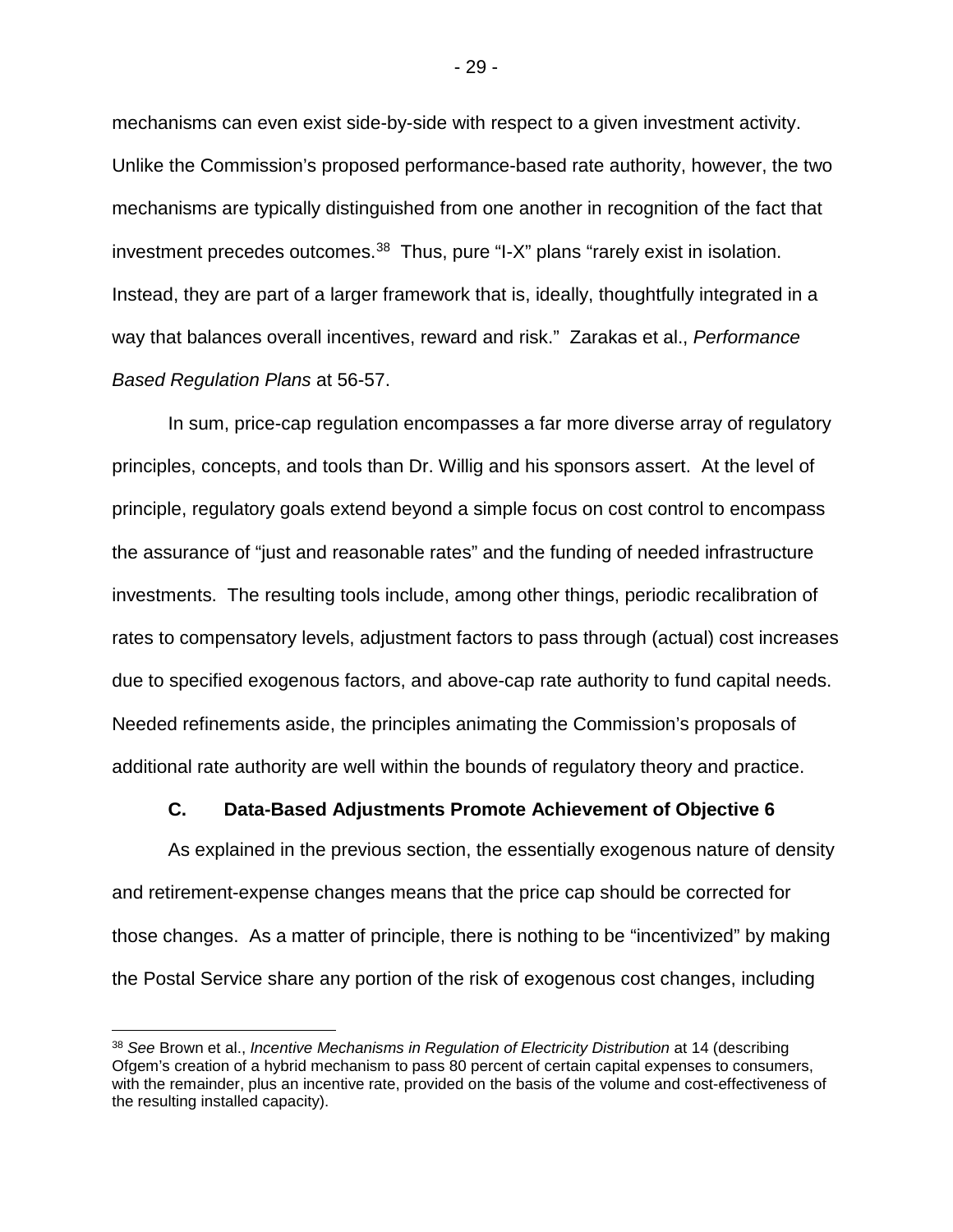mechanisms can even exist side-by-side with respect to a given investment activity. Unlike the Commission's proposed performance-based rate authority, however, the two mechanisms are typically distinguished from one another in recognition of the fact that investment precedes outcomes.[38] Thus, pure "I-X" plans "rarely exist in isolation. Instead, they are part of a larger framework that is, ideally, thoughtfully integrated in a way that balances overall incentives, reward and risk." Zarakas et al., *Performance Based Regulation Plans* at 56-57.

In sum, price-cap regulation encompasses a far more diverse array of regulatory principles, concepts, and tools than Dr. Willig and his sponsors assert. At the level of principle, regulatory goals extend beyond a simple focus on cost control to encompass the assurance of "just and reasonable rates" and the funding of needed infrastructure investments. The resulting tools include, among other things, periodic recalibration of rates to compensatory levels, adjustment factors to pass through (actual) cost increases due to specified exogenous factors, and above-cap rate authority to fund capital needs. Needed refinements aside, the principles animating the Commission's proposals of additional rate authority are well within the bounds of regulatory theory and practice.

### C. Data-Based Adjustments Promote Achievement of Objective 6

As explained in the previous section, the essentially exogenous nature of density and retirement-expense changes means that the price cap should be corrected for those changes. As a matter of principle, there is nothing to be "incentivized" by making the Postal Service share any portion of the risk of exogenous cost changes, including

---

[38] *See* Brown et al., *Incentive Mechanisms in Regulation of Electricity Distribution* at 14 (describing Ofgem's creation of a hybrid mechanism to pass 80 percent of certain capital expenses to consumers, with the remainder, plus an incentive rate, provided on the basis of the volume and cost-effectiveness of the resulting installed capacity).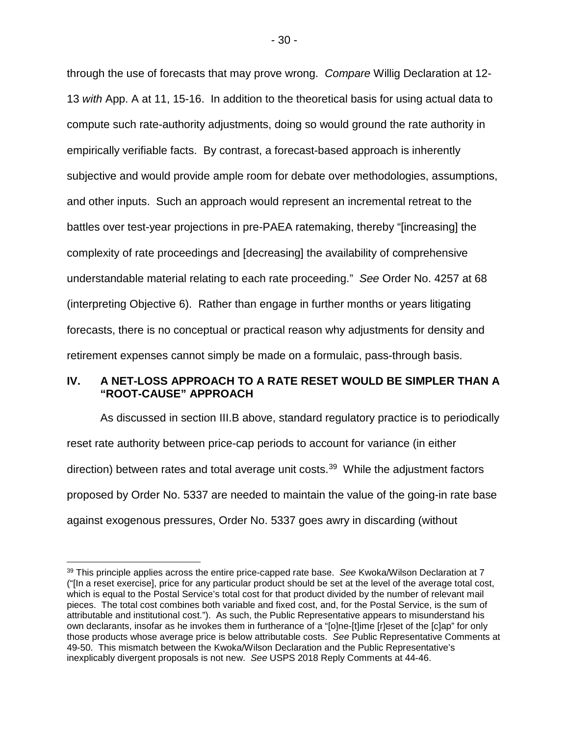through the use of forecasts that may prove wrong. *Compare* Willig Declaration at 12-13 *with* App. A at 11, 15-16. In addition to the theoretical basis for using actual data to compute such rate-authority adjustments, doing so would ground the rate authority in empirically verifiable facts. By contrast, a forecast-based approach is inherently subjective and would provide ample room for debate over methodologies, assumptions, and other inputs. Such an approach would represent an incremental retreat to the battles over test-year projections in pre-PAEA ratemaking, thereby "[increasing] the complexity of rate proceedings and [decreasing] the availability of comprehensive understandable material relating to each rate proceeding." *See* Order No. 4257 at 68 (interpreting Objective 6). Rather than engage in further months or years litigating forecasts, there is no conceptual or practical reason why adjustments for density and retirement expenses cannot simply be made on a formulaic, pass-through basis.

## IV. A NET-LOSS APPROACH TO A RATE RESET WOULD BE SIMPLER THAN A "ROOT-CAUSE" APPROACH

As discussed in section III.B above, standard regulatory practice is to periodically reset rate authority between price-cap periods to account for variance (in either direction) between rates and total average unit costs.[39] While the adjustment factors proposed by Order No. 5337 are needed to maintain the value of the going-in rate base against exogenous pressures, Order No. 5337 goes awry in discarding (without

[39] This principle applies across the entire price-capped rate base. *See* Kwoka/Wilson Declaration at 7 ("[In a reset exercise], price for any particular product should be set at the level of the average total cost, which is equal to the Postal Service's total cost for that product divided by the number of relevant mail pieces. The total cost combines both variable and fixed cost, and, for the Postal Service, is the sum of attributable and institutional cost."). As such, the Public Representative appears to misunderstand his own declarants, insofar as he invokes them in furtherance of a "[o]ne-[t]ime [r]eset of the [c]ap" for only those products whose average price is below attributable costs. *See* Public Representative Comments at 49-50. This mismatch between the Kwoka/Wilson Declaration and the Public Representative's inexplicably divergent proposals is not new. *See* USPS 2018 Reply Comments at 44-46.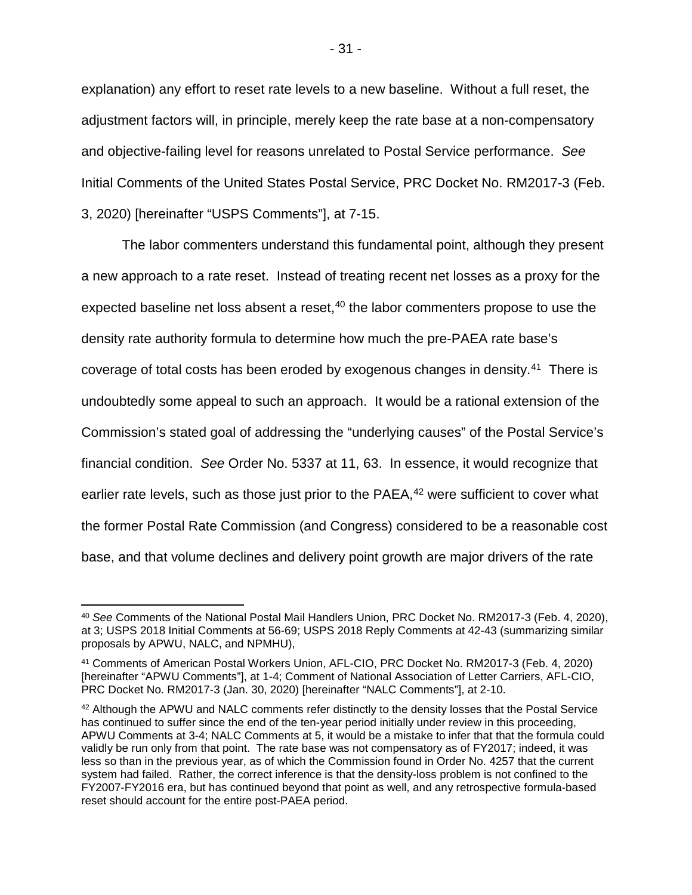explanation) any effort to reset rate levels to a new baseline. Without a full reset, the adjustment factors will, in principle, merely keep the rate base at a non-compensatory and objective-failing level for reasons unrelated to Postal Service performance. *See* Initial Comments of the United States Postal Service, PRC Docket No. RM2017-3 (Feb. 3, 2020) [hereinafter "USPS Comments"], at 7-15.

The labor commenters understand this fundamental point, although they present a new approach to a rate reset. Instead of treating recent net losses as a proxy for the expected baseline net loss absent a reset,[40] the labor commenters propose to use the density rate authority formula to determine how much the pre-PAEA rate base's coverage of total costs has been eroded by exogenous changes in density.[41] There is undoubtedly some appeal to such an approach. It would be a rational extension of the Commission's stated goal of addressing the "underlying causes" of the Postal Service's financial condition. *See* Order No. 5337 at 11, 63. In essence, it would recognize that earlier rate levels, such as those just prior to the PAEA,[42] were sufficient to cover what the former Postal Rate Commission (and Congress) considered to be a reasonable cost base, and that volume declines and delivery point growth are major drivers of the rate

---

[40] *See* Comments of the National Postal Mail Handlers Union, PRC Docket No. RM2017-3 (Feb. 4, 2020), at 3; USPS 2018 Initial Comments at 56-69; USPS 2018 Reply Comments at 42-43 (summarizing similar proposals by APWU, NALC, and NPMHU),

[41] Comments of American Postal Workers Union, AFL-CIO, PRC Docket No. RM2017-3 (Feb. 4, 2020) [hereinafter "APWU Comments"], at 1-4; Comment of National Association of Letter Carriers, AFL-CIO, PRC Docket No. RM2017-3 (Jan. 30, 2020) [hereinafter "NALC Comments"], at 2-10.

[42] Although the APWU and NALC comments refer distinctly to the density losses that the Postal Service has continued to suffer since the end of the ten-year period initially under review in this proceeding, APWU Comments at 3-4; NALC Comments at 5, it would be a mistake to infer that that the formula could validly be run only from that point. The rate base was not compensatory as of FY2017; indeed, it was less so than in the previous year, as of which the Commission found in Order No. 4257 that the current system had failed. Rather, the correct inference is that the density-loss problem is not confined to the FY2007-FY2016 era, but has continued beyond that point as well, and any retrospective formula-based reset should account for the entire post-PAEA period.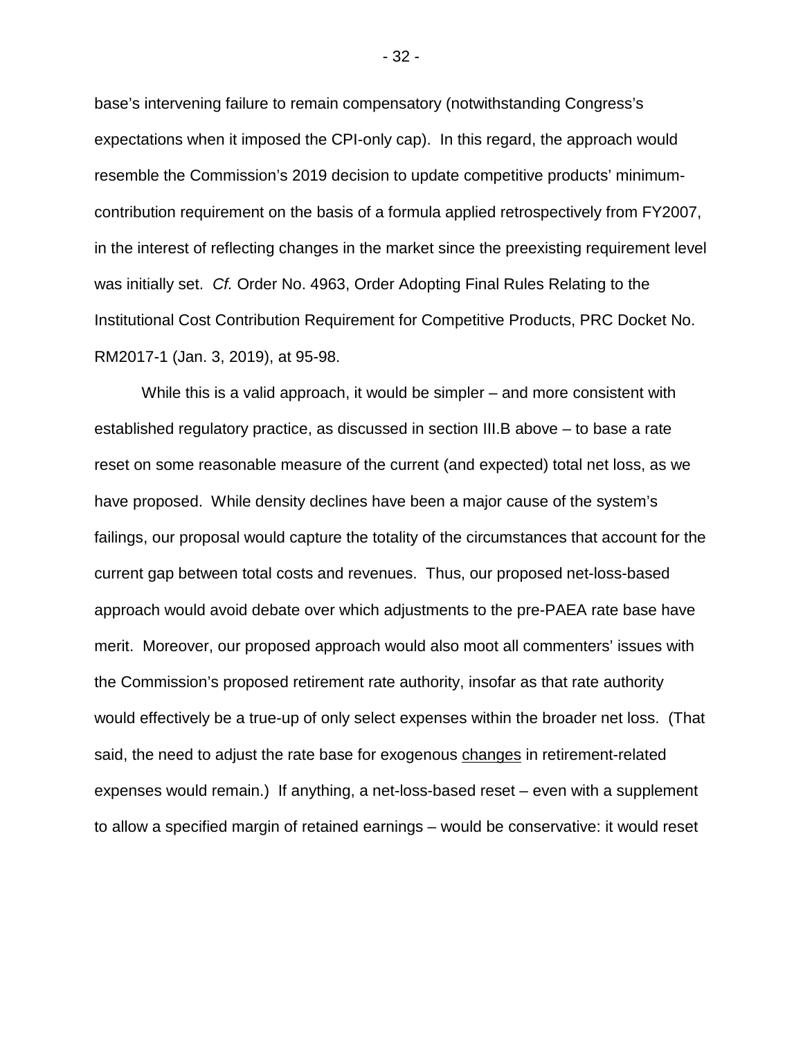base's intervening failure to remain compensatory (notwithstanding Congress's expectations when it imposed the CPI-only cap). In this regard, the approach would resemble the Commission's 2019 decision to update competitive products' minimum-contribution requirement on the basis of a formula applied retrospectively from FY2007, in the interest of reflecting changes in the market since the preexisting requirement level was initially set. *Cf.* Order No. 4963, Order Adopting Final Rules Relating to the Institutional Cost Contribution Requirement for Competitive Products, PRC Docket No. RM2017-1 (Jan. 3, 2019), at 95-98.

While this is a valid approach, it would be simpler – and more consistent with established regulatory practice, as discussed in section III.B above – to base a rate reset on some reasonable measure of the current (and expected) total net loss, as we have proposed. While density declines have been a major cause of the system's failings, our proposal would capture the totality of the circumstances that account for the current gap between total costs and revenues. Thus, our proposed net-loss-based approach would avoid debate over which adjustments to the pre-PAEA rate base have merit. Moreover, our proposed approach would also moot all commenters' issues with the Commission's proposed retirement rate authority, insofar as that rate authority would effectively be a true-up of only select expenses within the broader net loss. (That said, the need to adjust the rate base for exogenous <u>changes</u> in retirement-related expenses would remain.) If anything, a net-loss-based reset – even with a supplement to allow a specified margin of retained earnings – would be conservative: it would reset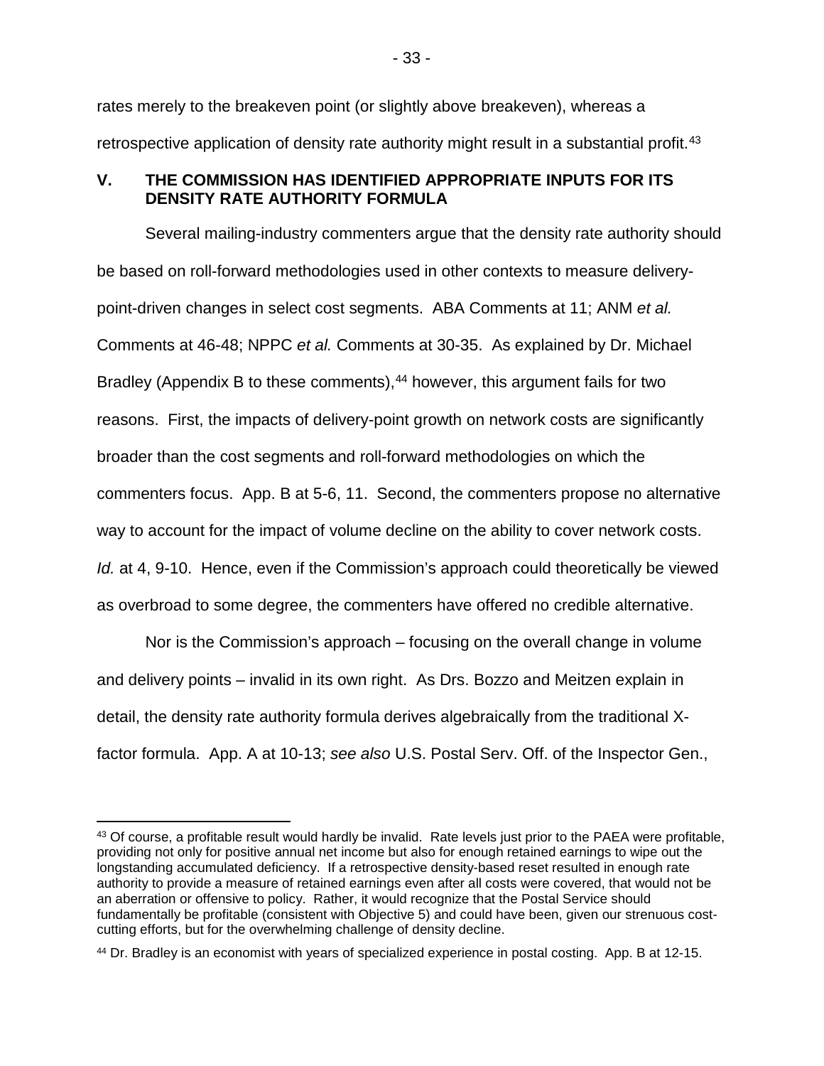rates merely to the breakeven point (or slightly above breakeven), whereas a retrospective application of density rate authority might result in a substantial profit.[43]

## V. THE COMMISSION HAS IDENTIFIED APPROPRIATE INPUTS FOR ITS DENSITY RATE AUTHORITY FORMULA

Several mailing-industry commenters argue that the density rate authority should be based on roll-forward methodologies used in other contexts to measure delivery-point-driven changes in select cost segments. ABA Comments at 11; ANM *et al.* Comments at 46-48; NPPC *et al.* Comments at 30-35. As explained by Dr. Michael Bradley (Appendix B to these comments),[44] however, this argument fails for two reasons. First, the impacts of delivery-point growth on network costs are significantly broader than the cost segments and roll-forward methodologies on which the commenters focus. App. B at 5-6, 11. Second, the commenters propose no alternative way to account for the impact of volume decline on the ability to cover network costs. *Id.* at 4, 9-10. Hence, even if the Commission's approach could theoretically be viewed as overbroad to some degree, the commenters have offered no credible alternative.

Nor is the Commission's approach – focusing on the overall change in volume and delivery points – invalid in its own right. As Drs. Bozzo and Meitzen explain in detail, the density rate authority formula derives algebraically from the traditional X-factor formula. App. A at 10-13; *see also* U.S. Postal Serv. Off. of the Inspector Gen.,

---

[43] Of course, a profitable result would hardly be invalid. Rate levels just prior to the PAEA were profitable, providing not only for positive annual net income but also for enough retained earnings to wipe out the longstanding accumulated deficiency. If a retrospective density-based reset resulted in enough rate authority to provide a measure of retained earnings even after all costs were covered, that would not be an aberration or offensive to policy. Rather, it would recognize that the Postal Service should fundamentally be profitable (consistent with Objective 5) and could have been, given our strenuous cost-cutting efforts, but for the overwhelming challenge of density decline.

[44] Dr. Bradley is an economist with years of specialized experience in postal costing. App. B at 12-15.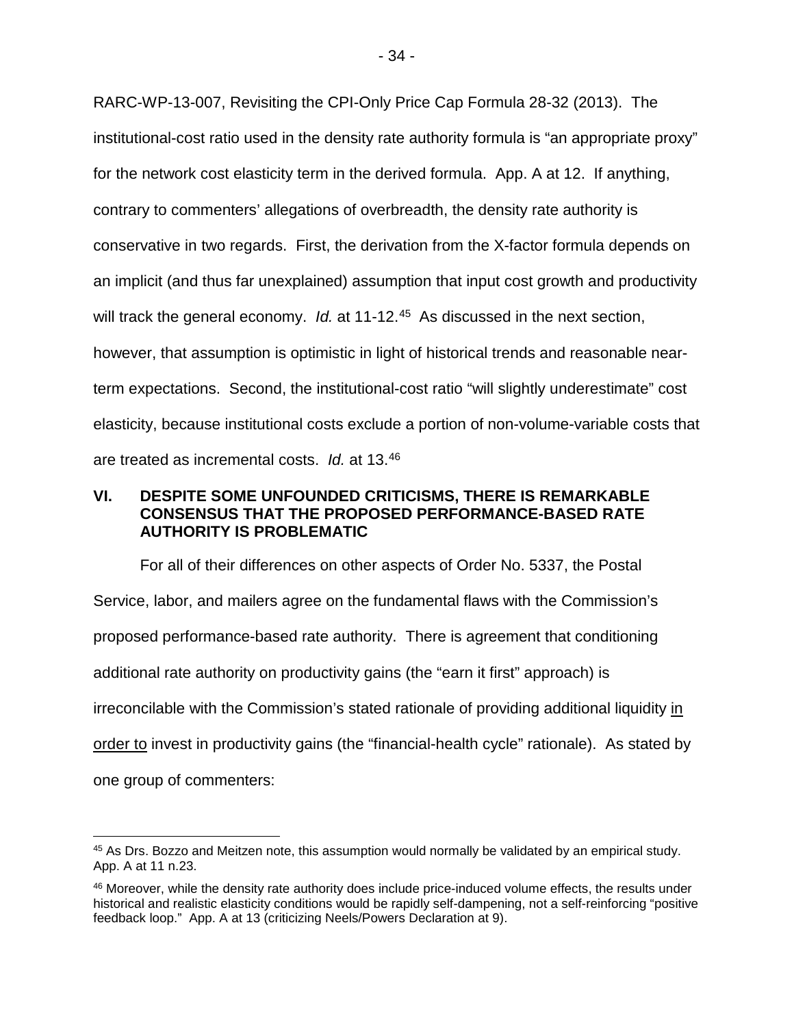RARC-WP-13-007, Revisiting the CPI-Only Price Cap Formula 28-32 (2013). The institutional-cost ratio used in the density rate authority formula is "an appropriate proxy" for the network cost elasticity term in the derived formula. App. A at 12. If anything, contrary to commenters' allegations of overbreadth, the density rate authority is conservative in two regards. First, the derivation from the X-factor formula depends on an implicit (and thus far unexplained) assumption that input cost growth and productivity will track the general economy. *Id.* at 11-12.[45] As discussed in the next section, however, that assumption is optimistic in light of historical trends and reasonable near-term expectations. Second, the institutional-cost ratio "will slightly underestimate" cost elasticity, because institutional costs exclude a portion of non-volume-variable costs that are treated as incremental costs. *Id.* at 13.[46]

## VI. DESPITE SOME UNFOUNDED CRITICISMS, THERE IS REMARKABLE CONSENSUS THAT THE PROPOSED PERFORMANCE-BASED RATE AUTHORITY IS PROBLEMATIC

For all of their differences on other aspects of Order No. 5337, the Postal Service, labor, and mailers agree on the fundamental flaws with the Commission's proposed performance-based rate authority. There is agreement that conditioning additional rate authority on productivity gains (the "earn it first" approach) is irreconcilable with the Commission's stated rationale of providing additional liquidity <u>in order to</u> invest in productivity gains (the "financial-health cycle" rationale). As stated by one group of commenters:

---

[45] As Drs. Bozzo and Meitzen note, this assumption would normally be validated by an empirical study. App. A at 11 n.23.

[46] Moreover, while the density rate authority does include price-induced volume effects, the results under historical and realistic elasticity conditions would be rapidly self-dampening, not a self-reinforcing "positive feedback loop." App. A at 13 (criticizing Neels/Powers Declaration at 9).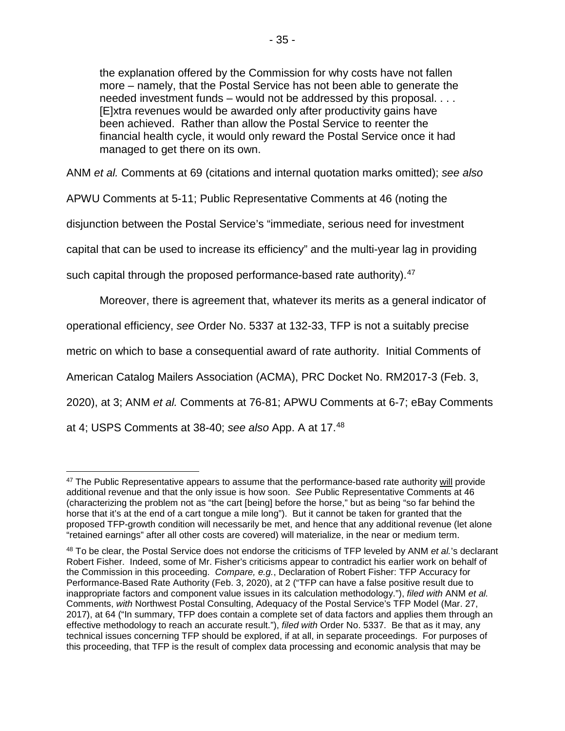> the explanation offered by the Commission for why costs have not fallen more – namely, that the Postal Service has not been able to generate the needed investment funds – would not be addressed by this proposal. . . . [E]xtra revenues would be awarded only after productivity gains have been achieved. Rather than allow the Postal Service to reenter the financial health cycle, it would only reward the Postal Service once it had managed to get there on its own.

ANM *et al.* Comments at 69 (citations and internal quotation marks omitted); *see also* APWU Comments at 5-11; Public Representative Comments at 46 (noting the disjunction between the Postal Service's "immediate, serious need for investment capital that can be used to increase its efficiency" and the multi-year lag in providing such capital through the proposed performance-based rate authority).[47]

Moreover, there is agreement that, whatever its merits as a general indicator of operational efficiency, *see* Order No. 5337 at 132-33, TFP is not a suitably precise metric on which to base a consequential award of rate authority. Initial Comments of American Catalog Mailers Association (ACMA), PRC Docket No. RM2017-3 (Feb. 3, 2020), at 3; ANM *et al.* Comments at 76-81; APWU Comments at 6-7; eBay Comments at 4; USPS Comments at 38-40; *see also* App. A at 17.[48]

---

[47] The Public Representative appears to assume that the performance-based rate authority <u>will</u> provide additional revenue and that the only issue is how soon. *See* Public Representative Comments at 46 (characterizing the problem not as "the cart [being] before the horse," but as being "so far behind the horse that it's at the end of a cart tongue a mile long"). But it cannot be taken for granted that the proposed TFP-growth condition will necessarily be met, and hence that any additional revenue (let alone "retained earnings" after all other costs are covered) will materialize, in the near or medium term.

[48] To be clear, the Postal Service does not endorse the criticisms of TFP leveled by ANM *et al.*'s declarant Robert Fisher. Indeed, some of Mr. Fisher's criticisms appear to contradict his earlier work on behalf of the Commission in this proceeding. *Compare, e.g.*, Declaration of Robert Fisher: TFP Accuracy for Performance-Based Rate Authority (Feb. 3, 2020), at 2 ("TFP can have a false positive result due to inappropriate factors and component value issues in its calculation methodology."), *filed with* ANM *et al.* Comments, *with* Northwest Postal Consulting, Adequacy of the Postal Service's TFP Model (Mar. 27, 2017), at 64 ("In summary, TFP does contain a complete set of data factors and applies them through an effective methodology to reach an accurate result."), *filed with* Order No. 5337. Be that as it may, any technical issues concerning TFP should be explored, if at all, in separate proceedings. For purposes of this proceeding, that TFP is the result of complex data processing and economic analysis that may be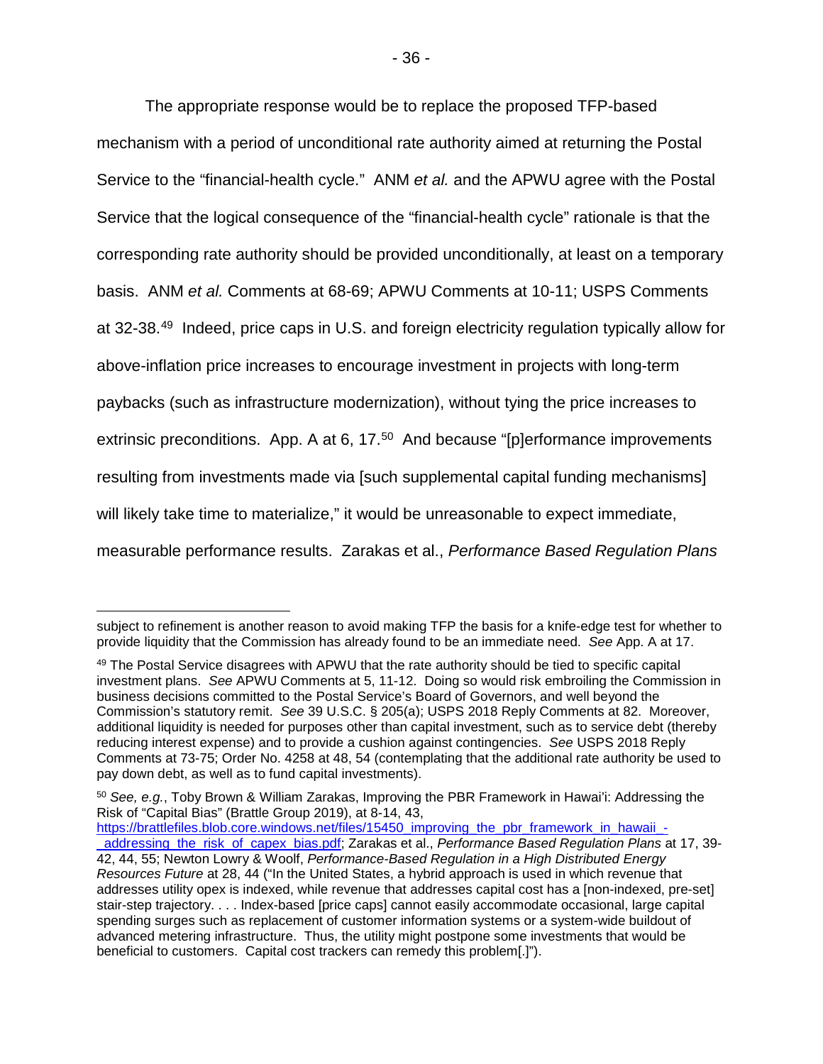The appropriate response would be to replace the proposed TFP-based mechanism with a period of unconditional rate authority aimed at returning the Postal Service to the "financial-health cycle." ANM *et al.* and the APWU agree with the Postal Service that the logical consequence of the "financial-health cycle" rationale is that the corresponding rate authority should be provided unconditionally, at least on a temporary basis. ANM *et al.* Comments at 68-69; APWU Comments at 10-11; USPS Comments at 32-38.[49] Indeed, price caps in U.S. and foreign electricity regulation typically allow for above-inflation price increases to encourage investment in projects with long-term paybacks (such as infrastructure modernization), without tying the price increases to extrinsic preconditions. App. A at 6, 17.[50] And because "[p]erformance improvements resulting from investments made via [such supplemental capital funding mechanisms] will likely take time to materialize," it would be unreasonable to expect immediate, measurable performance results. Zarakas et al., *Performance Based Regulation Plans*

---

subject to refinement is another reason to avoid making TFP the basis for a knife-edge test for whether to provide liquidity that the Commission has already found to be an immediate need. *See* App. A at 17.

[49] The Postal Service disagrees with APWU that the rate authority should be tied to specific capital investment plans. *See* APWU Comments at 5, 11-12. Doing so would risk embroiling the Commission in business decisions committed to the Postal Service's Board of Governors, and well beyond the Commission's statutory remit. *See* 39 U.S.C. § 205(a); USPS 2018 Reply Comments at 82. Moreover, additional liquidity is needed for purposes other than capital investment, such as to service debt (thereby reducing interest expense) and to provide a cushion against contingencies. *See* USPS 2018 Reply Comments at 73-75; Order No. 4258 at 48, 54 (contemplating that the additional rate authority be used to pay down debt, as well as to fund capital investments).

[50] *See, e.g.*, Toby Brown & William Zarakas, Improving the PBR Framework in Hawai'i: Addressing the Risk of "Capital Bias" (Brattle Group 2019), at 8-14, 43, https://brattlefiles.blob.core.windows.net/files/15450_improving_the_pbr_framework_in_hawaii_-_addressing_the_risk_of_capex_bias.pdf; Zarakas et al., *Performance Based Regulation Plans* at 17, 39-42, 44, 55; Newton Lowry & Woolf, *Performance-Based Regulation in a High Distributed Energy Resources Future* at 28, 44 ("In the United States, a hybrid approach is used in which revenue that addresses utility opex is indexed, while revenue that addresses capital cost has a [non-indexed, pre-set] stair-step trajectory. . . . Index-based [price caps] cannot easily accommodate occasional, large capital spending surges such as replacement of customer information systems or a system-wide buildout of advanced metering infrastructure. Thus, the utility might postpone some investments that would be beneficial to customers. Capital cost trackers can remedy this problem[.]").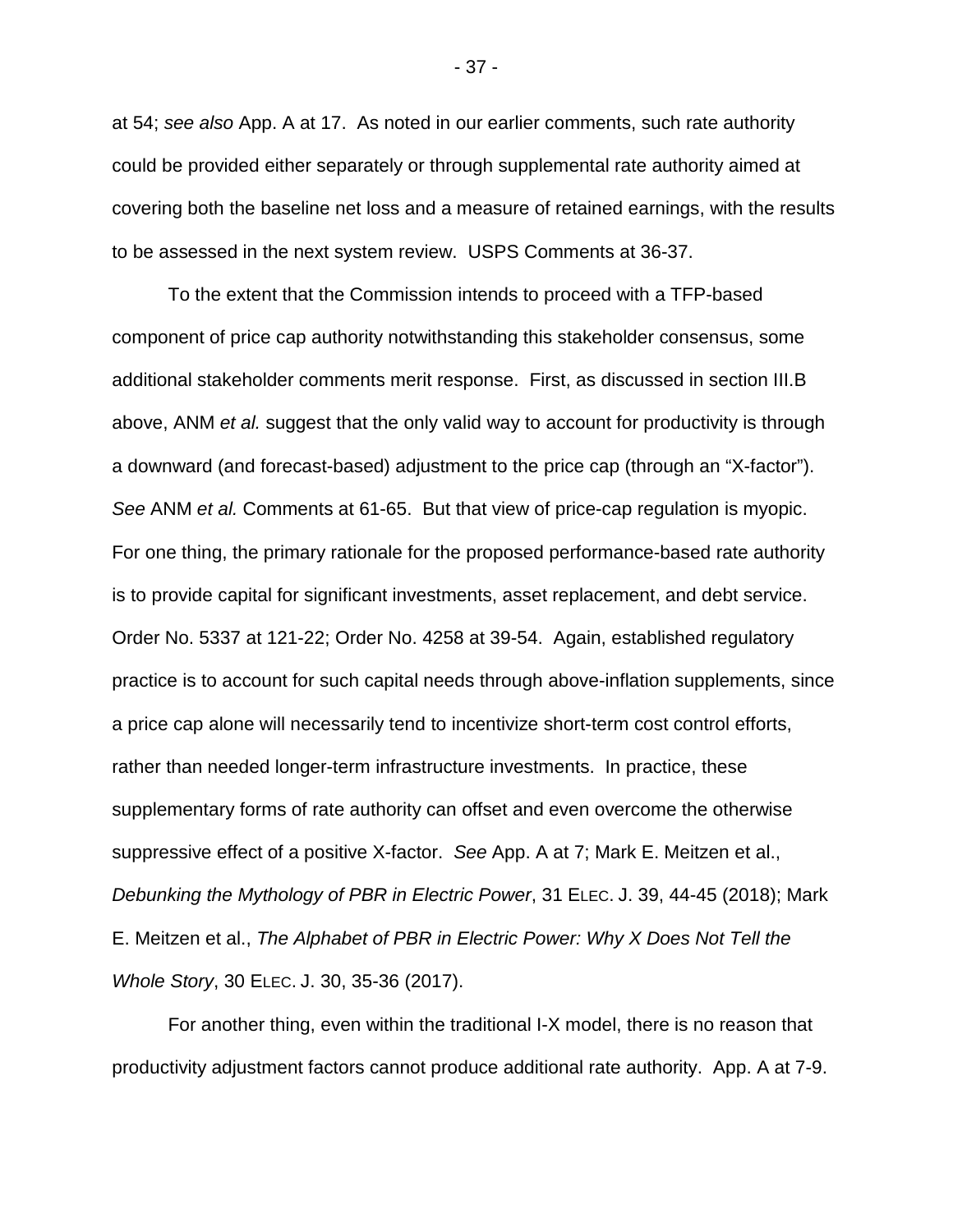at 54; *see also* App. A at 17. As noted in our earlier comments, such rate authority could be provided either separately or through supplemental rate authority aimed at covering both the baseline net loss and a measure of retained earnings, with the results to be assessed in the next system review. USPS Comments at 36-37.

To the extent that the Commission intends to proceed with a TFP-based component of price cap authority notwithstanding this stakeholder consensus, some additional stakeholder comments merit response. First, as discussed in section III.B above, ANM *et al.* suggest that the only valid way to account for productivity is through a downward (and forecast-based) adjustment to the price cap (through an "X-factor"). *See* ANM *et al.* Comments at 61-65. But that view of price-cap regulation is myopic. For one thing, the primary rationale for the proposed performance-based rate authority is to provide capital for significant investments, asset replacement, and debt service. Order No. 5337 at 121-22; Order No. 4258 at 39-54. Again, established regulatory practice is to account for such capital needs through above-inflation supplements, since a price cap alone will necessarily tend to incentivize short-term cost control efforts, rather than needed longer-term infrastructure investments. In practice, these supplementary forms of rate authority can offset and even overcome the otherwise suppressive effect of a positive X-factor. *See* App. A at 7; Mark E. Meitzen et al., *Debunking the Mythology of PBR in Electric Power*, 31 ELEC. J. 39, 44-45 (2018); Mark E. Meitzen et al., *The Alphabet of PBR in Electric Power: Why X Does Not Tell the Whole Story*, 30 ELEC. J. 30, 35-36 (2017).

For another thing, even within the traditional I-X model, there is no reason that productivity adjustment factors cannot produce additional rate authority. App. A at 7-9.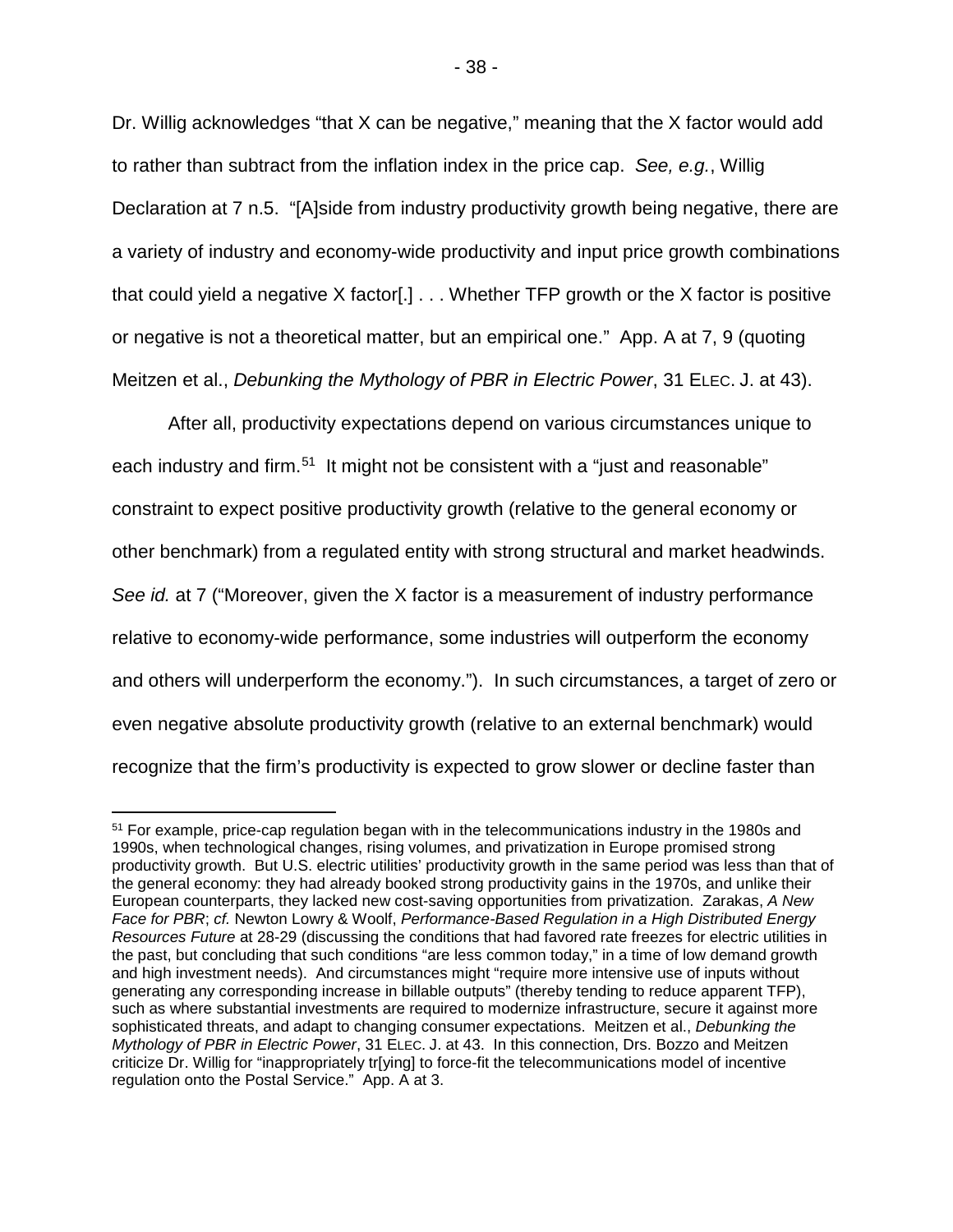Dr. Willig acknowledges "that X can be negative," meaning that the X factor would add to rather than subtract from the inflation index in the price cap. *See, e.g.*, Willig Declaration at 7 n.5. "[A]side from industry productivity growth being negative, there are a variety of industry and economy-wide productivity and input price growth combinations that could yield a negative X factor[.] . . . Whether TFP growth or the X factor is positive or negative is not a theoretical matter, but an empirical one." App. A at 7, 9 (quoting Meitzen et al., *Debunking the Mythology of PBR in Electric Power*, 31 ELEC. J. at 43).

After all, productivity expectations depend on various circumstances unique to each industry and firm.[51] It might not be consistent with a "just and reasonable" constraint to expect positive productivity growth (relative to the general economy or other benchmark) from a regulated entity with strong structural and market headwinds. *See id.* at 7 ("Moreover, given the X factor is a measurement of industry performance relative to economy-wide performance, some industries will outperform the economy and others will underperform the economy."). In such circumstances, a target of zero or even negative absolute productivity growth (relative to an external benchmark) would recognize that the firm's productivity is expected to grow slower or decline faster than

[51] For example, price-cap regulation began with in the telecommunications industry in the 1980s and 1990s, when technological changes, rising volumes, and privatization in Europe promised strong productivity growth. But U.S. electric utilities' productivity growth in the same period was less than that of the general economy: they had already booked strong productivity gains in the 1970s, and unlike their European counterparts, they lacked new cost-saving opportunities from privatization. Zarakas, *A New Face for PBR*; *cf.* Newton Lowry & Woolf, *Performance-Based Regulation in a High Distributed Energy Resources Future* at 28-29 (discussing the conditions that had favored rate freezes for electric utilities in the past, but concluding that such conditions "are less common today," in a time of low demand growth and high investment needs). And circumstances might "require more intensive use of inputs without generating any corresponding increase in billable outputs" (thereby tending to reduce apparent TFP), such as where substantial investments are required to modernize infrastructure, secure it against more sophisticated threats, and adapt to changing consumer expectations. Meitzen et al., *Debunking the Mythology of PBR in Electric Power*, 31 ELEC. J. at 43. In this connection, Drs. Bozzo and Meitzen criticize Dr. Willig for "inappropriately tr[ying] to force-fit the telecommunications model of incentive regulation onto the Postal Service." App. A at 3.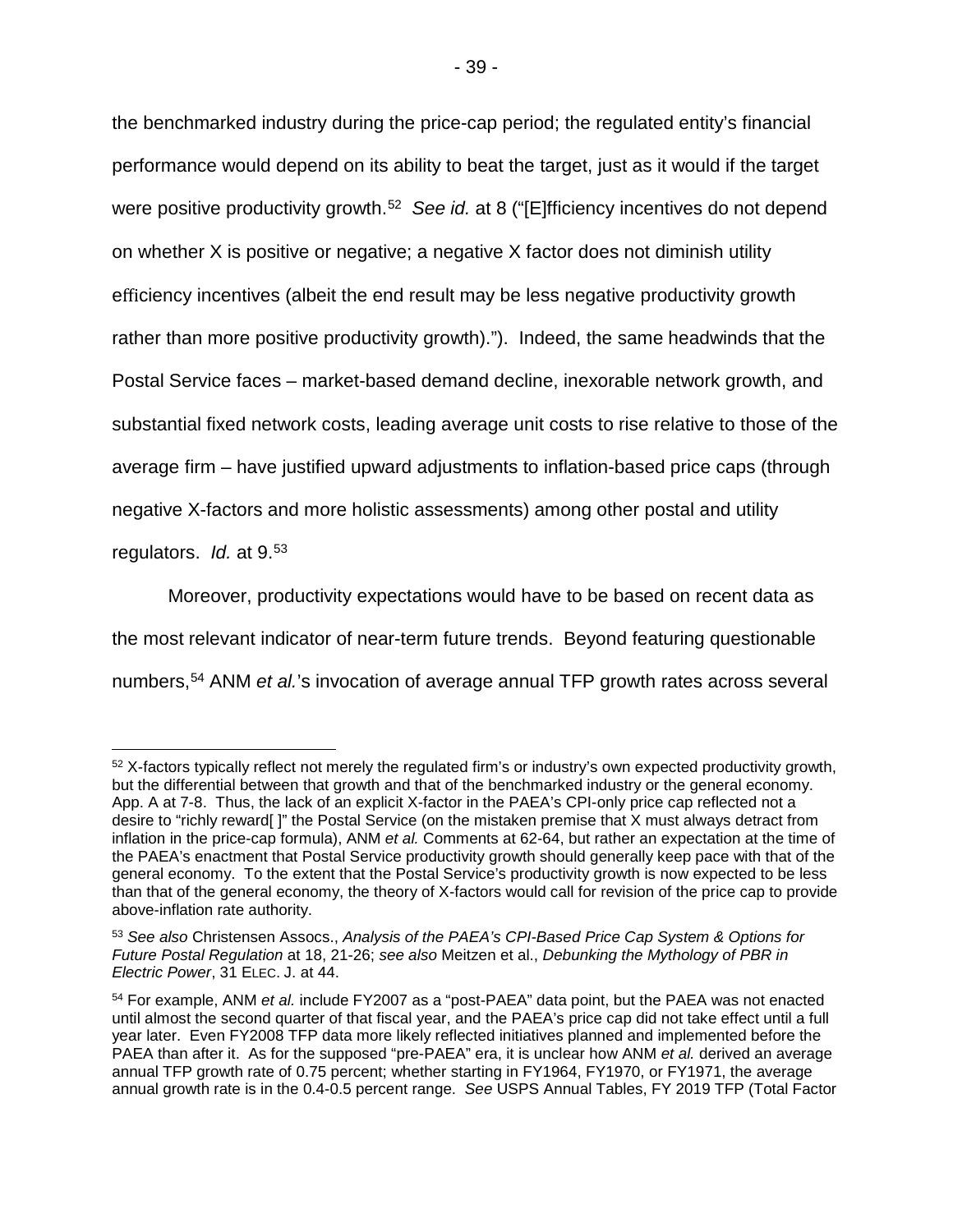the benchmarked industry during the price-cap period; the regulated entity's financial performance would depend on its ability to beat the target, just as it would if the target were positive productivity growth.[52] *See id.* at 8 ("[E]fficiency incentives do not depend on whether X is positive or negative; a negative X factor does not diminish utility efficiency incentives (albeit the end result may be less negative productivity growth rather than more positive productivity growth)."). Indeed, the same headwinds that the Postal Service faces – market-based demand decline, inexorable network growth, and substantial fixed network costs, leading average unit costs to rise relative to those of the average firm – have justified upward adjustments to inflation-based price caps (through negative X-factors and more holistic assessments) among other postal and utility regulators. *Id.* at 9.[53]

Moreover, productivity expectations would have to be based on recent data as the most relevant indicator of near-term future trends. Beyond featuring questionable numbers,[54] ANM *et al.*'s invocation of average annual TFP growth rates across several

---

[52] X-factors typically reflect not merely the regulated firm's or industry's own expected productivity growth, but the differential between that growth and that of the benchmarked industry or the general economy. App. A at 7-8. Thus, the lack of an explicit X-factor in the PAEA's CPI-only price cap reflected not a desire to "richly reward[ ]" the Postal Service (on the mistaken premise that X must always detract from inflation in the price-cap formula), ANM *et al.* Comments at 62-64, but rather an expectation at the time of the PAEA's enactment that Postal Service productivity growth should generally keep pace with that of the general economy. To the extent that the Postal Service's productivity growth is now expected to be less than that of the general economy, the theory of X-factors would call for revision of the price cap to provide above-inflation rate authority.

[53] *See also* Christensen Assocs., *Analysis of the PAEA's CPI-Based Price Cap System & Options for Future Postal Regulation* at 18, 21-26; *see also* Meitzen et al., *Debunking the Mythology of PBR in Electric Power*, 31 ELEC. J. at 44.

[54] For example, ANM *et al.* include FY2007 as a "post-PAEA" data point, but the PAEA was not enacted until almost the second quarter of that fiscal year, and the PAEA's price cap did not take effect until a full year later. Even FY2008 TFP data more likely reflected initiatives planned and implemented before the PAEA than after it. As for the supposed "pre-PAEA" era, it is unclear how ANM *et al.* derived an average annual TFP growth rate of 0.75 percent; whether starting in FY1964, FY1970, or FY1971, the average annual growth rate is in the 0.4-0.5 percent range. *See* USPS Annual Tables, FY 2019 TFP (Total Factor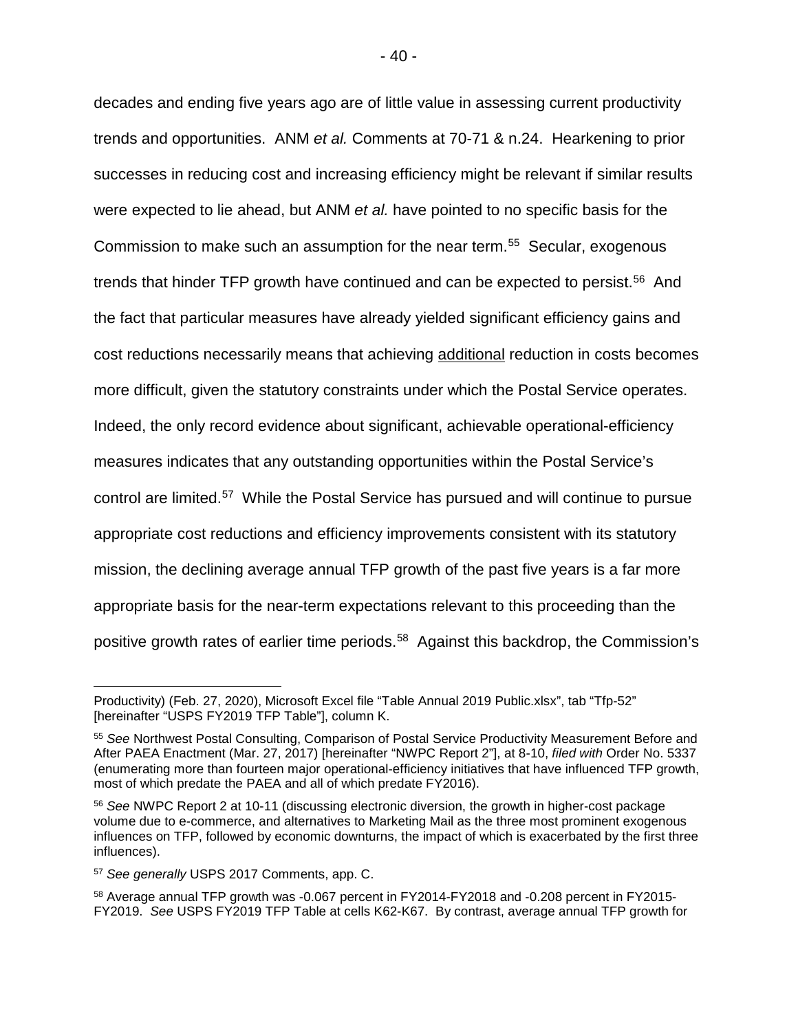decades and ending five years ago are of little value in assessing current productivity trends and opportunities. ANM *et al.* Comments at 70-71 & n.24. Hearkening to prior successes in reducing cost and increasing efficiency might be relevant if similar results were expected to lie ahead, but ANM *et al.* have pointed to no specific basis for the Commission to make such an assumption for the near term.[55] Secular, exogenous trends that hinder TFP growth have continued and can be expected to persist.[56] And the fact that particular measures have already yielded significant efficiency gains and cost reductions necessarily means that achieving additional reduction in costs becomes more difficult, given the statutory constraints under which the Postal Service operates. Indeed, the only record evidence about significant, achievable operational-efficiency measures indicates that any outstanding opportunities within the Postal Service's control are limited.[57] While the Postal Service has pursued and will continue to pursue appropriate cost reductions and efficiency improvements consistent with its statutory mission, the declining average annual TFP growth of the past five years is a far more appropriate basis for the near-term expectations relevant to this proceeding than the positive growth rates of earlier time periods.[58] Against this backdrop, the Commission's

---

Productivity) (Feb. 27, 2020), Microsoft Excel file "Table Annual 2019 Public.xlsx", tab "Tfp-52" [hereinafter "USPS FY2019 TFP Table"], column K.

[55] *See* Northwest Postal Consulting, Comparison of Postal Service Productivity Measurement Before and After PAEA Enactment (Mar. 27, 2017) [hereinafter "NWPC Report 2"], at 8-10, *filed with* Order No. 5337 (enumerating more than fourteen major operational-efficiency initiatives that have influenced TFP growth, most of which predate the PAEA and all of which predate FY2016).

[56] *See* NWPC Report 2 at 10-11 (discussing electronic diversion, the growth in higher-cost package volume due to e-commerce, and alternatives to Marketing Mail as the three most prominent exogenous influences on TFP, followed by economic downturns, the impact of which is exacerbated by the first three influences).

[57] *See generally* USPS 2017 Comments, app. C.

[58] Average annual TFP growth was -0.067 percent in FY2014-FY2018 and -0.208 percent in FY2015-FY2019. *See* USPS FY2019 TFP Table at cells K62-K67. By contrast, average annual TFP growth for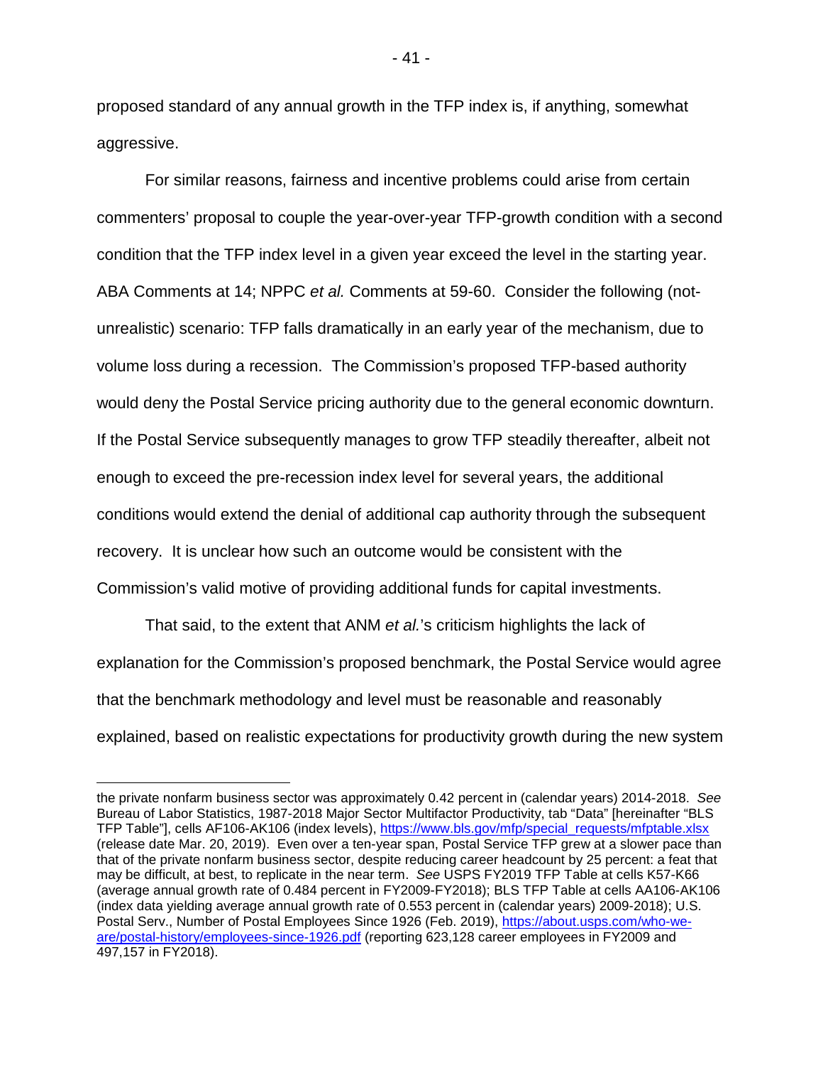proposed standard of any annual growth in the TFP index is, if anything, somewhat aggressive.

For similar reasons, fairness and incentive problems could arise from certain commenters' proposal to couple the year-over-year TFP-growth condition with a second condition that the TFP index level in a given year exceed the level in the starting year. ABA Comments at 14; NPPC *et al.* Comments at 59-60. Consider the following (not-unrealistic) scenario: TFP falls dramatically in an early year of the mechanism, due to volume loss during a recession. The Commission's proposed TFP-based authority would deny the Postal Service pricing authority due to the general economic downturn. If the Postal Service subsequently manages to grow TFP steadily thereafter, albeit not enough to exceed the pre-recession index level for several years, the additional conditions would extend the denial of additional cap authority through the subsequent recovery. It is unclear how such an outcome would be consistent with the Commission's valid motive of providing additional funds for capital investments.

That said, to the extent that ANM *et al.*'s criticism highlights the lack of explanation for the Commission's proposed benchmark, the Postal Service would agree that the benchmark methodology and level must be reasonable and reasonably explained, based on realistic expectations for productivity growth during the new system

---

the private nonfarm business sector was approximately 0.42 percent in (calendar years) 2014-2018. *See* Bureau of Labor Statistics, 1987-2018 Major Sector Multifactor Productivity, tab "Data" [hereinafter "BLS TFP Table"], cells AF106-AK106 (index levels), https://www.bls.gov/mfp/special_requests/mfptable.xlsx (release date Mar. 20, 2019). Even over a ten-year span, Postal Service TFP grew at a slower pace than that of the private nonfarm business sector, despite reducing career headcount by 25 percent: a feat that may be difficult, at best, to replicate in the near term. *See* USPS FY2019 TFP Table at cells K57-K66 (average annual growth rate of 0.484 percent in FY2009-FY2018); BLS TFP Table at cells AA106-AK106 (index data yielding average annual growth rate of 0.553 percent in (calendar years) 2009-2018); U.S. Postal Serv., Number of Postal Employees Since 1926 (Feb. 2019), https://about.usps.com/who-we-are/postal-history/employees-since-1926.pdf (reporting 623,128 career employees in FY2009 and 497,157 in FY2018).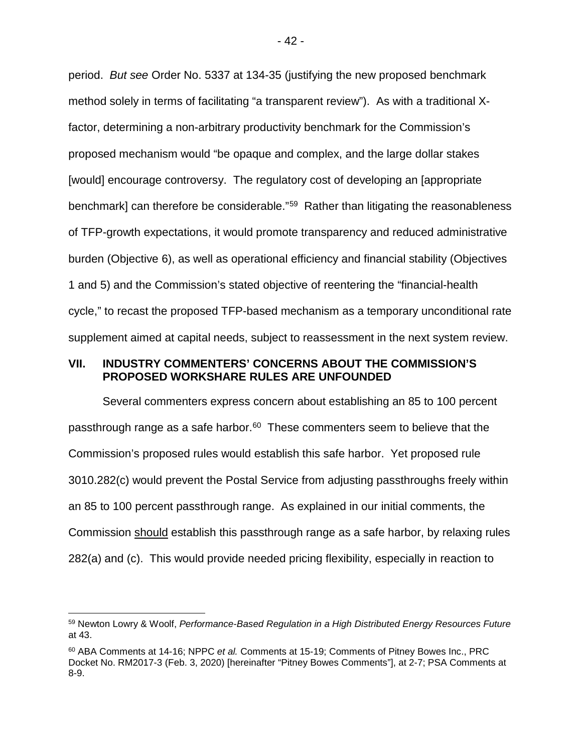period. *But see* Order No. 5337 at 134-35 (justifying the new proposed benchmark method solely in terms of facilitating "a transparent review"). As with a traditional X-factor, determining a non-arbitrary productivity benchmark for the Commission's proposed mechanism would "be opaque and complex, and the large dollar stakes [would] encourage controversy. The regulatory cost of developing an [appropriate benchmark] can therefore be considerable."[59] Rather than litigating the reasonableness of TFP-growth expectations, it would promote transparency and reduced administrative burden (Objective 6), as well as operational efficiency and financial stability (Objectives 1 and 5) and the Commission's stated objective of reentering the "financial-health cycle," to recast the proposed TFP-based mechanism as a temporary unconditional rate supplement aimed at capital needs, subject to reassessment in the next system review.

## VII. INDUSTRY COMMENTERS' CONCERNS ABOUT THE COMMISSION'S PROPOSED WORKSHARE RULES ARE UNFOUNDED

Several commenters express concern about establishing an 85 to 100 percent passthrough range as a safe harbor.[60] These commenters seem to believe that the Commission's proposed rules would establish this safe harbor. Yet proposed rule 3010.282(c) would prevent the Postal Service from adjusting passthroughs freely within an 85 to 100 percent passthrough range. As explained in our initial comments, the Commission <u>should</u> establish this passthrough range as a safe harbor, by relaxing rules 282(a) and (c). This would provide needed pricing flexibility, especially in reaction to

---

[59] Newton Lowry & Woolf, *Performance-Based Regulation in a High Distributed Energy Resources Future* at 43.

[60] ABA Comments at 14-16; NPPC *et al.* Comments at 15-19; Comments of Pitney Bowes Inc., PRC Docket No. RM2017-3 (Feb. 3, 2020) [hereinafter "Pitney Bowes Comments"], at 2-7; PSA Comments at 8-9.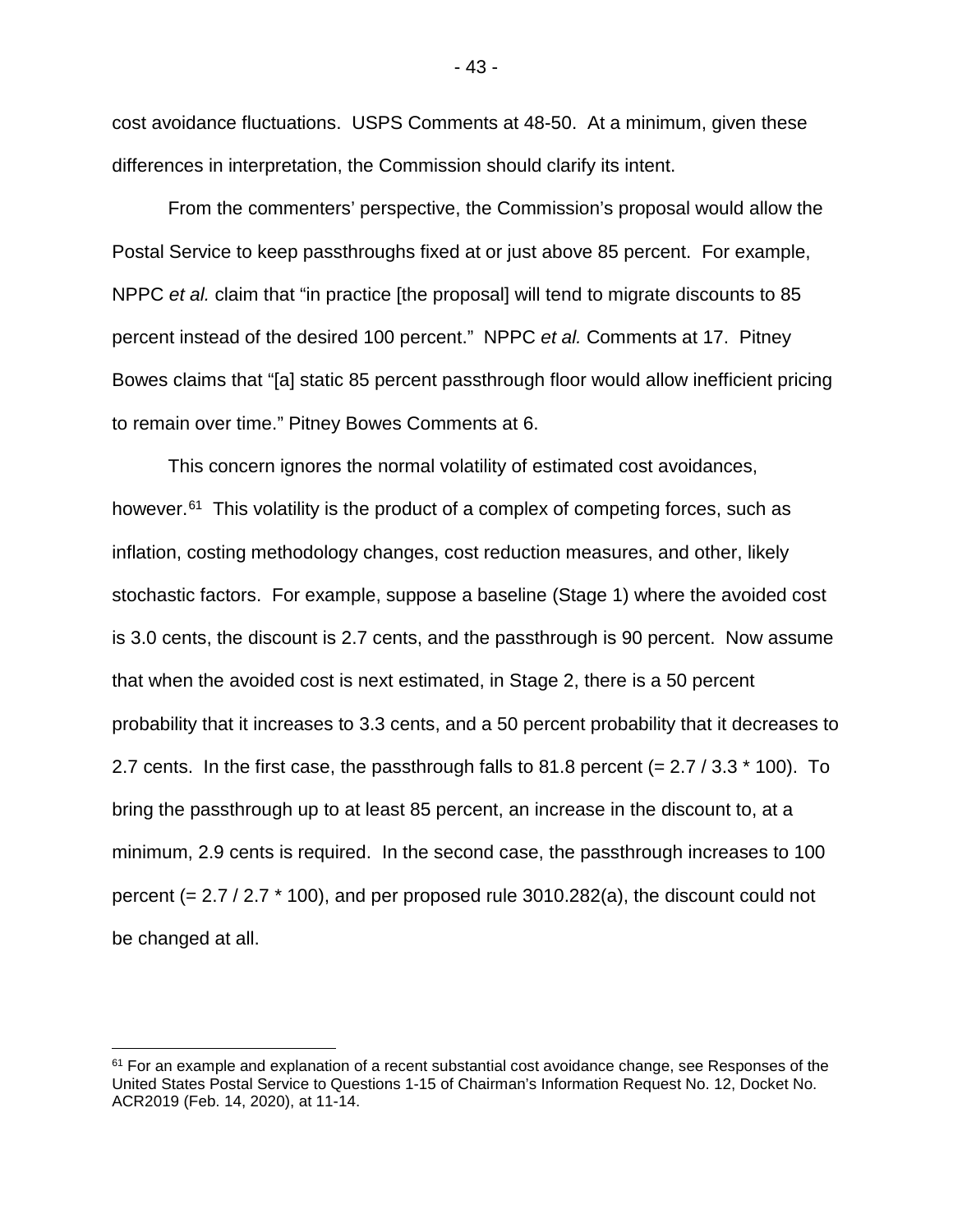cost avoidance fluctuations. USPS Comments at 48-50. At a minimum, given these differences in interpretation, the Commission should clarify its intent.

From the commenters' perspective, the Commission's proposal would allow the Postal Service to keep passthroughs fixed at or just above 85 percent. For example, NPPC *et al.* claim that "in practice [the proposal] will tend to migrate discounts to 85 percent instead of the desired 100 percent." NPPC *et al.* Comments at 17. Pitney Bowes claims that "[a] static 85 percent passthrough floor would allow inefficient pricing to remain over time." Pitney Bowes Comments at 6.

This concern ignores the normal volatility of estimated cost avoidances, however.[61] This volatility is the product of a complex of competing forces, such as inflation, costing methodology changes, cost reduction measures, and other, likely stochastic factors. For example, suppose a baseline (Stage 1) where the avoided cost is 3.0 cents, the discount is 2.7 cents, and the passthrough is 90 percent. Now assume that when the avoided cost is next estimated, in Stage 2, there is a 50 percent probability that it increases to 3.3 cents, and a 50 percent probability that it decreases to 2.7 cents. In the first case, the passthrough falls to 81.8 percent (= 2.7 / 3.3 * 100). To bring the passthrough up to at least 85 percent, an increase in the discount to, at a minimum, 2.9 cents is required. In the second case, the passthrough increases to 100 percent (= 2.7 / 2.7 * 100), and per proposed rule 3010.282(a), the discount could not be changed at all.

---

[61] For an example and explanation of a recent substantial cost avoidance change, see Responses of the United States Postal Service to Questions 1-15 of Chairman's Information Request No. 12, Docket No. ACR2019 (Feb. 14, 2020), at 11-14.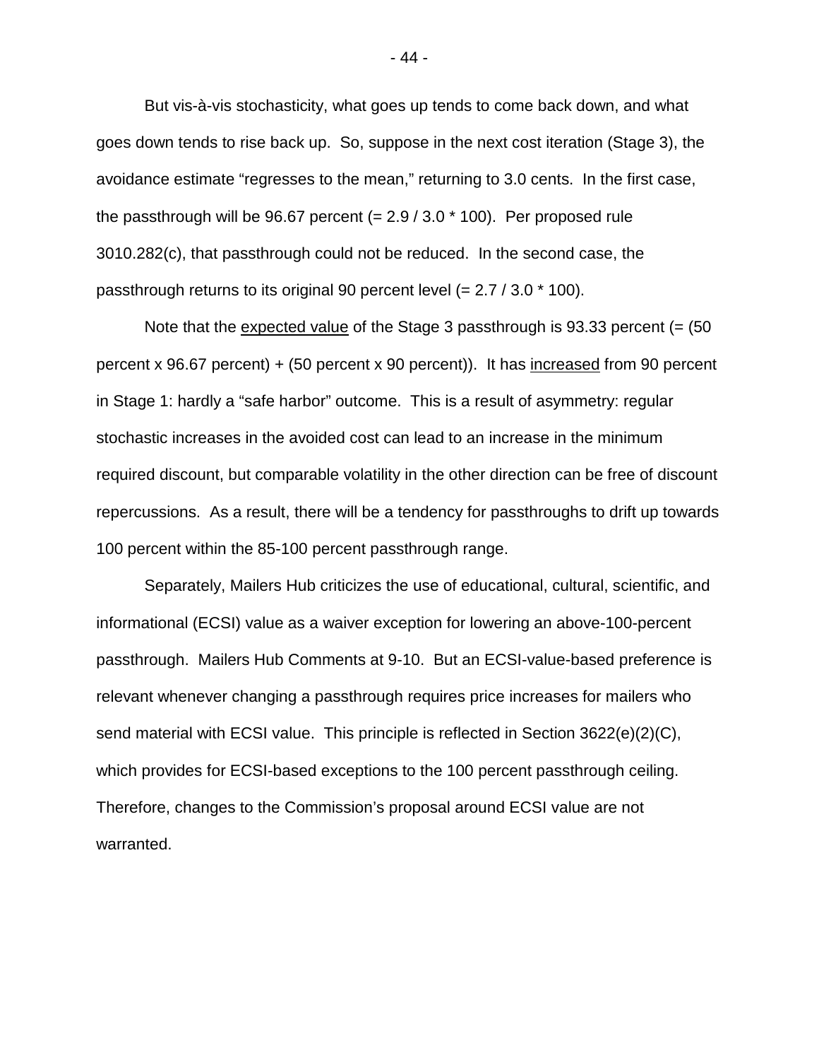But vis-à-vis stochasticity, what goes up tends to come back down, and what goes down tends to rise back up. So, suppose in the next cost iteration (Stage 3), the avoidance estimate "regresses to the mean," returning to 3.0 cents. In the first case, the passthrough will be 96.67 percent (= 2.9 / 3.0 * 100). Per proposed rule 3010.282(c), that passthrough could not be reduced. In the second case, the passthrough returns to its original 90 percent level (= 2.7 / 3.0 * 100).

Note that the <u>expected value</u> of the Stage 3 passthrough is 93.33 percent (= (50 percent x 96.67 percent) + (50 percent x 90 percent)). It has <u>increased</u> from 90 percent in Stage 1: hardly a "safe harbor" outcome. This is a result of asymmetry: regular stochastic increases in the avoided cost can lead to an increase in the minimum required discount, but comparable volatility in the other direction can be free of discount repercussions. As a result, there will be a tendency for passthroughs to drift up towards 100 percent within the 85-100 percent passthrough range.

Separately, Mailers Hub criticizes the use of educational, cultural, scientific, and informational (ECSI) value as a waiver exception for lowering an above-100-percent passthrough. Mailers Hub Comments at 9-10. But an ECSI-value-based preference is relevant whenever changing a passthrough requires price increases for mailers who send material with ECSI value. This principle is reflected in Section 3622(e)(2)(C), which provides for ECSI-based exceptions to the 100 percent passthrough ceiling. Therefore, changes to the Commission's proposal around ECSI value are not warranted.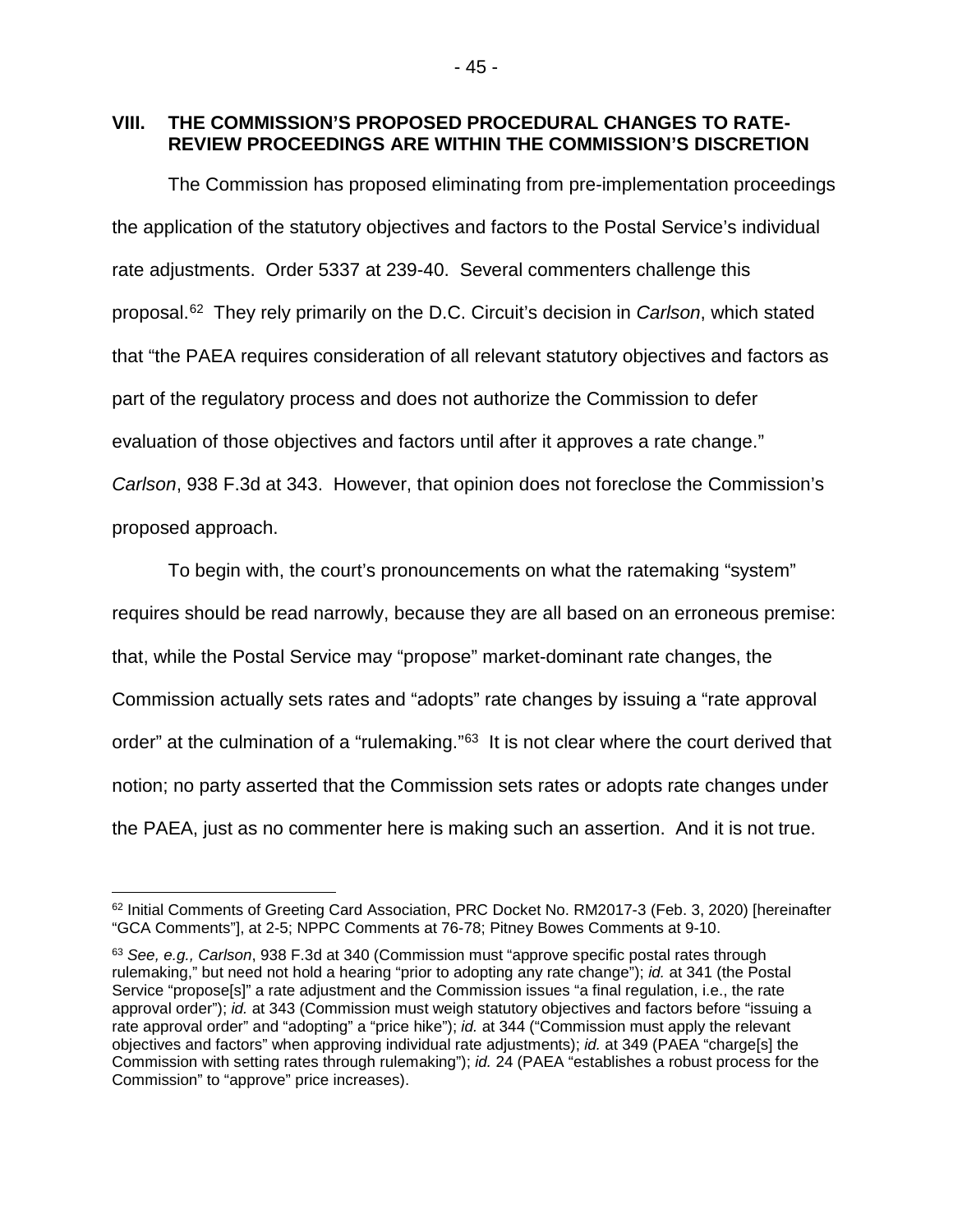## VIII. THE COMMISSION'S PROPOSED PROCEDURAL CHANGES TO RATE-REVIEW PROCEEDINGS ARE WITHIN THE COMMISSION'S DISCRETION

The Commission has proposed eliminating from pre-implementation proceedings the application of the statutory objectives and factors to the Postal Service's individual rate adjustments. Order 5337 at 239-40. Several commenters challenge this proposal.[62] They rely primarily on the D.C. Circuit's decision in *Carlson*, which stated that "the PAEA requires consideration of all relevant statutory objectives and factors as part of the regulatory process and does not authorize the Commission to defer evaluation of those objectives and factors until after it approves a rate change." *Carlson*, 938 F.3d at 343. However, that opinion does not foreclose the Commission's proposed approach.

To begin with, the court's pronouncements on what the ratemaking "system" requires should be read narrowly, because they are all based on an erroneous premise: that, while the Postal Service may "propose" market-dominant rate changes, the Commission actually sets rates and "adopts" rate changes by issuing a "rate approval order" at the culmination of a "rulemaking."[63] It is not clear where the court derived that notion; no party asserted that the Commission sets rates or adopts rate changes under the PAEA, just as no commenter here is making such an assertion. And it is not true.

---

[62] Initial Comments of Greeting Card Association, PRC Docket No. RM2017-3 (Feb. 3, 2020) [hereinafter "GCA Comments"], at 2-5; NPPC Comments at 76-78; Pitney Bowes Comments at 9-10.

[63] *See, e.g., Carlson*, 938 F.3d at 340 (Commission must "approve specific postal rates through rulemaking," but need not hold a hearing "prior to adopting any rate change"); *id.* at 341 (the Postal Service "propose[s]" a rate adjustment and the Commission issues "a final regulation, i.e., the rate approval order"); *id.* at 343 (Commission must weigh statutory objectives and factors before "issuing a rate approval order" and "adopting" a "price hike"); *id.* at 344 ("Commission must apply the relevant objectives and factors" when approving individual rate adjustments); *id.* at 349 (PAEA "charge[s] the Commission with setting rates through rulemaking"); *id.* 24 (PAEA "establishes a robust process for the Commission" to "approve" price increases).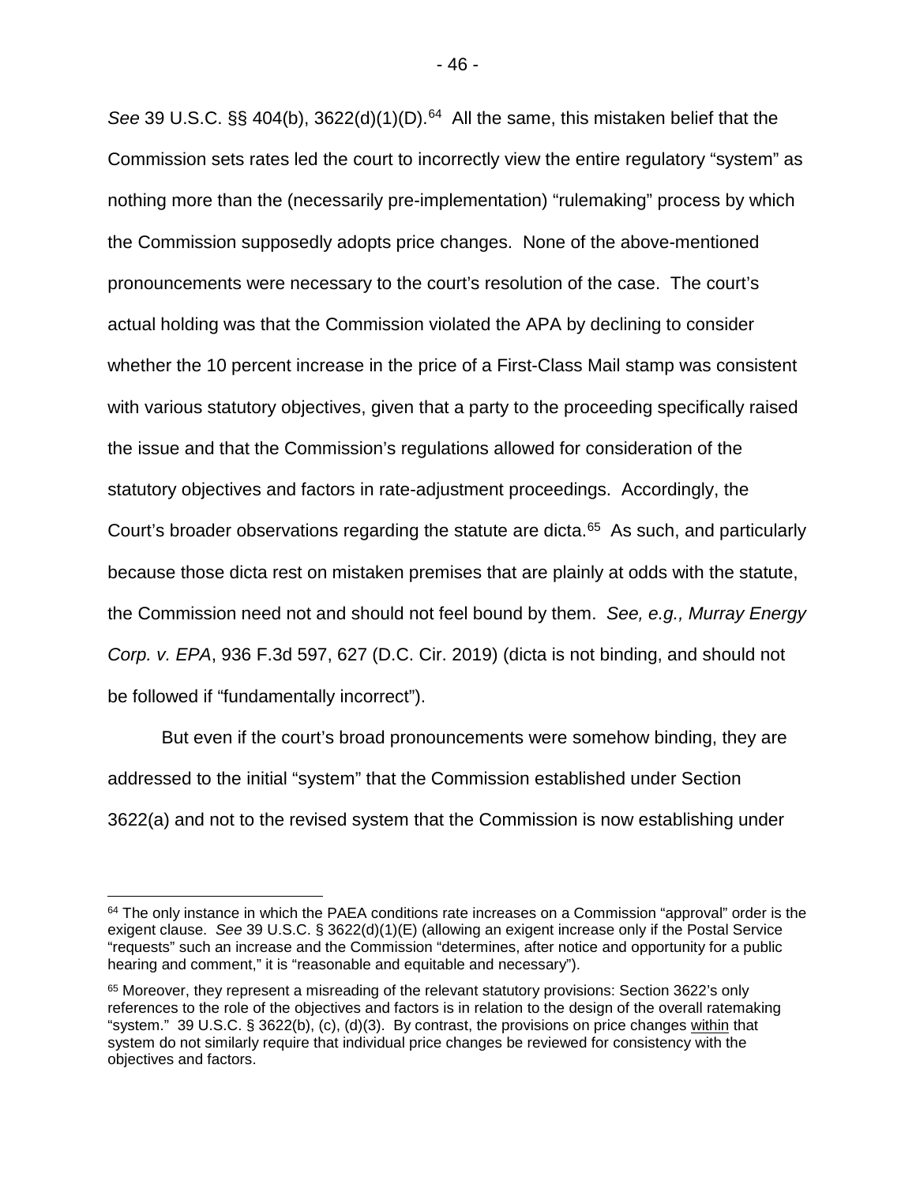*See* 39 U.S.C. §§ 404(b), 3622(d)(1)(D).[64] All the same, this mistaken belief that the Commission sets rates led the court to incorrectly view the entire regulatory "system" as nothing more than the (necessarily pre-implementation) "rulemaking" process by which the Commission supposedly adopts price changes. None of the above-mentioned pronouncements were necessary to the court's resolution of the case. The court's actual holding was that the Commission violated the APA by declining to consider whether the 10 percent increase in the price of a First-Class Mail stamp was consistent with various statutory objectives, given that a party to the proceeding specifically raised the issue and that the Commission's regulations allowed for consideration of the statutory objectives and factors in rate-adjustment proceedings. Accordingly, the Court's broader observations regarding the statute are dicta.[65] As such, and particularly because those dicta rest on mistaken premises that are plainly at odds with the statute, the Commission need not and should not feel bound by them. *See, e.g., Murray Energy Corp. v. EPA*, 936 F.3d 597, 627 (D.C. Cir. 2019) (dicta is not binding, and should not be followed if "fundamentally incorrect").

But even if the court's broad pronouncements were somehow binding, they are addressed to the initial "system" that the Commission established under Section 3622(a) and not to the revised system that the Commission is now establishing under

---

[64] The only instance in which the PAEA conditions rate increases on a Commission "approval" order is the exigent clause. *See* 39 U.S.C. § 3622(d)(1)(E) (allowing an exigent increase only if the Postal Service "requests" such an increase and the Commission "determines, after notice and opportunity for a public hearing and comment," it is "reasonable and equitable and necessary").

[65] Moreover, they represent a misreading of the relevant statutory provisions: Section 3622's only references to the role of the objectives and factors is in relation to the design of the overall ratemaking "system." 39 U.S.C. § 3622(b), (c), (d)(3). By contrast, the provisions on price changes <u>within</u> that system do not similarly require that individual price changes be reviewed for consistency with the objectives and factors.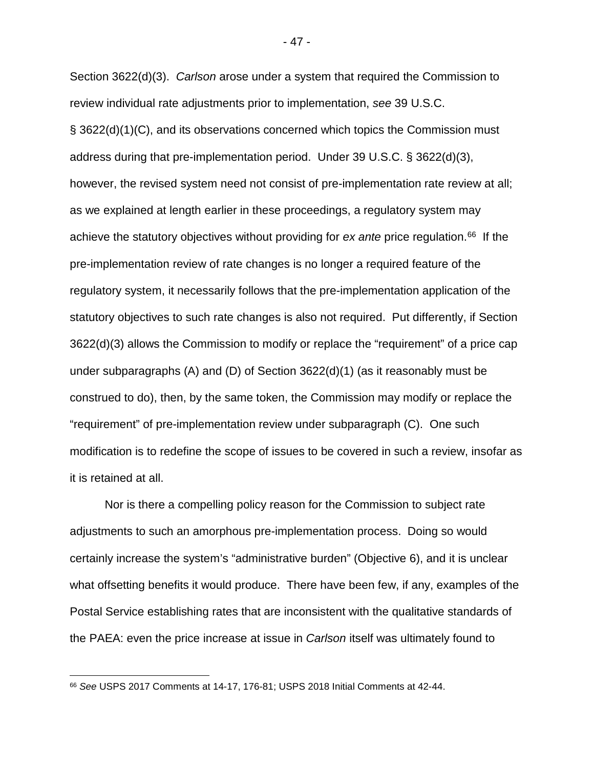Section 3622(d)(3). *Carlson* arose under a system that required the Commission to review individual rate adjustments prior to implementation, *see* 39 U.S.C. § 3622(d)(1)(C), and its observations concerned which topics the Commission must address during that pre-implementation period. Under 39 U.S.C. § 3622(d)(3), however, the revised system need not consist of pre-implementation rate review at all; as we explained at length earlier in these proceedings, a regulatory system may achieve the statutory objectives without providing for *ex ante* price regulation.[66] If the pre-implementation review of rate changes is no longer a required feature of the regulatory system, it necessarily follows that the pre-implementation application of the statutory objectives to such rate changes is also not required. Put differently, if Section 3622(d)(3) allows the Commission to modify or replace the "requirement" of a price cap under subparagraphs (A) and (D) of Section 3622(d)(1) (as it reasonably must be construed to do), then, by the same token, the Commission may modify or replace the "requirement" of pre-implementation review under subparagraph (C). One such modification is to redefine the scope of issues to be covered in such a review, insofar as it is retained at all.

Nor is there a compelling policy reason for the Commission to subject rate adjustments to such an amorphous pre-implementation process. Doing so would certainly increase the system's "administrative burden" (Objective 6), and it is unclear what offsetting benefits it would produce. There have been few, if any, examples of the Postal Service establishing rates that are inconsistent with the qualitative standards of the PAEA: even the price increase at issue in *Carlson* itself was ultimately found to

[66] *See* USPS 2017 Comments at 14-17, 176-81; USPS 2018 Initial Comments at 42-44.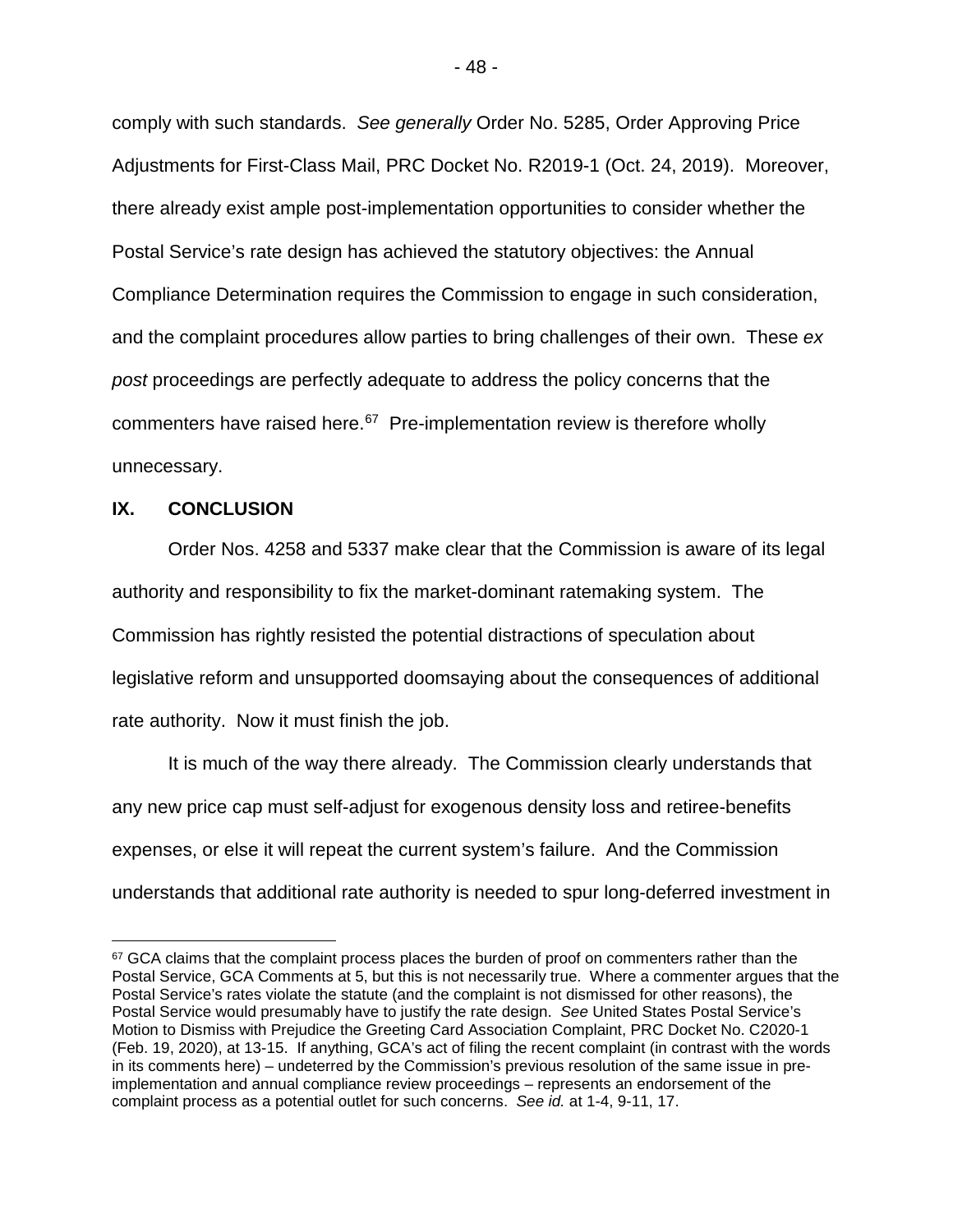comply with such standards. *See generally* Order No. 5285, Order Approving Price Adjustments for First-Class Mail, PRC Docket No. R2019-1 (Oct. 24, 2019). Moreover, there already exist ample post-implementation opportunities to consider whether the Postal Service's rate design has achieved the statutory objectives: the Annual Compliance Determination requires the Commission to engage in such consideration, and the complaint procedures allow parties to bring challenges of their own. These *ex post* proceedings are perfectly adequate to address the policy concerns that the commenters have raised here.[67] Pre-implementation review is therefore wholly unnecessary.

## IX. CONCLUSION

Order Nos. 4258 and 5337 make clear that the Commission is aware of its legal authority and responsibility to fix the market-dominant ratemaking system. The Commission has rightly resisted the potential distractions of speculation about legislative reform and unsupported doomsaying about the consequences of additional rate authority. Now it must finish the job.

It is much of the way there already. The Commission clearly understands that any new price cap must self-adjust for exogenous density loss and retiree-benefits expenses, or else it will repeat the current system's failure. And the Commission understands that additional rate authority is needed to spur long-deferred investment in

---

[67] GCA claims that the complaint process places the burden of proof on commenters rather than the Postal Service, GCA Comments at 5, but this is not necessarily true. Where a commenter argues that the Postal Service's rates violate the statute (and the complaint is not dismissed for other reasons), the Postal Service would presumably have to justify the rate design. *See* United States Postal Service's Motion to Dismiss with Prejudice the Greeting Card Association Complaint, PRC Docket No. C2020-1 (Feb. 19, 2020), at 13-15. If anything, GCA's act of filing the recent complaint (in contrast with the words in its comments here) – undeterred by the Commission's previous resolution of the same issue in pre-implementation and annual compliance review proceedings – represents an endorsement of the complaint process as a potential outlet for such concerns. *See id.* at 1-4, 9-11, 17.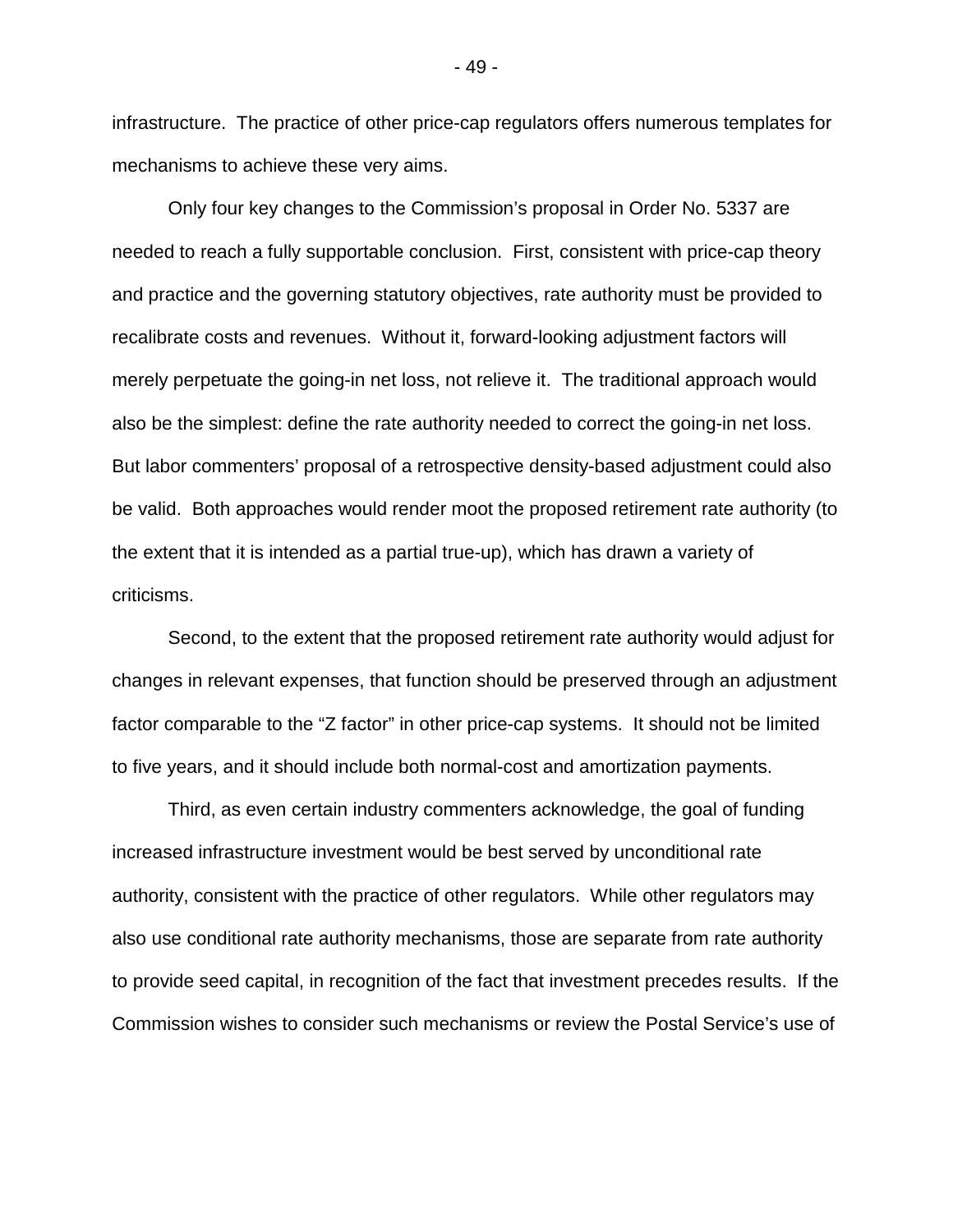infrastructure. The practice of other price-cap regulators offers numerous templates for mechanisms to achieve these very aims.

Only four key changes to the Commission's proposal in Order No. 5337 are needed to reach a fully supportable conclusion. First, consistent with price-cap theory and practice and the governing statutory objectives, rate authority must be provided to recalibrate costs and revenues. Without it, forward-looking adjustment factors will merely perpetuate the going-in net loss, not relieve it. The traditional approach would also be the simplest: define the rate authority needed to correct the going-in net loss. But labor commenters' proposal of a retrospective density-based adjustment could also be valid. Both approaches would render moot the proposed retirement rate authority (to the extent that it is intended as a partial true-up), which has drawn a variety of criticisms.

Second, to the extent that the proposed retirement rate authority would adjust for changes in relevant expenses, that function should be preserved through an adjustment factor comparable to the "Z factor" in other price-cap systems. It should not be limited to five years, and it should include both normal-cost and amortization payments.

Third, as even certain industry commenters acknowledge, the goal of funding increased infrastructure investment would be best served by unconditional rate authority, consistent with the practice of other regulators. While other regulators may also use conditional rate authority mechanisms, those are separate from rate authority to provide seed capital, in recognition of the fact that investment precedes results. If the Commission wishes to consider such mechanisms or review the Postal Service's use of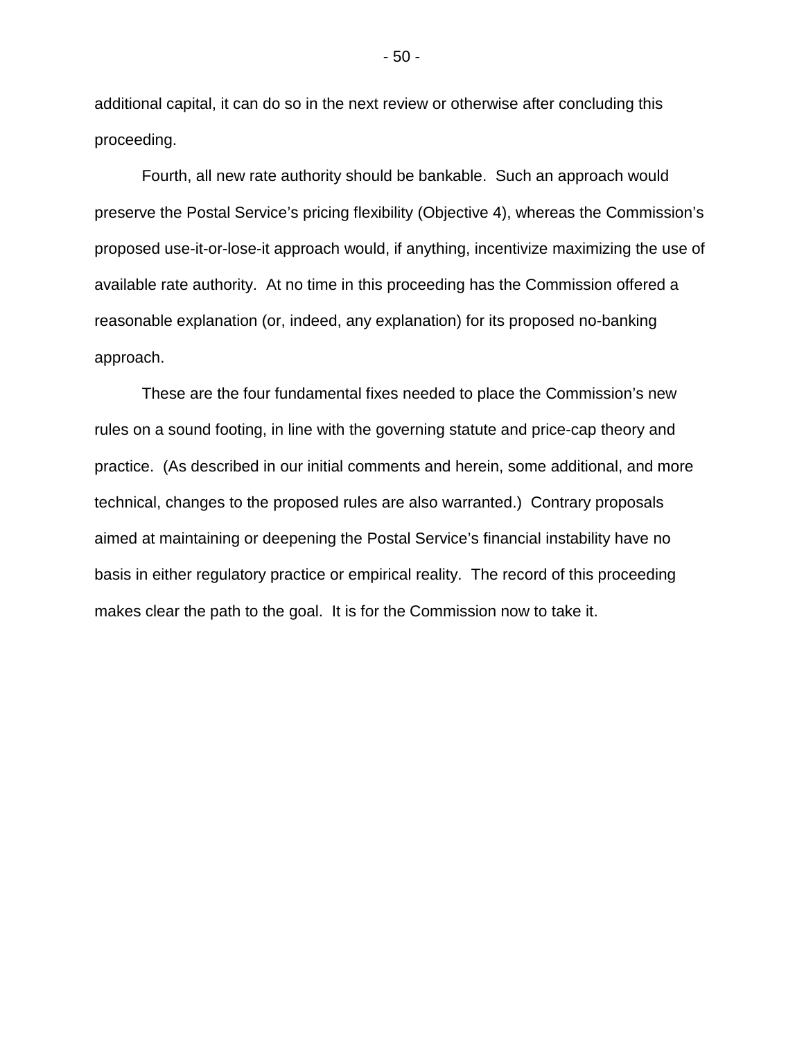additional capital, it can do so in the next review or otherwise after concluding this proceeding.

Fourth, all new rate authority should be bankable. Such an approach would preserve the Postal Service's pricing flexibility (Objective 4), whereas the Commission's proposed use-it-or-lose-it approach would, if anything, incentivize maximizing the use of available rate authority. At no time in this proceeding has the Commission offered a reasonable explanation (or, indeed, any explanation) for its proposed no-banking approach.

These are the four fundamental fixes needed to place the Commission's new rules on a sound footing, in line with the governing statute and price-cap theory and practice. (As described in our initial comments and herein, some additional, and more technical, changes to the proposed rules are also warranted.) Contrary proposals aimed at maintaining or deepening the Postal Service's financial instability have no basis in either regulatory practice or empirical reality. The record of this proceeding makes clear the path to the goal. It is for the Commission now to take it.